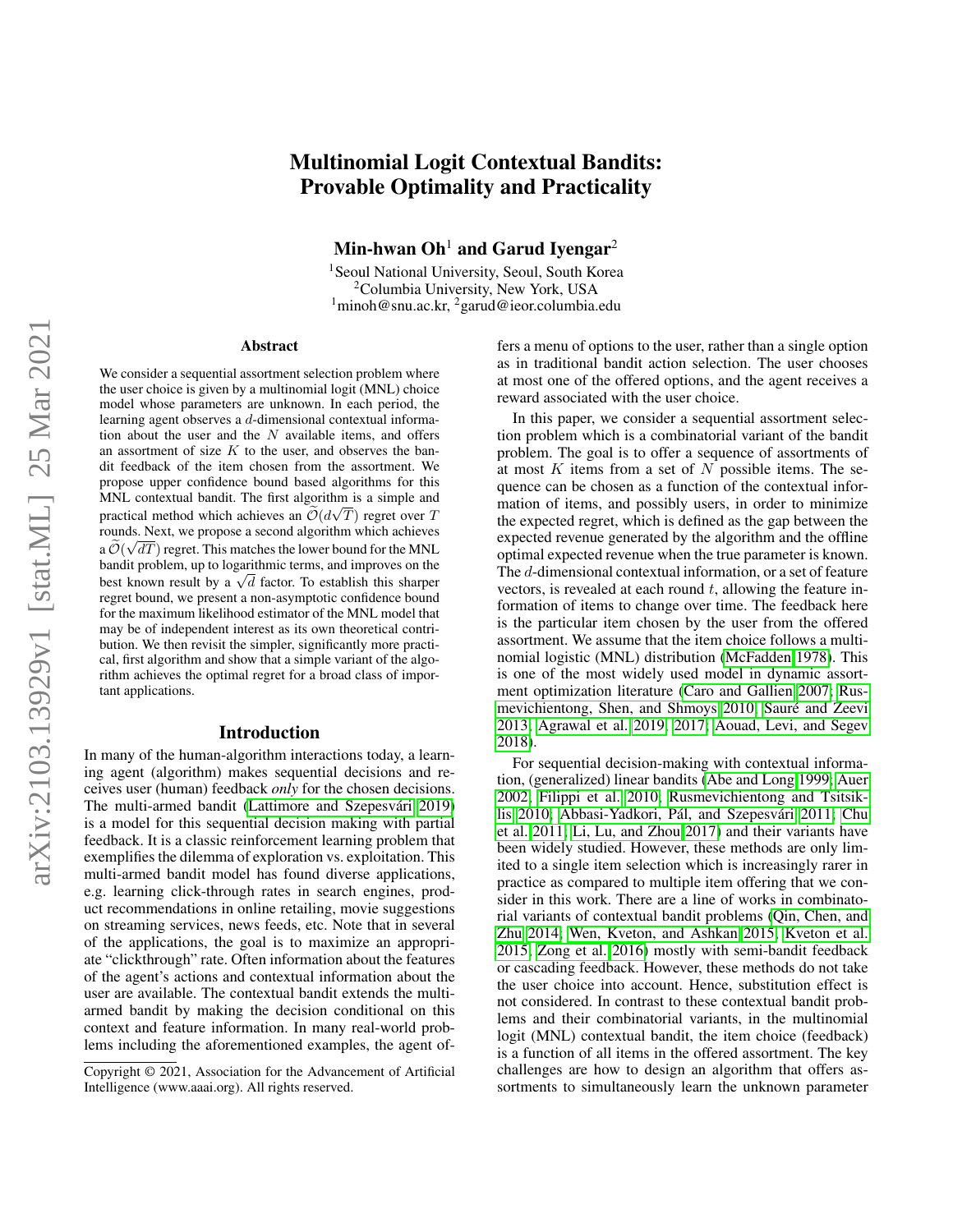# Multinomial Logit Contextual Bandits: Provable Optimality and Practicality

**Min-hwan Oh**[1] **and Garud Iyengar**[2]

[1]Seoul National University, Seoul, South Korea
[2]Columbia University, New York, USA
[1]minoh@snu.ac.kr, [2]garud@ieor.columbia.edu

## Abstract

We consider a sequential assortment selection problem where the user choice is given by a multinomial logit (MNL) choice model whose parameters are unknown. In each period, the learning agent observes a $d$-dimensional contextual information about the user and the $N$ available items, and offers an assortment of size $K$ to the user, and observes the bandit feedback of the item chosen from the assortment. We propose upper confidence bound based algorithms for this MNL contextual bandit. The first algorithm is a simple and practical method which achieves an $\widetilde{\mathcal{O}}(d\sqrt{T})$ regret over $T$ rounds. Next, we propose a second algorithm which achieves a $\widetilde{\mathcal{O}}(\sqrt{dT})$ regret. This matches the lower bound for the MNL bandit problem, up to logarithmic terms, and improves on the best known result by a $\sqrt{d}$ factor. To establish this sharper regret bound, we present a non-asymptotic confidence bound for the maximum likelihood estimator of the MNL model that may be of independent interest as its own theoretical contribution. We then revisit the simpler, significantly more practical, first algorithm and show that a simple variant of the algorithm achieves the optimal regret for a broad class of important applications.

## Introduction

In many of the human-algorithm interactions today, a learning agent (algorithm) makes sequential decisions and receives user (human) feedback *only* for the chosen decisions. The multi-armed bandit (Lattimore and Szepesvári 2019) is a model for this sequential decision making with partial feedback. It is a classic reinforcement learning problem that exemplifies the dilemma of exploration vs. exploitation. This multi-armed bandit model has found diverse applications, e.g. learning click-through rates in search engines, product recommendations in online retailing, movie suggestions on streaming services, news feeds, etc. Note that in several of the applications, the goal is to maximize an appropriate "clickthrough" rate. Often information about the features of the agent's actions and contextual information about the user are available. The contextual bandit extends the multi-armed bandit by making the decision conditional on this context and feature information. In many real-world problems including the aforementioned examples, the agent offers a menu of options to the user, rather than a single option as in traditional bandit action selection. The user chooses at most one of the offered options, and the agent receives a reward associated with the user choice.

In this paper, we consider a sequential assortment selection problem which is a combinatorial variant of the bandit problem. The goal is to offer a sequence of assortments of at most $K$ items from a set of $N$ possible items. The sequence can be chosen as a function of the contextual information of items, and possibly users, in order to minimize the expected regret, which is defined as the gap between the expected revenue generated by the algorithm and the offline optimal expected revenue when the true parameter is known. The $d$-dimensional contextual information, or a set of feature vectors, is revealed at each round $t$, allowing the feature information of items to change over time. The feedback here is the particular item chosen by the user from the offered assortment. We assume that the item choice follows a multinomial logistic (MNL) distribution (McFadden 1978). This is one of the most widely used model in dynamic assortment optimization literature (Caro and Gallien 2007; Rusmevichientong, Shen, and Shmoys 2010; Sauré and Zeevi 2013; Agrawal et al. 2019, 2017; Aouad, Levi, and Segev 2018).

For sequential decision-making with contextual information, (generalized) linear bandits (Abe and Long 1999; Auer 2002; Filippi et al. 2010; Rusmevichientong and Tsitsiklis 2010; Abbasi-Yadkori, Pál, and Szepesvári 2011; Chu et al. 2011; Li, Lu, and Zhou 2017) and their variants have been widely studied. However, these methods are only limited to a single item selection which is increasingly rarer in practice as compared to multiple item offering that we consider in this work. There are a line of works in combinatorial variants of contextual bandit problems (Qin, Chen, and Zhu 2014; Wen, Kveton, and Ashkan 2015; Kveton et al. 2015; Zong et al. 2016) mostly with semi-bandit feedback or cascading feedback. However, these methods do not take the user choice into account. Hence, substitution effect is not considered. In contrast to these contextual bandit problems and their combinatorial variants, in the multinomial logit (MNL) contextual bandit, the item choice (feedback) is a function of all items in the offered assortment. The key challenges are how to design an algorithm that offers assortments to simultaneously learn the unknown parameter

Copyright © 2021, Association for the Advancement of Artificial Intelligence (www.aaai.org). All rights reserved.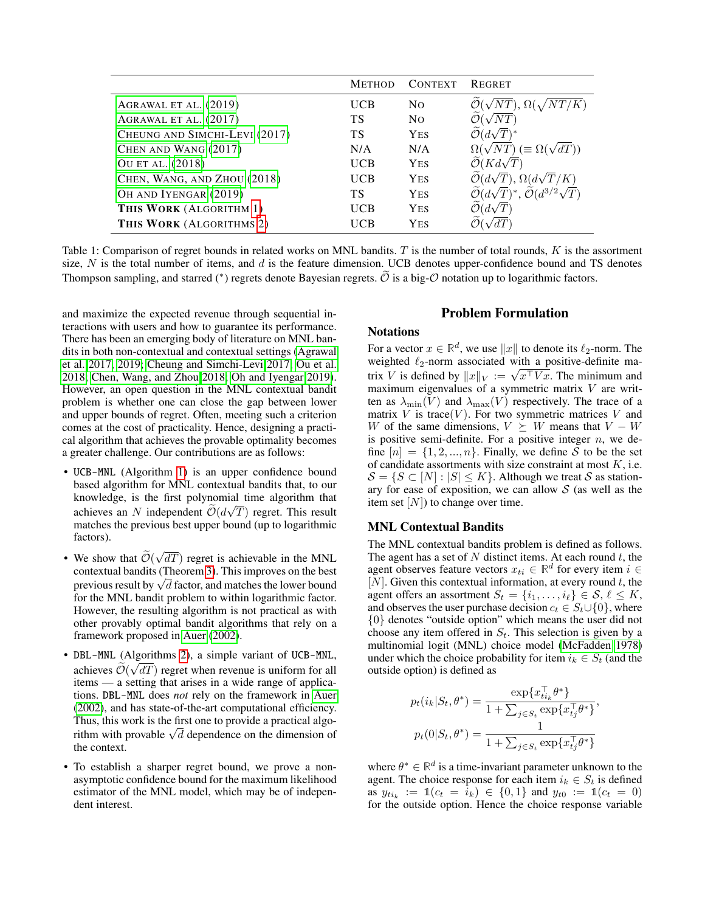| | METHOD | CONTEXT | REGRET |
|---|---|---|---|
| AGRAWAL ET AL. (2019) | UCB | NO | $\widetilde{\mathcal{O}}(\sqrt{NT})$, $\Omega(\sqrt{NT/K})$ |
| AGRAWAL ET AL. (2017) | TS | NO | $\widetilde{\mathcal{O}}(\sqrt{NT})$ |
| CHEUNG AND SIMCHI-LEVI (2017) | TS | YES | $\widetilde{\mathcal{O}}(d\sqrt{T})^*$ |
| CHEN AND WANG (2017) | N/A | N/A | $\Omega(\sqrt{NT})$ $(\equiv \Omega(\sqrt{dT}))$ |
| OU ET AL. (2018) | UCB | YES | $\widetilde{\mathcal{O}}(Kd\sqrt{T})$ |
| CHEN, WANG, AND ZHOU (2018) | UCB | YES | $\widetilde{\mathcal{O}}(d\sqrt{T})$, $\Omega(d\sqrt{T}/K)$ |
| OH AND IYENGAR (2019) | TS | YES | $\widetilde{\mathcal{O}}(d\sqrt{T})^*$, $\widetilde{\mathcal{O}}(d^{3/2}\sqrt{T})$ |
| **THIS WORK** (ALGORITHM 1) | UCB | YES | $\widetilde{\mathcal{O}}(d\sqrt{T})$ |
| **THIS WORK** (ALGORITHMS 2) | UCB | YES | $\widetilde{\mathcal{O}}(\sqrt{dT})$ |

Table 1: Comparison of regret bounds in related works on MNL bandits. $T$ is the number of total rounds, $K$ is the assortment size, $N$ is the total number of items, and $d$ is the feature dimension. UCB denotes upper-confidence bound and TS denotes Thompson sampling, and starred ($^*$) regrets denote Bayesian regrets. $\widetilde{\mathcal{O}}$ is a big-$\mathcal{O}$ notation up to logarithmic factors.

and maximize the expected revenue through sequential interactions with users and how to guarantee its performance. There has been an emerging body of literature on MNL bandits in both non-contextual and contextual settings (Agrawal et al. 2017, 2019; Cheung and Simchi-Levi 2017; Ou et al. 2018; Chen, Wang, and Zhou 2018; Oh and Iyengar 2019). However, an open question in the MNL contextual bandit problem is whether one can close the gap between lower and upper bounds of regret. Often, meeting such a criterion comes at the cost of practicality. Hence, designing a practical algorithm that achieves the provable optimality becomes a greater challenge. Our contributions are as follows:

- UCB-MNL (Algorithm 1) is an upper confidence bound based algorithm for MNL contextual bandits that, to our knowledge, is the first polynomial time algorithm that achieves an $N$ independent $\widetilde{\mathcal{O}}(d\sqrt{T})$ regret. This result matches the previous best upper bound (up to logarithmic factors).
- We show that $\widetilde{\mathcal{O}}(\sqrt{dT})$ regret is achievable in the MNL contextual bandits (Theorem 3). This improves on the best previous result by $\sqrt{d}$ factor, and matches the lower bound for the MNL bandit problem to within logarithmic factor. However, the resulting algorithm is not practical as with other provably optimal bandit algorithms that rely on a framework proposed in Auer (2002).
- DBL-MNL (Algorithms 2), a simple variant of UCB-MNL, achieves $\widetilde{\mathcal{O}}(\sqrt{dT})$ regret when revenue is uniform for all items — a setting that arises in a wide range of applications. DBL-MNL does *not* rely on the framework in Auer (2002), and has state-of-the-art computational efficiency. Thus, this work is the first one to provide a practical algorithm with provable $\sqrt{d}$ dependence on the dimension of the context.
- To establish a sharper regret bound, we prove a non-asymptotic confidence bound for the maximum likelihood estimator of the MNL model, which may be of independent interest.

## Problem Formulation

### Notations

For a vector $x \in \mathbb{R}^d$, we use $\|x\|$ to denote its $\ell_2$-norm. The weighted $\ell_2$-norm associated with a positive-definite matrix $V$ is defined by $\|x\|_V := \sqrt{x^\top V x}$. The minimum and maximum eigenvalues of a symmetric matrix $V$ are written as $\lambda_{\min}(V)$ and $\lambda_{\max}(V)$ respectively. The trace of a matrix $V$ is trace$(V)$. For two symmetric matrices $V$ and $W$ of the same dimensions, $V \succeq W$ means that $V - W$ is positive semi-definite. For a positive integer $n$, we define $[n] = \{1, 2, ..., n\}$. Finally, we define $\mathcal{S}$ to be the set of candidate assortments with size constraint at most $K$, i.e. $\mathcal{S} = \{S \subset [N] : |S| \le K\}$. Although we treat $\mathcal{S}$ as stationary for ease of exposition, we can allow $\mathcal{S}$ (as well as the item set $[N]$) to change over time.

### MNL Contextual Bandits

The MNL contextual bandits problem is defined as follows. The agent has a set of $N$ distinct items. At each round $t$, the agent observes feature vectors $x_{ti} \in \mathbb{R}^d$ for every item $i \in [N]$. Given this contextual information, at every round $t$, the agent offers an assortment $S_t = \{i_1, \ldots, i_\ell\} \in \mathcal{S}$, $\ell \le K$, and observes the user purchase decision $c_t \in S_t \cup \{0\}$, where $\{0\}$ denotes "outside option" which means the user did not choose any item offered in $S_t$. This selection is given by a multinomial logit (MNL) choice model (McFadden 1978) under which the choice probability for item $i_k \in S_t$ (and the outside option) is defined as

$$
p_t(i_k|S_t, \theta^*) = \frac{\exp\{x_{ti_k}^\top \theta^*\}}{1 + \sum_{j \in S_t} \exp\{x_{tj}^\top \theta^*\}},
$$
$$
p_t(0|S_t, \theta^*) = \frac{1}{1 + \sum_{j \in S_t} \exp\{x_{tj}^\top \theta^*\}}
$$

where $\theta^* \in \mathbb{R}^d$ is a time-invariant parameter unknown to the agent. The choice response for each item $i_k \in S_t$ is defined as $y_{ti_k} := \mathbb{1}(c_t = i_k) \in \{0, 1\}$ and $y_{t0} := \mathbb{1}(c_t = 0)$ for the outside option. Hence the choice response variable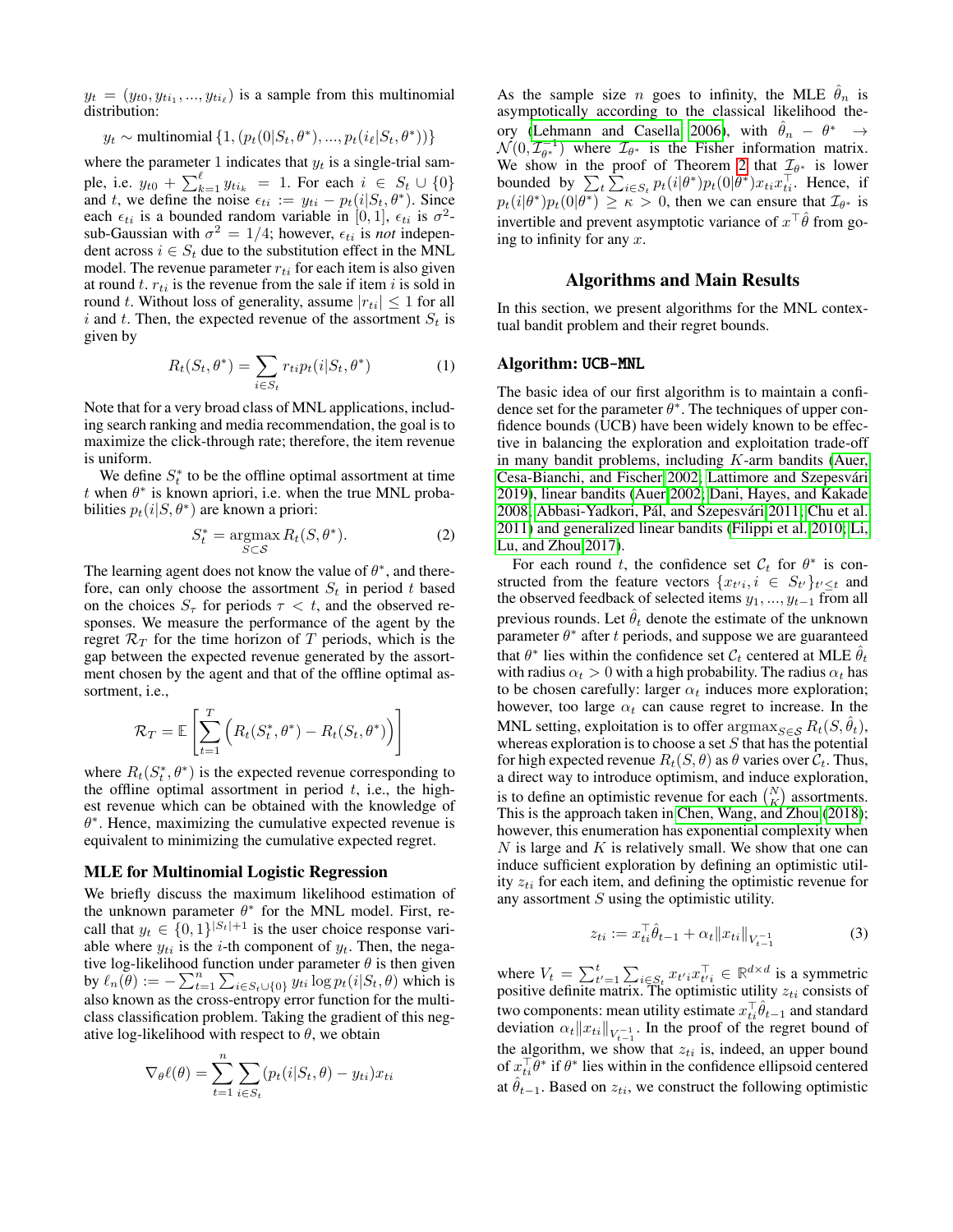$y_t = (y_{t0}, y_{ti_1}, ..., y_{ti_\ell})$ is a sample from this multinomial distribution:

$$y_t \sim \text{multinomial}\{1, (p_t(0|S_t, \theta^*), ..., p_t(i_\ell|S_t, \theta^*))\}$$

where the parameter 1 indicates that $y_t$ is a single-trial sample, i.e. $y_{t0} + \sum_{k=1}^{\ell} y_{ti_k} = 1$. For each $i \in S_t \cup \{0\}$ and $t$, we define the noise $\epsilon_{ti} := y_{ti} - p_t(i|S_t, \theta^*)$. Since each $\epsilon_{ti}$ is a bounded random variable in $[0, 1]$, $\epsilon_{ti}$ is $\sigma^2$-sub-Gaussian with $\sigma^2 = 1/4$; however, $\epsilon_{ti}$ is *not* independent across $i \in S_t$ due to the substitution effect in the MNL model. The revenue parameter $r_{ti}$ for each item is also given at round $t$. $r_{ti}$ is the revenue from the sale if item $i$ is sold in round $t$. Without loss of generality, assume $|r_{ti}| \leq 1$ for all $i$ and $t$. Then, the expected revenue of the assortment $S_t$ is given by

$$R_t(S_t, \theta^*) = \sum_{i \in S_t} r_{ti} p_t(i|S_t, \theta^*) \tag{1}$$

Note that for a very broad class of MNL applications, including search ranking and media recommendation, the goal is to maximize the click-through rate; therefore, the item revenue is uniform.

We define $S_t^*$ to be the offline optimal assortment at time $t$ when $\theta^*$ is known apriori, i.e. when the true MNL probabilities $p_t(i|S, \theta^*)$ are known a priori:

$$S_t^* = \underset{S \subset \mathcal{S}}{\text{argmax}}\, R_t(S, \theta^*). \tag{2}$$

The learning agent does not know the value of $\theta^*$, and therefore, can only choose the assortment $S_t$ in period $t$ based on the choices $S_\tau$ for periods $\tau < t$, and the observed responses. We measure the performance of the agent by the regret $\mathcal{R}_T$ for the time horizon of $T$ periods, which is the gap between the expected revenue generated by the assortment chosen by the agent and that of the offline optimal assortment, i.e.,

$$\mathcal{R}_T = \mathbb{E}\left[\sum_{t=1}^{T} \Big(R_t(S_t^*, \theta^*) - R_t(S_t, \theta^*)\Big)\right]$$

where $R_t(S_t^*, \theta^*)$ is the expected revenue corresponding to the offline optimal assortment in period $t$, i.e., the highest revenue which can be obtained with the knowledge of $\theta^*$. Hence, maximizing the cumulative expected revenue is equivalent to minimizing the cumulative expected regret.

### MLE for Multinomial Logistic Regression

We briefly discuss the maximum likelihood estimation of the unknown parameter $\theta^*$ for the MNL model. First, recall that $y_t \in \{0, 1\}^{|S_t|+1}$ is the user choice response variable where $y_{ti}$ is the $i$-th component of $y_t$. Then, the negative log-likelihood function under parameter $\theta$ is then given by $\ell_n(\theta) := -\sum_{t=1}^{n} \sum_{i \in S_t \cup \{0\}} y_{ti} \log p_t(i|S_t, \theta)$ which is also known as the cross-entropy error function for the multi-class classification problem. Taking the gradient of this negative log-likelihood with respect to $\theta$, we obtain

$$\nabla_\theta \ell(\theta) = \sum_{t=1}^{n} \sum_{i \in S_t} (p_t(i|S_t, \theta) - y_{ti}) x_{ti}$$

As the sample size $n$ goes to infinity, the MLE $\hat{\theta}_n$ is asymptotically according to the classical likelihood theory (Lehmann and Casella 2006), with $\hat{\theta}_n - \theta^* \rightarrow \mathcal{N}(0, \mathcal{I}_{\theta^*}^{-1})$ where $\mathcal{I}_{\theta^*}$ is the Fisher information matrix. We show in the proof of Theorem 2 that $\mathcal{I}_{\theta^*}$ is lower bounded by $\sum_t \sum_{i \in S_t} p_t(i|\theta^*) p_t(0|\theta^*) x_{ti} x_{ti}^\top$. Hence, if $p_t(i|\theta^*) p_t(0|\theta^*) \geq \kappa > 0$, then we can ensure that $\mathcal{I}_{\theta^*}$ is invertible and prevent asymptotic variance of $x^\top \hat{\theta}$ from going to infinity for any $x$.

## Algorithms and Main Results

In this section, we present algorithms for the MNL contextual bandit problem and their regret bounds.

### Algorithm: UCB-MNL

The basic idea of our first algorithm is to maintain a confidence set for the parameter $\theta^*$. The techniques of upper confidence bounds (UCB) have been widely known to be effective in balancing the exploration and exploitation trade-off in many bandit problems, including $K$-arm bandits (Auer, Cesa-Bianchi, and Fischer 2002; Lattimore and Szepesvári 2019), linear bandits (Auer 2002; Dani, Hayes, and Kakade 2008; Abbasi-Yadkori, Pál, and Szepesvári 2011; Chu et al. 2011) and generalized linear bandits (Filippi et al. 2010; Li, Lu, and Zhou 2017).

For each round $t$, the confidence set $\mathcal{C}_t$ for $\theta^*$ is constructed from the feature vectors $\{x_{t'i}, i \in S_{t'}\}_{t' \leq t}$ and the observed feedback of selected items $y_1, ..., y_{t-1}$ from all previous rounds. Let $\hat{\theta}_t$ denote the estimate of the unknown parameter $\theta^*$ after $t$ periods, and suppose we are guaranteed that $\theta^*$ lies within the confidence set $\mathcal{C}_t$ centered at MLE $\hat{\theta}_t$ with radius $\alpha_t > 0$ with a high probability. The radius $\alpha_t$ has to be chosen carefully: larger $\alpha_t$ induces more exploration; however, too large $\alpha_t$ can cause regret to increase. In the MNL setting, exploitation is to offer $\text{argmax}_{S \in \mathcal{S}} R_t(S, \hat{\theta}_t)$, whereas exploration is to choose a set $S$ that has the potential for high expected revenue $R_t(S, \theta)$ as $\theta$ varies over $\mathcal{C}_t$. Thus, a direct way to introduce optimism, and induce exploration, is to define an optimistic revenue for each $\binom{N}{K}$ assortments. This is the approach taken in Chen, Wang, and Zhou (2018); however, this enumeration has exponential complexity when $N$ is large and $K$ is relatively small. We show that one can induce sufficient exploration by defining an optimistic utility $z_{ti}$ for each item, and defining the optimistic revenue for any assortment $S$ using the optimistic utility.

$$z_{ti} := x_{ti}^\top \hat{\theta}_{t-1} + \alpha_t \|x_{ti}\|_{V_{t-1}^{-1}} \tag{3}$$

where $V_t = \sum_{t'=1}^{t} \sum_{i \in S_t} x_{t'i} x_{t'i}^\top \in \mathbb{R}^{d \times d}$ is a symmetric positive definite matrix. The optimistic utility $z_{ti}$ consists of two components: mean utility estimate $x_{ti}^\top \hat{\theta}_{t-1}$ and standard deviation $\alpha_t \|x_{ti}\|_{V_{t-1}^{-1}}$. In the proof of the regret bound of the algorithm, we show that $z_{ti}$ is, indeed, an upper bound of $x_{ti}^\top \theta^*$ if $\theta^*$ lies within in the confidence ellipsoid centered at $\hat{\theta}_{t-1}$. Based on $z_{ti}$, we construct the following optimistic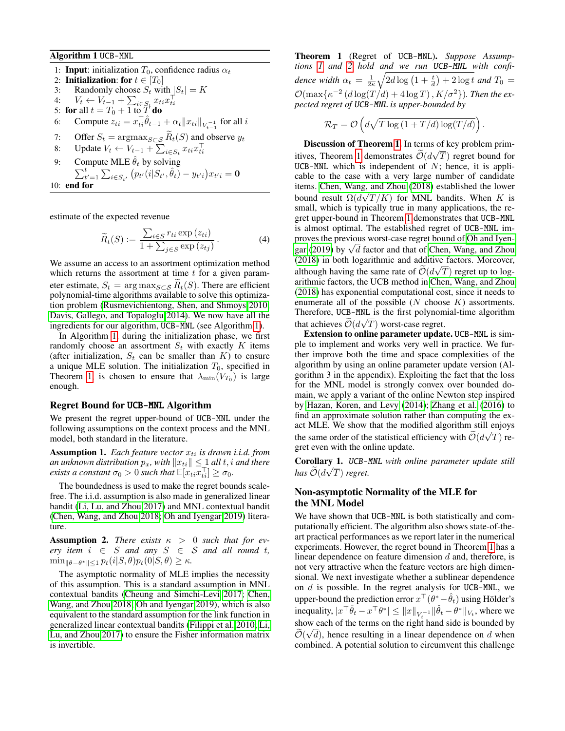**Algorithm 1** UCB-MNL

1: **Input**: initialization $T_0$, confidence radius $\alpha_t$
2: **Initialization**: **for** $t \in [T_0]$
3: Randomly choose $S_t$ with $|S_t| = K$
4: $V_t \leftarrow V_{t-1} + \sum_{i \in S_t} x_{ti} x_{ti}^\top$
5: **for** all $t = T_0 + 1$ to $T$ **do**
6: Compute $z_{ti} = x_{ti}^\top \hat{\theta}_{t-1} + \alpha_t \|x_{ti}\|_{V_{t-1}^{-1}}$ for all $i$
7: Offer $S_t = \mathrm{argmax}_{S \subset \mathcal{S}} \widetilde{R}_t(S)$ and observe $y_t$
8: Update $V_t \leftarrow V_{t-1} + \sum_{i \in S_t} x_{ti} x_{ti}^\top$
9: Compute MLE $\hat{\theta}_t$ by solving $\sum_{t'=1}^{t} \sum_{i \in S_{t'}} \left( p_{t'}(i|S_{t'}, \hat{\theta}_t) - y_{t'i} \right) x_{t'i} = \mathbf{0}$
10: **end for**

estimate of the expected revenue

$$\widetilde{R}_t(S) := \frac{\sum_{i \in S} r_{ti} \exp(z_{ti})}{1 + \sum_{j \in S} \exp(z_{tj})}. \tag{4}$$

We assume an access to an assortment optimization method which returns the assortment at time $t$ for a given parameter estimate, $S_t = \arg\max_{S \subset \mathcal{S}} \widetilde{R}_t(S)$. There are efficient polynomial-time algorithms available to solve this optimization problem (Rusmevichientong, Shen, and Shmoys 2010; Davis, Gallego, and Topaloglu 2014). We now have all the ingredients for our algorithm, UCB-MNL (see Algorithm 1).

In Algorithm 1, during the initialization phase, we first randomly choose an assortment $S_t$ with exactly $K$ items (after initialization, $S_t$ can be smaller than $K$) to ensure a unique MLE solution. The initialization $T_0$, specified in Theorem 1, is chosen to ensure that $\lambda_{\min}(V_{T_0})$ is large enough.

## Regret Bound for UCB-MNL Algorithm

We present the regret upper-bound of UCB-MNL under the following assumptions on the context process and the MNL model, both standard in the literature.

**Assumption 1.** *Each feature vector $x_{ti}$ is drawn i.i.d. from an unknown distribution $p_x$, with $\|x_{ti}\| \leq 1$ all $t, i$ and there exists a constant $\sigma_0 > 0$ such that $\mathbb{E}[x_{ti} x_{ti}^\top] \geq \sigma_0$.*

The boundedness is used to make the regret bounds scale-free. The i.i.d. assumption is also made in generalized linear bandit (Li, Lu, and Zhou 2017) and MNL contextual bandit (Chen, Wang, and Zhou 2018; Oh and Iyengar 2019) literature.

**Assumption 2.** *There exists $\kappa > 0$ such that for every item $i \in S$ and any $S \in \mathcal{S}$ and all round $t$, $\min_{\|\theta - \theta^*\| \leq 1} p_t(i|S, \theta) p_t(0|S, \theta) \geq \kappa$.*

The asymptotic normality of MLE implies the necessity of this assumption. This is a standard assumption in MNL contextual bandits (Cheung and Simchi-Levi 2017; Chen, Wang, and Zhou 2018; Oh and Iyengar 2019), which is also equivalent to the standard assumption for the link function in generalized linear contextual bandits (Filippi et al. 2010; Li, Lu, and Zhou 2017) to ensure the Fisher information matrix is invertible.

**Theorem 1** (Regret of UCB-MNL)**.** *Suppose Assumptions 1 and 2 hold and we run UCB-MNL with confidence width $\alpha_t = \frac{1}{2\kappa}\sqrt{2d \log\left(1 + \frac{t}{d}\right) + 2 \log t}$ and $T_0 = \mathcal{O}(\max\{\kappa^{-2}\left(d \log(T/d) + 4 \log T\right), K/\sigma^2\})$. Then the expected regret of UCB-MNL is upper-bounded by*

$$\mathcal{R}_T = \mathcal{O}\left(d\sqrt{T \log\left(1 + T/d\right) \log(T/d)}\right).$$

**Discussion of Theorem 1.** In terms of key problem primitives, Theorem 1 demonstrates $\widetilde{\mathcal{O}}(d\sqrt{T})$ regret bound for UCB-MNL which is independent of $N$; hence, it is applicable to the case with a very large number of candidate items. Chen, Wang, and Zhou (2018) established the lower bound result $\Omega(d\sqrt{T/K})$ for MNL bandits. When $K$ is small, which is typically true in many applications, the regret upper-bound in Theorem 1 demonstrates that UCB-MNL is almost optimal. The established regret of UCB-MNL improves the previous worst-case regret bound of Oh and Iyengar (2019) by $\sqrt{d}$ factor and that of Chen, Wang, and Zhou (2018) in both logarithmic and additive factors. Moreover, although having the same rate of $\widetilde{\mathcal{O}}(d\sqrt{T})$ regret up to logarithmic factors, the UCB method in Chen, Wang, and Zhou (2018) has exponential computational cost, since it needs to enumerate all of the possible ($N$ choose $K$) assortments. Therefore, UCB-MNL is the first polynomial-time algorithm that achieves $\widetilde{\mathcal{O}}(d\sqrt{T})$ worst-case regret.

**Extension to online parameter update.** UCB-MNL is simple to implement and works very well in practice. We further improve both the time and space complexities of the algorithm by using an online parameter update version (Algorithm 3 in the appendix). Exploiting the fact that the loss for the MNL model is strongly convex over bounded domain, we apply a variant of the online Newton step inspired by Hazan, Koren, and Levy (2014); Zhang et al. (2016) to find an approximate solution rather than computing the exact MLE. We show that the modified algorithm still enjoys the same order of the statistical efficiency with $\widetilde{\mathcal{O}}(d\sqrt{T})$ regret even with the online update.

**Corollary 1.** *UCB-MNL with online parameter update still has $\widetilde{\mathcal{O}}(d\sqrt{T})$ regret.*

## Non-asymptotic Normality of the MLE for the MNL Model

We have shown that UCB-MNL is both statistically and computationally efficient. The algorithm also shows state-of-the-art practical performances as we report later in the numerical experiments. However, the regret bound in Theorem 1 has a linear dependence on feature dimension $d$ and, therefore, is not very attractive when the feature vectors are high dimensional. We next investigate whether a sublinear dependence on $d$ is possible. In the regret analysis for UCB-MNL, we upper-bound the prediction error $x^\top(\theta^* - \hat{\theta}_t)$ using Hölder's inequality, $|x^\top \hat{\theta}_t - x^\top \theta^*| \leq \|x\|_{V_t^{-1}} \|\hat{\theta}_t - \theta^*\|_{V_t}$, where we show each of the terms on the right hand side is bounded by $\widetilde{\mathcal{O}}(\sqrt{d})$, hence resulting in a linear dependence on $d$ when combined. A potential solution to circumvent this challenge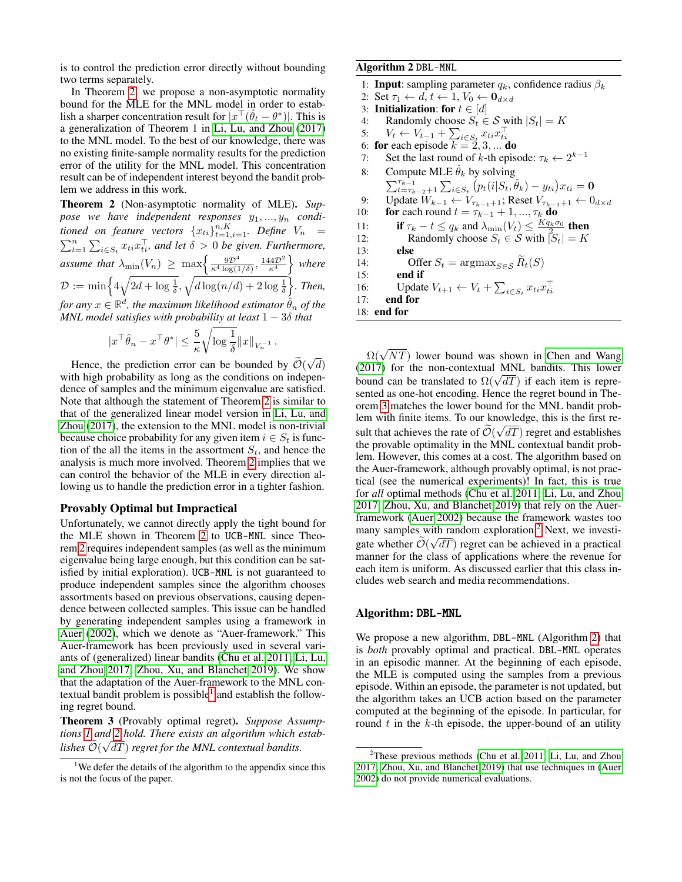is to control the prediction error directly without bounding two terms separately.

In Theorem 2, we propose a non-asymptotic normality bound for the MLE for the MNL model in order to establish a sharper concentration result for $|x^\top(\hat{\theta}_t - \theta^*)|$. This is a generalization of Theorem 1 in Li, Lu, and Zhou (2017) to the MNL model. To the best of our knowledge, there was no existing finite-sample normality results for the prediction error of the utility for the MNL model. This concentration result can be of independent interest beyond the bandit problem we address in this work.

**Theorem 2** (Non-asymptotic normality of MLE). *Suppose we have independent responses $y_1, ..., y_n$ conditioned on feature vectors $\{x_{ti}\}_{t=1,i=1}^{n,K}$. Define $V_n = \sum_{t=1}^n \sum_{i \in S_t} x_{ti} x_{ti}^\top$, and let $\delta > 0$ be given. Furthermore, assume that $\lambda_{\min}(V_n) \geq \max\left\{\frac{9\mathcal{D}^4}{\kappa^4 \log(1/\delta)}, \frac{144\mathcal{D}^2}{\kappa^4}\right\}$ where $\mathcal{D} := \min\left\{4\sqrt{2d + \log\frac{1}{\delta}}, \sqrt{d\log(n/d) + 2\log\frac{1}{\delta}}\right\}$. Then, for any $x \in \mathbb{R}^d$, the maximum likelihood estimator $\hat{\theta}_n$ of the MNL model satisfies with probability at least $1 - 3\delta$ that*

$$|x^\top \hat{\theta}_n - x^\top \theta^*| \leq \frac{5}{\kappa}\sqrt{\log\frac{1}{\delta}} \|x\|_{V_n^{-1}}.$$

Hence, the prediction error can be bounded by $\widetilde{\mathcal{O}}(\sqrt{d})$ with high probability as long as the conditions on independence of samples and the minimum eigenvalue are satisfied. Note that although the statement of Theorem 2 is similar to that of the generalized linear model version in Li, Lu, and Zhou (2017), the extension to the MNL model is non-trivial because choice probability for any given item $i \in S_t$ is function of the all the items in the assortment $S_t$, and hence the analysis is much more involved. Theorem 2 implies that we can control the behavior of the MLE in every direction allowing us to handle the prediction error in a tighter fashion.

### Provably Optimal but Impractical

Unfortunately, we cannot directly apply the tight bound for the MLE shown in Theorem 2 to `UCB-MNL` since Theorem 2 requires independent samples (as well as the minimum eigenvalue being large enough, but this condition can be satisfied by initial exploration). `UCB-MNL` is not guaranteed to produce independent samples since the algorithm chooses assortments based on previous observations, causing dependence between collected samples. This issue can be handled by generating independent samples using a framework in Auer (2002), which we denote as "Auer-framework." This Auer-framework has been previously used in several variants of (generalized) linear bandits (Chu et al. 2011; Li, Lu, and Zhou 2017; Zhou, Xu, and Blanchet 2019). We show that the adaptation of the Auer-framework to the MNL contextual bandit problem is possible[1] and establish the following regret bound.

**Theorem 3** (Provably optimal regret). *Suppose Assumptions 1 and 2 hold. There exists an algorithm which establishes $\widetilde{\mathcal{O}}(\sqrt{dT})$ regret for the MNL contextual bandits.*

[1] We defer the details of the algorithm to the appendix since this is not the focus of the paper.

**Algorithm 2** `DBL-MNL`

1: **Input**: sampling parameter $q_k$, confidence radius $\beta_k$
2: Set $\tau_1 \leftarrow d$, $t \leftarrow 1$, $V_0 \leftarrow \mathbf{0}_{d\times d}$
3: **Initialization**: **for** $t \in [d]$
4: Randomly choose $S_t \in \mathcal{S}$ with $|S_t| = K$
5: $V_t \leftarrow V_{t-1} + \sum_{i \in S_t} x_{ti} x_{ti}^\top$
6: **for** each episode $k = 2, 3, ...$ **do**
7: Set the last round of $k$-th episode: $\tau_k \leftarrow 2^{k-1}$
8: Compute MLE $\hat{\theta}_k$ by solving $\sum_{t=\tau_{k-2}+1}^{\tau_{k-1}} \sum_{i \in S_t} \big(p_t(i|S_t, \hat{\theta}_k) - y_{ti}\big) x_{ti} = \mathbf{0}$
9: Update $W_{k-1} \leftarrow V_{\tau_{k-1}+1}$; Reset $V_{\tau_{k-1}+1} \leftarrow 0_{d\times d}$
10: **for** each round $t = \tau_{k-1} + 1, ..., \tau_k$ **do**
11: **if** $\tau_k - t \leq q_k$ and $\lambda_{\min}(V_t) \leq \frac{K q_k \sigma_0}{2}$ **then**
12: Randomly choose $S_t \in \mathcal{S}$ with $|S_t| = K$
13: **else**
14: Offer $S_t = \operatorname{argmax}_{S \in \mathcal{S}} \widetilde{R}_t(S)$
15: **end if**
16: Update $V_{t+1} \leftarrow V_t + \sum_{i \in S_t} x_{ti} x_{ti}^\top$
17: **end for**
18: **end for**

$\Omega(\sqrt{NT})$ lower bound was shown in Chen and Wang (2017) for the non-contextual MNL bandits. This lower bound can be translated to $\Omega(\sqrt{dT})$ if each item is represented as one-hot encoding. Hence the regret bound in Theorem 3 matches the lower bound for the MNL bandit problem with finite items. To our knowledge, this is the first result that achieves the rate of $\widetilde{\mathcal{O}}(\sqrt{dT})$ regret and establishes the provable optimality in the MNL contextual bandit problem. However, this comes at a cost. The algorithm based on the Auer-framework, although provably optimal, is not practical (see the numerical experiments)! In fact, this is true for *all* optimal methods (Chu et al. 2011; Li, Lu, and Zhou 2017; Zhou, Xu, and Blanchet 2019) that rely on the Auer-framework (Auer 2002) because the framework wastes too many samples with random exploration.[2] Next, we investigate whether $\widetilde{\mathcal{O}}(\sqrt{dT})$ regret can be achieved in a practical manner for the class of applications where the revenue for each item is uniform. As discussed earlier that this class includes web search and media recommendations.

### Algorithm: DBL-MNL

We propose a new algorithm, `DBL-MNL` (Algorithm 2) that is *both* provably optimal and practical. `DBL-MNL` operates in an episodic manner. At the beginning of each episode, the MLE is computed using the samples from a previous episode. Within an episode, the parameter is not updated, but the algorithm takes an UCB action based on the parameter computed at the beginning of the episode. In particular, for round $t$ in the $k$-th episode, the upper-bound of an utility

[2] These previous methods (Chu et al. 2011; Li, Lu, and Zhou 2017; Zhou, Xu, and Blanchet 2019) that use techniques in (Auer 2002) do not provide numerical evaluations.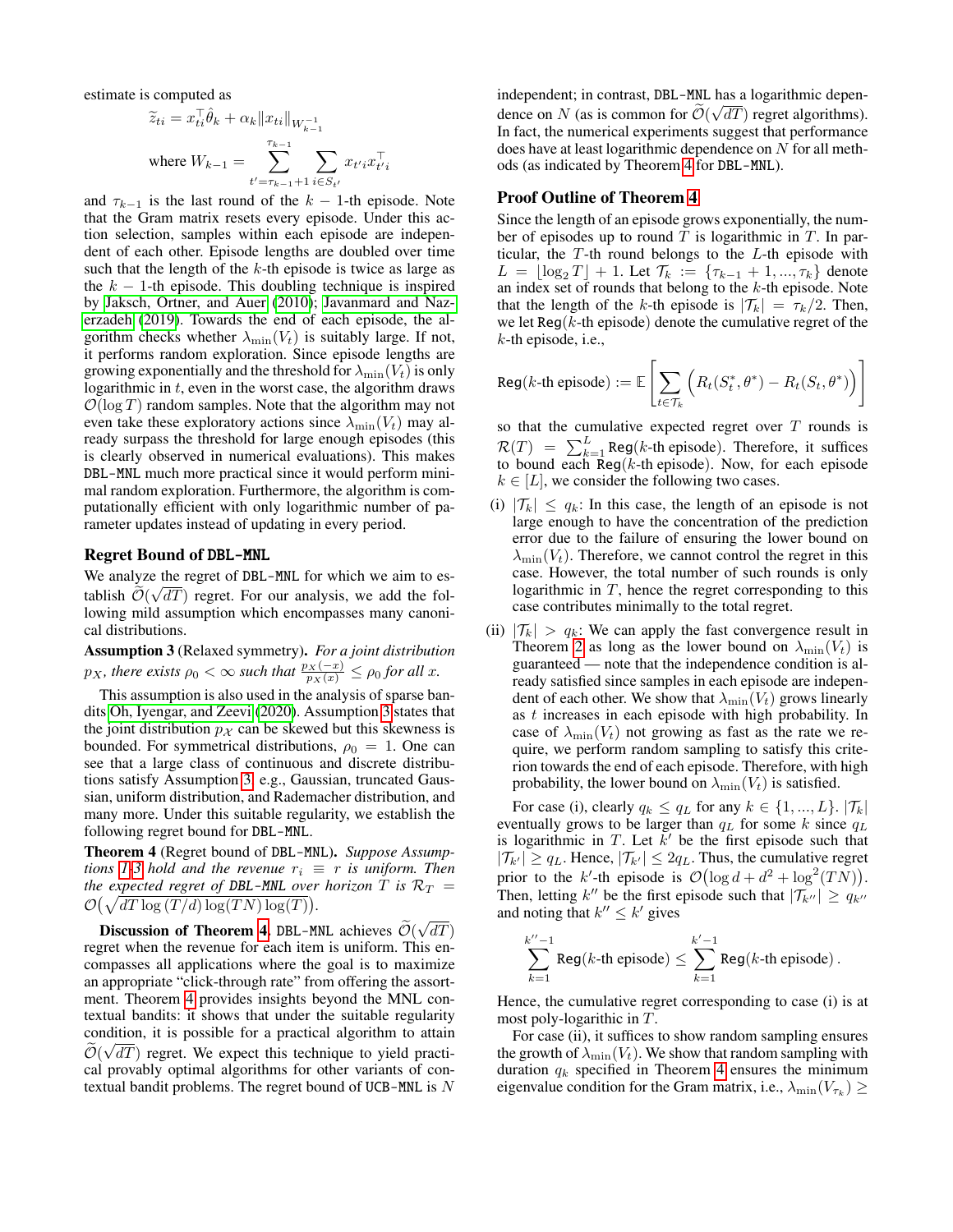estimate is computed as

$$\widetilde{z}_{ti} = x_{ti}^\top \hat{\theta}_k + \alpha_k \|x_{ti}\|_{W_{k-1}^{-1}}$$

$$\text{where } W_{k-1} = \sum_{t'=\tau_{k-1}+1}^{\tau_{k-1}} \sum_{i \in S_{t'}} x_{t'i} x_{t'i}^\top$$

and $\tau_{k-1}$ is the last round of the $k-1$-th episode. Note that the Gram matrix resets every episode. Under this action selection, samples within each episode are independent of each other. Episode lengths are doubled over time such that the length of the $k$-th episode is twice as large as the $k-1$-th episode. This doubling technique is inspired by Jaksch, Ortner, and Auer (2010); Javanmard and Nazerzadeh (2019). Towards the end of each episode, the algorithm checks whether $\lambda_{\min}(V_t)$ is suitably large. If not, it performs random exploration. Since episode lengths are growing exponentially and the threshold for $\lambda_{\min}(V_t)$ is only logarithmic in $t$, even in the worst case, the algorithm draws $\mathcal{O}(\log T)$ random samples. Note that the algorithm may not even take these exploratory actions since $\lambda_{\min}(V_t)$ may already surpass the threshold for large enough episodes (this is clearly observed in numerical evaluations). This makes DBL-MNL much more practical since it would perform minimal random exploration. Furthermore, the algorithm is computationally efficient with only logarithmic number of parameter updates instead of updating in every period.

## Regret Bound of DBL-MNL

We analyze the regret of DBL-MNL for which we aim to establish $\widetilde{\mathcal{O}}(\sqrt{dT})$ regret. For our analysis, we add the following mild assumption which encompasses many canonical distributions.

**Assumption 3** (Relaxed symmetry). *For a joint distribution $p_X$, there exists $\rho_0 < \infty$ such that $\frac{p_X(-x)}{p_X(x)} \le \rho_0$ for all $x$.*

This assumption is also used in the analysis of sparse bandits Oh, Iyengar, and Zeevi (2020). Assumption 3 states that the joint distribution $p_\mathcal{X}$ can be skewed but this skewness is bounded. For symmetrical distributions, $\rho_0 = 1$. One can see that a large class of continuous and discrete distributions satisfy Assumption 3, e.g., Gaussian, truncated Gaussian, uniform distribution, and Rademacher distribution, and many more. Under this suitable regularity, we establish the following regret bound for DBL-MNL.

**Theorem 4** (Regret bound of DBL-MNL). *Suppose Assumptions 1-3 hold and the revenue $r_i \equiv r$ is uniform. Then the expected regret of DBL-MNL over horizon $T$ is $\mathcal{R}_T = \mathcal{O}\big(\sqrt{dT \log(T/d)\log(TN)\log(T)}\big)$.*

**Discussion of Theorem 4.** DBL-MNL achieves $\widetilde{\mathcal{O}}(\sqrt{dT})$ regret when the revenue for each item is uniform. This encompasses all applications where the goal is to maximize an appropriate "click-through rate" from offering the assortment. Theorem 4 provides insights beyond the MNL contextual bandits: it shows that under the suitable regularity condition, it is possible for a practical algorithm to attain $\widetilde{\mathcal{O}}(\sqrt{dT})$ regret. We expect this technique to yield practical provably optimal algorithms for other variants of contextual bandit problems. The regret bound of UCB-MNL is $N$ independent; in contrast, DBL-MNL has a logarithmic dependence on $N$ (as is common for $\widetilde{\mathcal{O}}(\sqrt{dT})$ regret algorithms). In fact, the numerical experiments suggest that performance does have at least logarithmic dependence on $N$ for all methods (as indicated by Theorem 4 for DBL-MNL).

## Proof Outline of Theorem 4

Since the length of an episode grows exponentially, the number of episodes up to round $T$ is logarithmic in $T$. In particular, the $T$-th round belongs to the $L$-th episode with $L = \lfloor \log_2 T \rfloor + 1$. Let $\mathcal{T}_k := \{\tau_{k-1}+1, ..., \tau_k\}$ denote an index set of rounds that belong to the $k$-th episode. Note that the length of the $k$-th episode is $|\mathcal{T}_k| = \tau_k/2$. Then, we let $\texttt{Reg}(k\text{-th episode})$ denote the cumulative regret of the $k$-th episode, i.e.,

$$\texttt{Reg}(k\text{-th episode}) := \mathbb{E}\left[\sum_{t \in \mathcal{T}_k}\Big(R_t(S_t^*, \theta^*) - R_t(S_t, \theta^*)\Big)\right]$$

so that the cumulative expected regret over $T$ rounds is $\mathcal{R}(T) = \sum_{k=1}^{L} \texttt{Reg}(k\text{-th episode})$. Therefore, it suffices to bound each $\texttt{Reg}(k\text{-th episode})$. Now, for each episode $k \in [L]$, we consider the following two cases.

(i) $|\mathcal{T}_k| \le q_k$: In this case, the length of an episode is not large enough to have the concentration of the prediction error due to the failure of ensuring the lower bound on $\lambda_{\min}(V_t)$. Therefore, we cannot control the regret in this case. However, the total number of such rounds is only logarithmic in $T$, hence the regret corresponding to this case contributes minimally to the total regret.

(ii) $|\mathcal{T}_k| > q_k$: We can apply the fast convergence result in Theorem 2 as long as the lower bound on $\lambda_{\min}(V_t)$ is guaranteed — note that the independence condition is already satisfied since samples in each episode are independent of each other. We show that $\lambda_{\min}(V_t)$ grows linearly as $t$ increases in each episode with high probability. In case of $\lambda_{\min}(V_t)$ not growing as fast as the rate we require, we perform random sampling to satisfy this criterion towards the end of each episode. Therefore, with high probability, the lower bound on $\lambda_{\min}(V_t)$ is satisfied.

For case (i), clearly $q_k \le q_L$ for any $k \in \{1, ..., L\}$. $|\mathcal{T}_k|$ eventually grows to be larger than $q_L$ for some $k$ since $q_L$ is logarithmic in $T$. Let $k'$ be the first episode such that $|\mathcal{T}_{k'}| \ge q_L$. Hence, $|\mathcal{T}_{k'}| \le 2q_L$. Thus, the cumulative regret prior to the $k'$-th episode is $\mathcal{O}\big(\log d + d^2 + \log^2(TN)\big)$. Then, letting $k''$ be the first episode such that $|\mathcal{T}_{k''}| \ge q_{k''}$ and noting that $k'' \le k'$ gives

$$\sum_{k=1}^{k''-1} \texttt{Reg}(k\text{-th episode}) \le \sum_{k=1}^{k'-1} \texttt{Reg}(k\text{-th episode}).$$

Hence, the cumulative regret corresponding to case (i) is at most poly-logarithmic in $T$.

For case (ii), it suffices to show random sampling ensures the growth of $\lambda_{\min}(V_t)$. We show that random sampling with duration $q_k$ specified in Theorem 4 ensures the minimum eigenvalue condition for the Gram matrix, i.e., $\lambda_{\min}(V_{\tau_k}) \ge$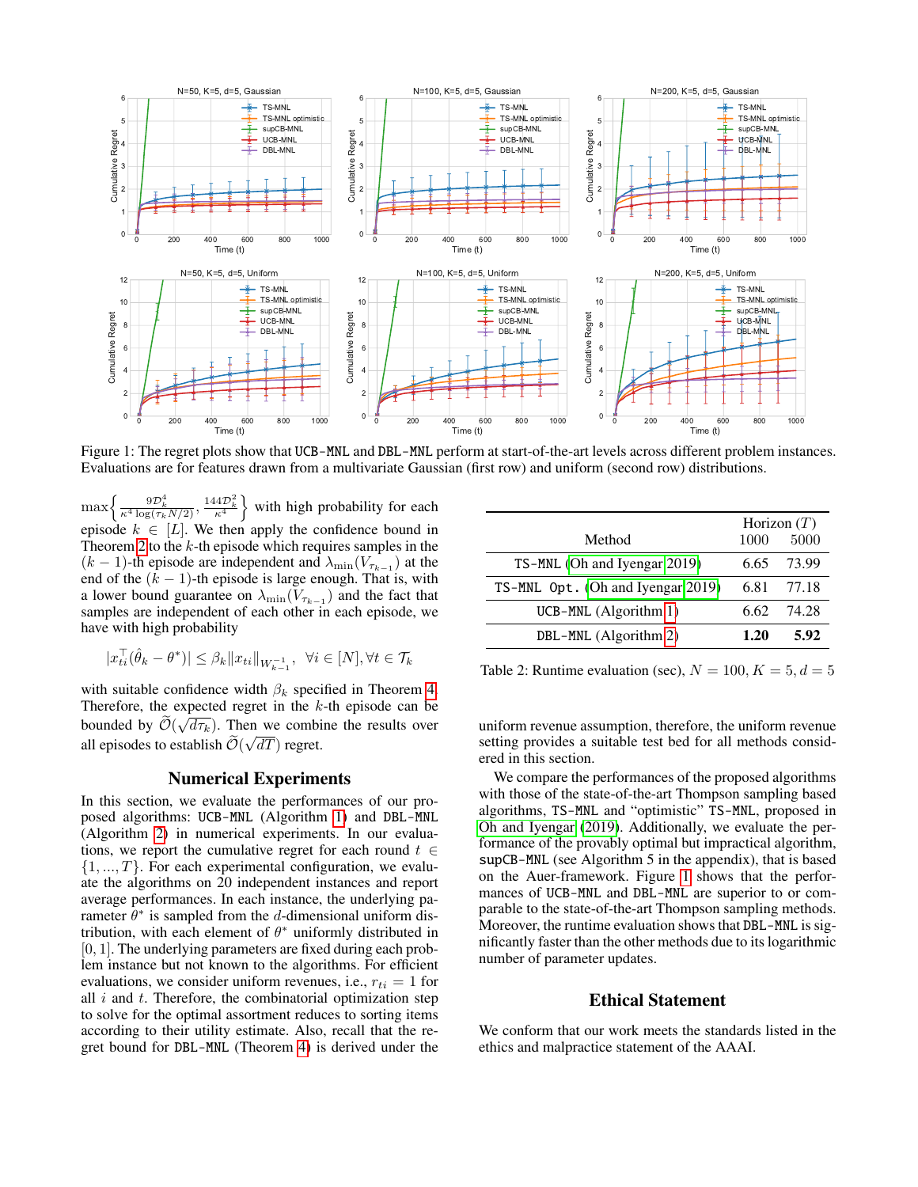Figure 1: The regret plots show that UCB-MNL and DBL-MNL perform at start-of-the-art levels across different problem instances. Evaluations are for features drawn from a multivariate Gaussian (first row) and uniform (second row) distributions.

$\max\left\{ \frac{9\mathcal{D}_k^4}{\kappa^4 \log(\tau_k N/2)}, \frac{144\mathcal{D}_k^2}{\kappa^4} \right\}$ with high probability for each episode $k \in [L]$. We then apply the confidence bound in Theorem 2 to the $k$-th episode which requires samples in the $(k-1)$-th episode are independent and $\lambda_{\min}(V_{\tau_{k-1}})$ at the end of the $(k-1)$-th episode is large enough. That is, with a lower bound guarantee on $\lambda_{\min}(V_{\tau_{k-1}})$ and the fact that samples are independent of each other in each episode, we have with high probability

$$|x_{ti}^\top(\hat{\theta}_k - \theta^*)| \leq \beta_k \|x_{ti}\|_{W_{k-1}^{-1}}, \ \ \forall i \in [N], \forall t \in \mathcal{T}_k$$

with suitable confidence width $\beta_k$ specified in Theorem 4. Therefore, the expected regret in the $k$-th episode can be bounded by $\tilde{\mathcal{O}}(\sqrt{d\tau_k})$. Then we combine the results over all episodes to establish $\tilde{\mathcal{O}}(\sqrt{dT})$ regret.

## Numerical Experiments

In this section, we evaluate the performances of our proposed algorithms: UCB-MNL (Algorithm 1) and DBL-MNL (Algorithm 2) in numerical experiments. In our evaluations, we report the cumulative regret for each round $t \in \{1, ..., T\}$. For each experimental configuration, we evaluate the algorithms on 20 independent instances and report average performances. In each instance, the underlying parameter $\theta^*$ is sampled from the $d$-dimensional uniform distribution, with each element of $\theta^*$ uniformly distributed in $[0, 1]$. The underlying parameters are fixed during each problem instance but not known to the algorithms. For efficient evaluations, we consider uniform revenues, i.e., $r_{ti} = 1$ for all $i$ and $t$. Therefore, the combinatorial optimization step to solve for the optimal assortment reduces to sorting items according to their utility estimate. Also, recall that the regret bound for DBL-MNL (Theorem 4) is derived under the uniform revenue assumption, therefore, the uniform revenue setting provides a suitable test bed for all methods considered in this section.

| Method | Horizon ($T$) 1000 | 5000 |
|---|---|---|
| TS-MNL (Oh and Iyengar 2019) | 6.65 | 73.99 |
| TS-MNL Opt. (Oh and Iyengar 2019) | 6.81 | 77.18 |
| UCB-MNL (Algorithm 1) | 6.62 | 74.28 |
| DBL-MNL (Algorithm 2) | **1.20** | **5.92** |

Table 2: Runtime evaluation (sec), $N = 100, K = 5, d = 5$

We compare the performances of the proposed algorithms with those of the state-of-the-art Thompson sampling based algorithms, TS-MNL and "optimistic" TS-MNL, proposed in Oh and Iyengar (2019). Additionally, we evaluate the performance of the provably optimal but impractical algorithm, supCB-MNL (see Algorithm 5 in the appendix), that is based on the Auer-framework. Figure 1 shows that the performances of UCB-MNL and DBL-MNL are superior to or comparable to the state-of-the-art Thompson sampling methods. Moreover, the runtime evaluation shows that DBL-MNL is significantly faster than the other methods due to its logarithmic number of parameter updates.

## Ethical Statement

We conform that our work meets the standards listed in the ethics and malpractice statement of the AAAI.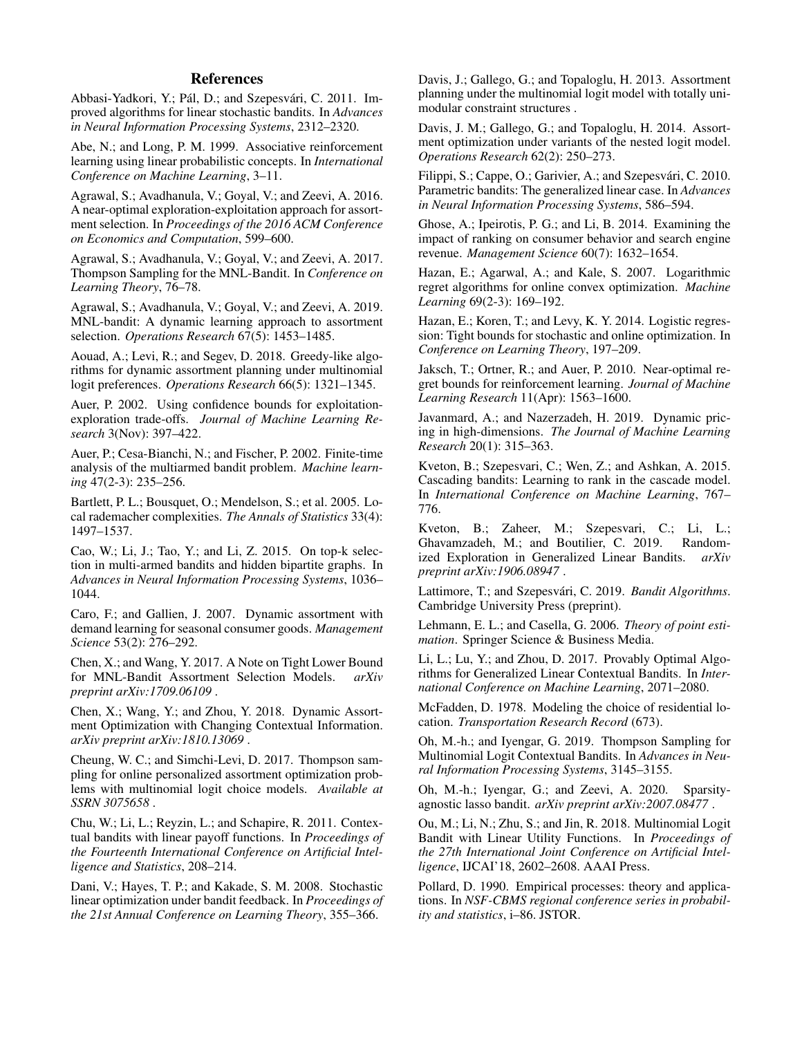## References

Abbasi-Yadkori, Y.; Pál, D.; and Szepesvári, C. 2011. Improved algorithms for linear stochastic bandits. In *Advances in Neural Information Processing Systems*, 2312–2320.

Abe, N.; and Long, P. M. 1999. Associative reinforcement learning using linear probabilistic concepts. In *International Conference on Machine Learning*, 3–11.

Agrawal, S.; Avadhanula, V.; Goyal, V.; and Zeevi, A. 2016. A near-optimal exploration-exploitation approach for assortment selection. In *Proceedings of the 2016 ACM Conference on Economics and Computation*, 599–600.

Agrawal, S.; Avadhanula, V.; Goyal, V.; and Zeevi, A. 2017. Thompson Sampling for the MNL-Bandit. In *Conference on Learning Theory*, 76–78.

Agrawal, S.; Avadhanula, V.; Goyal, V.; and Zeevi, A. 2019. MNL-bandit: A dynamic learning approach to assortment selection. *Operations Research* 67(5): 1453–1485.

Aouad, A.; Levi, R.; and Segev, D. 2018. Greedy-like algorithms for dynamic assortment planning under multinomial logit preferences. *Operations Research* 66(5): 1321–1345.

Auer, P. 2002. Using confidence bounds for exploitation-exploration trade-offs. *Journal of Machine Learning Research* 3(Nov): 397–422.

Auer, P.; Cesa-Bianchi, N.; and Fischer, P. 2002. Finite-time analysis of the multiarmed bandit problem. *Machine learning* 47(2-3): 235–256.

Bartlett, P. L.; Bousquet, O.; Mendelson, S.; et al. 2005. Local rademacher complexities. *The Annals of Statistics* 33(4): 1497–1537.

Cao, W.; Li, J.; Tao, Y.; and Li, Z. 2015. On top-k selection in multi-armed bandits and hidden bipartite graphs. In *Advances in Neural Information Processing Systems*, 1036–1044.

Caro, F.; and Gallien, J. 2007. Dynamic assortment with demand learning for seasonal consumer goods. *Management Science* 53(2): 276–292.

Chen, X.; and Wang, Y. 2017. A Note on Tight Lower Bound for MNL-Bandit Assortment Selection Models. *arXiv preprint arXiv:1709.06109* .

Chen, X.; Wang, Y.; and Zhou, Y. 2018. Dynamic Assortment Optimization with Changing Contextual Information. *arXiv preprint arXiv:1810.13069* .

Cheung, W. C.; and Simchi-Levi, D. 2017. Thompson sampling for online personalized assortment optimization problems with multinomial logit choice models. *Available at SSRN 3075658* .

Chu, W.; Li, L.; Reyzin, L.; and Schapire, R. 2011. Contextual bandits with linear payoff functions. In *Proceedings of the Fourteenth International Conference on Artificial Intelligence and Statistics*, 208–214.

Dani, V.; Hayes, T. P.; and Kakade, S. M. 2008. Stochastic linear optimization under bandit feedback. In *Proceedings of the 21st Annual Conference on Learning Theory*, 355–366.

Davis, J.; Gallego, G.; and Topaloglu, H. 2013. Assortment planning under the multinomial logit model with totally unimodular constraint structures .

Davis, J. M.; Gallego, G.; and Topaloglu, H. 2014. Assortment optimization under variants of the nested logit model. *Operations Research* 62(2): 250–273.

Filippi, S.; Cappe, O.; Garivier, A.; and Szepesvári, C. 2010. Parametric bandits: The generalized linear case. In *Advances in Neural Information Processing Systems*, 586–594.

Ghose, A.; Ipeirotis, P. G.; and Li, B. 2014. Examining the impact of ranking on consumer behavior and search engine revenue. *Management Science* 60(7): 1632–1654.

Hazan, E.; Agarwal, A.; and Kale, S. 2007. Logarithmic regret algorithms for online convex optimization. *Machine Learning* 69(2-3): 169–192.

Hazan, E.; Koren, T.; and Levy, K. Y. 2014. Logistic regression: Tight bounds for stochastic and online optimization. In *Conference on Learning Theory*, 197–209.

Jaksch, T.; Ortner, R.; and Auer, P. 2010. Near-optimal regret bounds for reinforcement learning. *Journal of Machine Learning Research* 11(Apr): 1563–1600.

Javanmard, A.; and Nazerzadeh, H. 2019. Dynamic pricing in high-dimensions. *The Journal of Machine Learning Research* 20(1): 315–363.

Kveton, B.; Szepesvari, C.; Wen, Z.; and Ashkan, A. 2015. Cascading bandits: Learning to rank in the cascade model. In *International Conference on Machine Learning*, 767–776.

Kveton, B.; Zaheer, M.; Szepesvari, C.; Li, L.; Ghavamzadeh, M.; and Boutilier, C. 2019. Randomized Exploration in Generalized Linear Bandits. *arXiv preprint arXiv:1906.08947* .

Lattimore, T.; and Szepesvári, C. 2019. *Bandit Algorithms*. Cambridge University Press (preprint).

Lehmann, E. L.; and Casella, G. 2006. *Theory of point estimation*. Springer Science & Business Media.

Li, L.; Lu, Y.; and Zhou, D. 2017. Provably Optimal Algorithms for Generalized Linear Contextual Bandits. In *International Conference on Machine Learning*, 2071–2080.

McFadden, D. 1978. Modeling the choice of residential location. *Transportation Research Record* (673).

Oh, M.-h.; and Iyengar, G. 2019. Thompson Sampling for Multinomial Logit Contextual Bandits. In *Advances in Neural Information Processing Systems*, 3145–3155.

Oh, M.-h.; Iyengar, G.; and Zeevi, A. 2020. Sparsity-agnostic lasso bandit. *arXiv preprint arXiv:2007.08477* .

Ou, M.; Li, N.; Zhu, S.; and Jin, R. 2018. Multinomial Logit Bandit with Linear Utility Functions. In *Proceedings of the 27th International Joint Conference on Artificial Intelligence*, IJCAI'18, 2602–2608. AAAI Press.

Pollard, D. 1990. Empirical processes: theory and applications. In *NSF-CBMS regional conference series in probability and statistics*, i–86. JSTOR.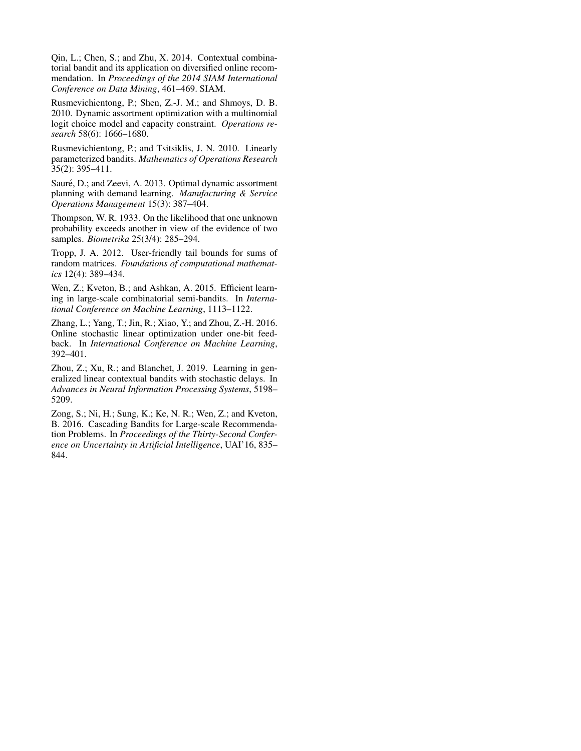Qin, L.; Chen, S.; and Zhu, X. 2014. Contextual combinatorial bandit and its application on diversified online recommendation. In *Proceedings of the 2014 SIAM International Conference on Data Mining*, 461–469. SIAM.

Rusmevichientong, P.; Shen, Z.-J. M.; and Shmoys, D. B. 2010. Dynamic assortment optimization with a multinomial logit choice model and capacity constraint. *Operations research* 58(6): 1666–1680.

Rusmevichientong, P.; and Tsitsiklis, J. N. 2010. Linearly parameterized bandits. *Mathematics of Operations Research* 35(2): 395–411.

Sauré, D.; and Zeevi, A. 2013. Optimal dynamic assortment planning with demand learning. *Manufacturing & Service Operations Management* 15(3): 387–404.

Thompson, W. R. 1933. On the likelihood that one unknown probability exceeds another in view of the evidence of two samples. *Biometrika* 25(3/4): 285–294.

Tropp, J. A. 2012. User-friendly tail bounds for sums of random matrices. *Foundations of computational mathematics* 12(4): 389–434.

Wen, Z.; Kveton, B.; and Ashkan, A. 2015. Efficient learning in large-scale combinatorial semi-bandits. In *International Conference on Machine Learning*, 1113–1122.

Zhang, L.; Yang, T.; Jin, R.; Xiao, Y.; and Zhou, Z.-H. 2016. Online stochastic linear optimization under one-bit feedback. In *International Conference on Machine Learning*, 392–401.

Zhou, Z.; Xu, R.; and Blanchet, J. 2019. Learning in generalized linear contextual bandits with stochastic delays. In *Advances in Neural Information Processing Systems*, 5198–5209.

Zong, S.; Ni, H.; Sung, K.; Ke, N. R.; Wen, Z.; and Kveton, B. 2016. Cascading Bandits for Large-scale Recommendation Problems. In *Proceedings of the Thirty-Second Conference on Uncertainty in Artificial Intelligence*, UAI'16, 835–844.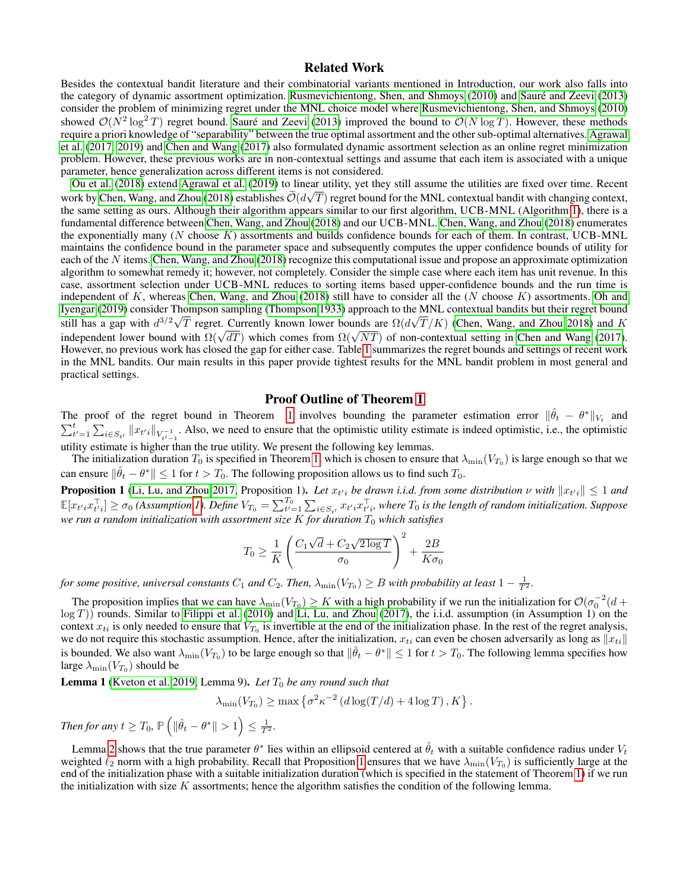## Related Work

Besides the contextual bandit literature and their combinatorial variants mentioned in Introduction, our work also falls into the category of dynamic assortment optimization. Rusmevichientong, Shen, and Shmoys (2010) and Sauré and Zeevi (2013) consider the problem of minimizing regret under the MNL choice model where Rusmevichientong, Shen, and Shmoys (2010) showed $\mathcal{O}(N^2 \log^2 T)$ regret bound. Sauré and Zeevi (2013) improved the bound to $\mathcal{O}(N \log T)$. However, these methods require a priori knowledge of "separability" between the true optimal assortment and the other sub-optimal alternatives. Agrawal et al. (2017, 2019) and Chen and Wang (2017) also formulated dynamic assortment selection as an online regret minimization problem. However, these previous works are in non-contextual settings and assume that each item is associated with a unique parameter, hence generalization across different items is not considered.

Ou et al. (2018) extend Agrawal et al. (2019) to linear utility, yet they still assume the utilities are fixed over time. Recent work by Chen, Wang, and Zhou (2018) establishes $\tilde{\mathcal{O}}(d\sqrt{T})$ regret bound for the MNL contextual bandit with changing context, the same setting as ours. Although their algorithm appears similar to our first algorithm, UCB-MNL (Algorithm 1), there is a fundamental difference between Chen, Wang, and Zhou (2018) and our UCB-MNL. Chen, Wang, and Zhou (2018) enumerates the exponentially many ($N$ choose $K$) assortments and builds confidence bounds for each of them. In contrast, UCB-MNL maintains the confidence bound in the parameter space and subsequently computes the upper confidence bounds of utility for each of the $N$ items. Chen, Wang, and Zhou (2018) recognize this computational issue and propose an approximate optimization algorithm to somewhat remedy it; however, not completely. Consider the simple case where each item has unit revenue. In this case, assortment selection under UCB-MNL reduces to sorting items based upper-confidence bounds and the run time is independent of $K$, whereas Chen, Wang, and Zhou (2018) still have to consider all the ($N$ choose $K$) assortments. Oh and Iyengar (2019) consider Thompson sampling (Thompson 1933) approach to the MNL contextual bandits but their regret bound still has a gap with $d^{3/2}\sqrt{T}$ regret. Currently known lower bounds are $\Omega(d\sqrt{T}/K)$ (Chen, Wang, and Zhou 2018) and $K$ independent lower bound with $\Omega(\sqrt{dT})$ which comes from $\Omega(\sqrt{NT})$ of non-contextual setting in Chen and Wang (2017). However, no previous work has closed the gap for either case. Table 1 summarizes the regret bounds and settings of recent work in the MNL bandits. Our main results in this paper provide tightest results for the MNL bandit problem in most general and practical settings.

## Proof Outline of Theorem 1

The proof of the regret bound in Theorem 1 involves bounding the parameter estimation error $\|\hat{\theta}_t - \theta^*\|_{V_t}$ and $\sum_{t'=1}^{t} \sum_{i \in S_{t'}} \|x_{t'i}\|_{V_{t'-1}^{-1}}$. Also, we need to ensure that the optimistic utility estimate is indeed optimistic, i.e., the optimistic utility estimate is higher than the true utility. We present the following key lemmas.

The initialization duration $T_0$ is specified in Theorem 1, which is chosen to ensure that $\lambda_{\min}(V_{T_0})$ is large enough so that we can ensure $\|\hat{\theta}_t - \theta^*\| \leq 1$ for $t > T_0$. The following proposition allows us to find such $T_0$.

**Proposition 1** (Li, Lu, and Zhou 2017, Proposition 1)**.** *Let $x_{t'i}$ be drawn i.i.d. from some distribution $\nu$ with $\|x_{t'i}\| \leq 1$ and $\mathbb{E}[x_{t'i}x_{t'i}^\top] \geq \sigma_0$ (Assumption 1). Define $V_{T_0} = \sum_{t'=1}^{T_0} \sum_{i \in S_{t'}} x_{t'i}x_{t'i}^\top$, where $T_0$ is the length of random initialization. Suppose we run a random initialization with assortment size $K$ for duration $T_0$ which satisfies*

$$T_0 \geq \frac{1}{K}\left(\frac{C_1\sqrt{d} + C_2\sqrt{2\log T}}{\sigma_0}\right)^2 + \frac{2B}{K\sigma_0}$$

*for some positive, universal constants $C_1$ and $C_2$. Then, $\lambda_{\min}(V_{T_0}) \geq B$ with probability at least $1 - \frac{1}{T^2}$.*

The proposition implies that we can have $\lambda_{\min}(V_{T_0}) \geq K$ with a high probability if we run the initialization for $\mathcal{O}(\sigma_0^{-2}(d + \log T))$ rounds. Similar to Filippi et al. (2010) and Li, Lu, and Zhou (2017), the i.i.d. assumption (in Assumption 1) on the context $x_{ti}$ is only needed to ensure that $V_{T_0}$ is invertible at the end of the initialization phase. In the rest of the regret analysis, we do not require this stochastic assumption. Hence, after the initialization, $x_{ti}$ can even be chosen adversarially as long as $\|x_{ti}\|$ is bounded. We also want $\lambda_{\min}(V_{T_0})$ to be large enough so that $\|\hat{\theta}_t - \theta^*\| \leq 1$ for $t > T_0$. The following lemma specifies how large $\lambda_{\min}(V_{T_0})$ should be

**Lemma 1** (Kveton et al. 2019, Lemma 9)**.** *Let $T_0$ be any round such that*

$$\lambda_{\min}(V_{T_0}) \geq \max\left\{\sigma^2\kappa^{-2}\left(d\log(T/d) + 4\log T\right), K\right\}.$$

*Then for any $t \geq T_0$, $\mathbb{P}\left(\|\hat{\theta}_t - \theta^*\| > 1\right) \leq \frac{1}{T^2}$.*

Lemma 2 shows that the true parameter $\theta^*$ lies within an ellipsoid centered at $\hat{\theta}_t$ with a suitable confidence radius under $V_t$ weighted $\ell_2$ norm with a high probability. Recall that Proposition 1 ensures that we have $\lambda_{\min}(V_{T_0})$ is sufficiently large at the end of the initialization phase with a suitable initialization duration (which is specified in the statement of Theorem 1) if we run the initialization with size $K$ assortments; hence the algorithm satisfies the condition of the following lemma.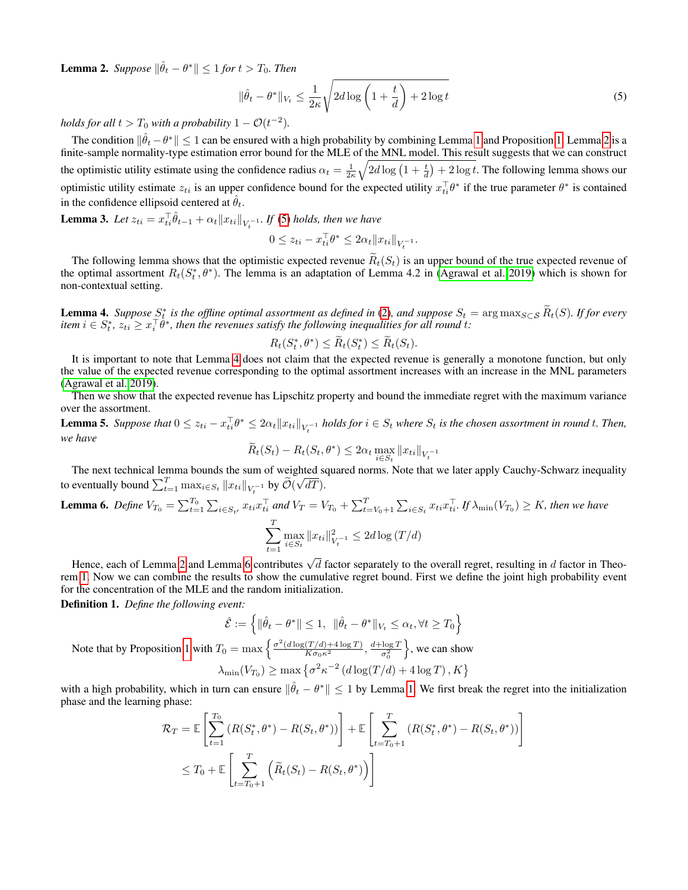**Lemma 2.** *Suppose $\|\hat{\theta}_t - \theta^*\| \leq 1$ for $t > T_0$. Then*

$$\|\hat{\theta}_t - \theta^*\|_{V_t} \leq \frac{1}{2\kappa}\sqrt{2d\log\left(1+\frac{t}{d}\right) + 2\log t} \tag{5}$$

*holds for all $t > T_0$ with a probability $1 - \mathcal{O}(t^{-2})$.*

The condition $\|\hat{\theta}_t - \theta^*\| \leq 1$ can be ensured with a high probability by combining Lemma 1 and Proposition 1. Lemma 2 is a finite-sample normality-type estimation error bound for the MLE of the MNL model. This result suggests that we can construct the optimistic utility estimate using the confidence radius $\alpha_t = \frac{1}{2\kappa}\sqrt{2d\log\left(1+\frac{t}{d}\right) + 2\log t}$. The following lemma shows our optimistic utility estimate $z_{ti}$ is an upper confidence bound for the expected utility $x_{ti}^\top \theta^*$ if the true parameter $\theta^*$ is contained in the confidence ellipsoid centered at $\hat{\theta}_t$.

**Lemma 3.** *Let $z_{ti} = x_{ti}^\top \hat{\theta}_{t-1} + \alpha_t \|x_{ti}\|_{V_t^{-1}}$. If (5) holds, then we have*

$$0 \leq z_{ti} - x_{ti}^\top \theta^* \leq 2\alpha_t \|x_{ti}\|_{V_t^{-1}}.$$

The following lemma shows that the optimistic expected revenue $\widetilde{R}_t(S_t)$ is an upper bound of the true expected revenue of the optimal assortment $R_t(S_t^*, \theta^*)$. The lemma is an adaptation of Lemma 4.2 in (Agrawal et al. 2019) which is shown for non-contextual setting.

**Lemma 4.** *Suppose $S_t^*$ is the offline optimal assortment as defined in (2), and suppose $S_t = \arg\max_{S \subset \mathcal{S}} \widetilde{R}_t(S)$. If for every item $i \in S_t^*$, $z_{ti} \geq x_i^\top \theta^*$, then the revenues satisfy the following inequalities for all round $t$:*

$$R_t(S_t^*, \theta^*) \leq \widetilde{R}_t(S_t^*) \leq \widetilde{R}_t(S_t).$$

It is important to note that Lemma 4 does not claim that the expected revenue is generally a monotone function, but only the value of the expected revenue corresponding to the optimal assortment increases with an increase in the MNL parameters (Agrawal et al. 2019).

Then we show that the expected revenue has Lipschitz property and bound the immediate regret with the maximum variance over the assortment.

**Lemma 5.** *Suppose that $0 \leq z_{ti} - x_{ti}^\top \theta^* \leq 2\alpha_t \|x_{ti}\|_{V_t^{-1}}$ holds for $i \in S_t$ where $S_t$ is the chosen assortment in round $t$. Then, we have*

$$\widetilde{R}_t(S_t) - R_t(S_t, \theta^*) \leq 2\alpha_t \max_{i \in S_t} \|x_{ti}\|_{V_t^{-1}}$$

The next technical lemma bounds the sum of weighted squared norms. Note that we later apply Cauchy-Schwarz inequality to eventually bound $\sum_{t=1}^T \max_{i \in S_t} \|x_{ti}\|_{V_t^{-1}}$ by $\widetilde{\mathcal{O}}(\sqrt{dT})$.

**Lemma 6.** *Define $V_{T_0} = \sum_{t=1}^{T_0} \sum_{i \in S_{t'}} x_{ti} x_{ti}^\top$ and $V_T = V_{T_0} + \sum_{t=V_0+1}^T \sum_{i \in S_t} x_{ti} x_{ti}^\top$. If $\lambda_{\min}(V_{T_0}) \geq K$, then we have*

$$\sum_{t=1}^T \max_{i \in S_t} \|x_{ti}\|_{V_t^{-1}}^2 \leq 2d \log(T/d)$$

Hence, each of Lemma 2 and Lemma 6 contributes $\sqrt{d}$ factor separately to the overall regret, resulting in $d$ factor in Theorem 1. Now we can combine the results to show the cumulative regret bound. First we define the joint high probability event for the concentration of the MLE and the random initialization.

**Definition 1.** *Define the following event:*

$$\hat{\mathcal{E}} := \left\{ \|\hat{\theta}_t - \theta^*\| \leq 1, \;\; \|\hat{\theta}_t - \theta^*\|_{V_t} \leq \alpha_t, \forall t \geq T_0 \right\}$$

Note that by Proposition 1 with $T_0 = \max\left\{ \frac{\sigma^2(d\log(T/d) + 4\log T)}{K\sigma_0\kappa^2}, \frac{d + \log T}{\sigma_0^2} \right\}$, we can show

$$\lambda_{\min}(V_{T_0}) \geq \max\left\{ \sigma^2\kappa^{-2}\left(d\log(T/d) + 4\log T\right), K \right\}$$

with a high probability, which in turn can ensure $\|\hat{\theta}_t - \theta^*\| \leq 1$ by Lemma 1. We first break the regret into the initialization phase and the learning phase:

$$\begin{aligned}
\mathcal{R}_T &= \mathbb{E}\left[\sum_{t=1}^{T_0} \left(R(S_t^*, \theta^*) - R(S_t, \theta^*)\right)\right] + \mathbb{E}\left[\sum_{t=T_0+1}^{T} \left(R(S_t^*, \theta^*) - R(S_t, \theta^*)\right)\right] \\
&\leq T_0 + \mathbb{E}\left[\sum_{t=T_0+1}^{T} \left(\widetilde{R}_t(S_t) - R(S_t, \theta^*)\right)\right]
\end{aligned}$$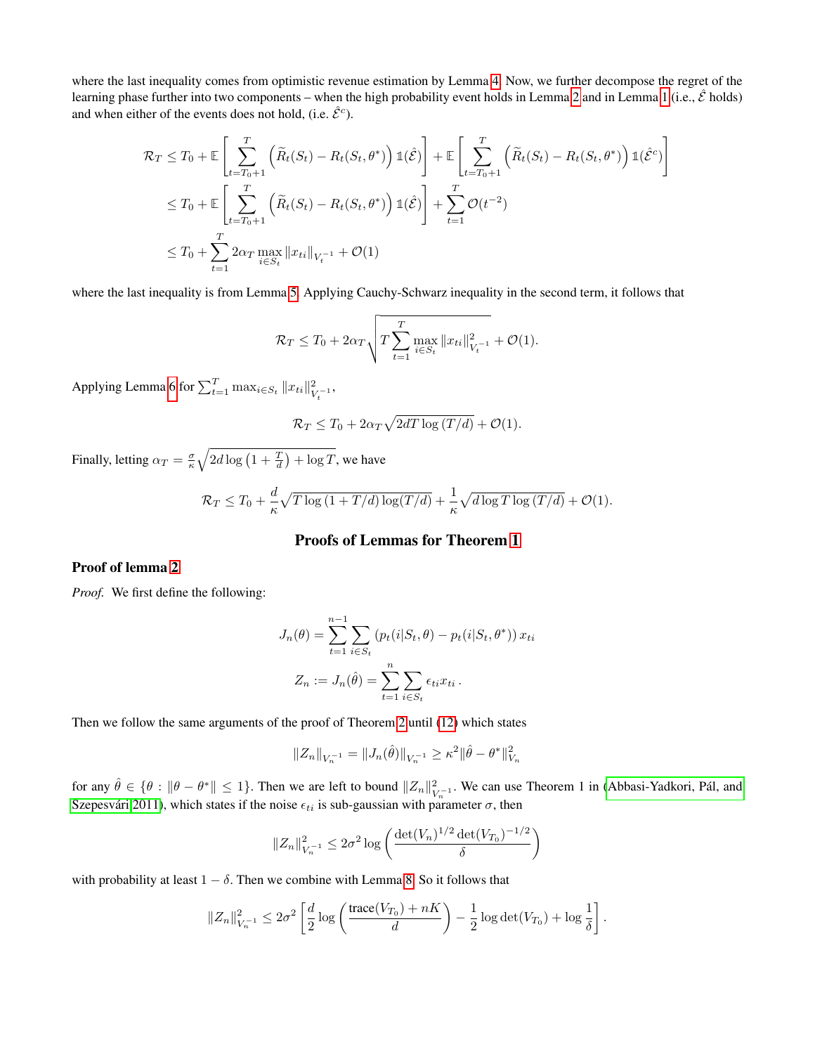where the last inequality comes from optimistic revenue estimation by Lemma 4. Now, we further decompose the regret of the learning phase further into two components – when the high probability event holds in Lemma 2 and in Lemma 1 (i.e., $\hat{\mathcal{E}}$ holds) and when either of the events does not hold, (i.e. $\hat{\mathcal{E}}^c$).

$$
\begin{aligned}
\mathcal{R}_T &\leq T_0 + \mathbb{E}\left[\sum_{t=T_0+1}^{T}\left(\widetilde{R}_t(S_t) - R_t(S_t,\theta^*)\right)\mathbb{1}(\hat{\mathcal{E}})\right] + \mathbb{E}\left[\sum_{t=T_0+1}^{T}\left(\widetilde{R}_t(S_t) - R_t(S_t,\theta^*)\right)\mathbb{1}(\hat{\mathcal{E}}^c)\right] \\
&\leq T_0 + \mathbb{E}\left[\sum_{t=T_0+1}^{T}\left(\widetilde{R}_t(S_t) - R_t(S_t,\theta^*)\right)\mathbb{1}(\hat{\mathcal{E}})\right] + \sum_{t=1}^{T}\mathcal{O}(t^{-2}) \\
&\leq T_0 + \sum_{t=1}^{T} 2\alpha_T \max_{i\in S_t}\|x_{ti}\|_{V_t^{-1}} + \mathcal{O}(1)
\end{aligned}
$$

where the last inequality is from Lemma 5. Applying Cauchy-Schwarz inequality in the second term, it follows that

$$
\mathcal{R}_T \leq T_0 + 2\alpha_T\sqrt{T\sum_{t=1}^{T}\max_{i\in S_t}\|x_{ti}\|^2_{V_t^{-1}}} + \mathcal{O}(1).
$$

Applying Lemma 6 for $\sum_{t=1}^{T}\max_{i\in S_t}\|x_{ti}\|^2_{V_t^{-1}}$,

$$
\mathcal{R}_T \leq T_0 + 2\alpha_T\sqrt{2dT\log(T/d)} + \mathcal{O}(1).
$$

Finally, letting $\alpha_T = \frac{\sigma}{\kappa}\sqrt{2d\log\left(1+\frac{T}{d}\right) + \log T}$, we have

$$
\mathcal{R}_T \leq T_0 + \frac{d}{\kappa}\sqrt{T\log(1+T/d)\log(T/d)} + \frac{1}{\kappa}\sqrt{d\log T\log(T/d)} + \mathcal{O}(1).
$$

## Proofs of Lemmas for Theorem 1

### Proof of lemma 2

*Proof.* We first define the following:

$$
J_n(\theta) = \sum_{t=1}^{n-1}\sum_{i\in S_t}\left(p_t(i|S_t,\theta) - p_t(i|S_t,\theta^*)\right)x_{ti}
$$

$$
Z_n := J_n(\hat{\theta}) = \sum_{t=1}^{n}\sum_{i\in S_t}\epsilon_{ti}x_{ti}\,.
$$

Then we follow the same arguments of the proof of Theorem 2 until (12) which states

$$
\|Z_n\|_{V_n^{-1}} = \|J_n(\hat{\theta})\|_{V_n^{-1}} \geq \kappa^2\|\hat{\theta} - \theta^*\|^2_{V_n}
$$

for any $\hat{\theta} \in \{\theta : \|\theta - \theta^*\| \leq 1\}$. Then we are left to bound $\|Z_n\|^2_{V_n^{-1}}$. We can use Theorem 1 in (Abbasi-Yadkori, Pál, and Szepesvári 2011), which states if the noise $\epsilon_{ti}$ is sub-gaussian with parameter $\sigma$, then

$$
\|Z_n\|^2_{V_n^{-1}} \leq 2\sigma^2\log\left(\frac{\det(V_n)^{1/2}\det(V_{T_0})^{-1/2}}{\delta}\right)
$$

with probability at least $1-\delta$. Then we combine with Lemma 8. So it follows that

$$
\|Z_n\|^2_{V_n^{-1}} \leq 2\sigma^2\left[\frac{d}{2}\log\left(\frac{\text{trace}(V_{T_0}) + nK}{d}\right) - \frac{1}{2}\log\det(V_{T_0}) + \log\frac{1}{\delta}\right].
$$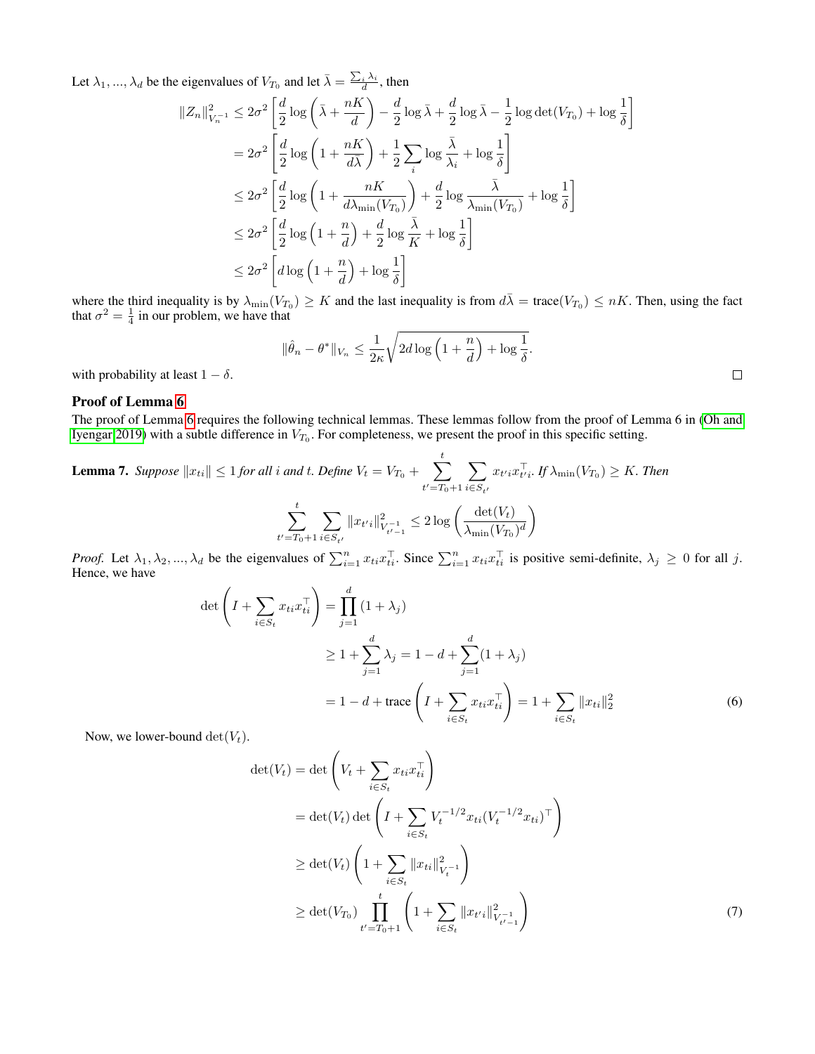Let $\lambda_1, ..., \lambda_d$ be the eigenvalues of $V_{T_0}$ and let $\bar{\lambda} = \frac{\sum_i \lambda_i}{d}$, then

$$
\begin{aligned}
\|Z_n\|^2_{V_n^{-1}} &\leq 2\sigma^2 \left[ \frac{d}{2} \log\left( \bar{\lambda} + \frac{nK}{d} \right) - \frac{d}{2} \log \bar{\lambda} + \frac{d}{2} \log \bar{\lambda} - \frac{1}{2} \log \det(V_{T_0}) + \log \frac{1}{\delta} \right] \\
&= 2\sigma^2 \left[ \frac{d}{2} \log\left( 1 + \frac{nK}{d\bar{\lambda}} \right) + \frac{1}{2} \sum_i \log \frac{\bar{\lambda}}{\lambda_i} + \log \frac{1}{\delta} \right] \\
&\leq 2\sigma^2 \left[ \frac{d}{2} \log\left( 1 + \frac{nK}{d\lambda_{\min}(V_{T_0})} \right) + \frac{d}{2} \log \frac{\bar{\lambda}}{\lambda_{\min}(V_{T_0})} + \log \frac{1}{\delta} \right] \\
&\leq 2\sigma^2 \left[ \frac{d}{2} \log\left( 1 + \frac{n}{d} \right) + \frac{d}{2} \log \frac{\bar{\lambda}}{K} + \log \frac{1}{\delta} \right] \\
&\leq 2\sigma^2 \left[ d \log\left( 1 + \frac{n}{d} \right) + \log \frac{1}{\delta} \right]
\end{aligned}
$$

where the third inequality is by $\lambda_{\min}(V_{T_0}) \geq K$ and the last inequality is from $d\bar{\lambda} = \text{trace}(V_{T_0}) \leq nK$. Then, using the fact that $\sigma^2 = \frac{1}{4}$ in our problem, we have that

$$
\|\hat{\theta}_n - \theta^*\|_{V_n} \leq \frac{1}{2\kappa} \sqrt{2d \log\left(1 + \frac{n}{d}\right) + \log \frac{1}{\delta}}.
$$

with probability at least $1 - \delta$. ◻

### Proof of Lemma 6

The proof of Lemma 6 requires the following technical lemmas. These lemmas follow from the proof of Lemma 6 in (Oh and Iyengar 2019) with a subtle difference in $V_{T_0}$. For completeness, we present the proof in this specific setting.

**Lemma 7.** *Suppose $\|x_{ti}\| \leq 1$ for all $i$ and $t$. Define $V_t = V_{T_0} + \sum_{t'=T_0+1}^{t} \sum_{i \in S_{t'}} x_{t'i} x_{t'i}^\top$. If $\lambda_{\min}(V_{T_0}) \geq K$. Then*

$$
\sum_{t'=T_0+1}^{t} \sum_{i \in S_{t'}} \|x_{t'i}\|^2_{V_{t'-1}^{-1}} \leq 2 \log\left( \frac{\det(V_t)}{\lambda_{\min}(V_{T_0})^d} \right)
$$

*Proof.* Let $\lambda_1, \lambda_2, ..., \lambda_d$ be the eigenvalues of $\sum_{i=1}^n x_{ti} x_{ti}^\top$. Since $\sum_{i=1}^n x_{ti} x_{ti}^\top$ is positive semi-definite, $\lambda_j \geq 0$ for all $j$. Hence, we have

$$
\begin{aligned}
\det\left( I + \sum_{i \in S_t} x_{ti} x_{ti}^\top \right) &= \prod_{j=1}^{d} (1 + \lambda_j) \\
&\geq 1 + \sum_{j=1}^{d} \lambda_j = 1 - d + \sum_{j=1}^{d} (1 + \lambda_j) \\
&= 1 - d + \text{trace}\left( I + \sum_{i \in S_t} x_{ti} x_{ti}^\top \right) = 1 + \sum_{i \in S_t} \|x_{ti}\|_2^2 \qquad (6)
\end{aligned}
$$

Now, we lower-bound $\det(V_t)$.

$$
\begin{aligned}
\det(V_t) &= \det\left( V_t + \sum_{i \in S_t} x_{ti} x_{ti}^\top \right) \\
&= \det(V_t) \det\left( I + \sum_{i \in S_t} V_t^{-1/2} x_{ti} (V_t^{-1/2} x_{ti})^\top \right) \\
&\geq \det(V_t) \left( 1 + \sum_{i \in S_t} \|x_{ti}\|^2_{V_t^{-1}} \right) \\
&\geq \det(V_{T_0}) \prod_{t'=T_0+1}^{t} \left( 1 + \sum_{i \in S_t} \|x_{t'i}\|^2_{V_{t'-1}^{-1}} \right) \qquad (7)
\end{aligned}
$$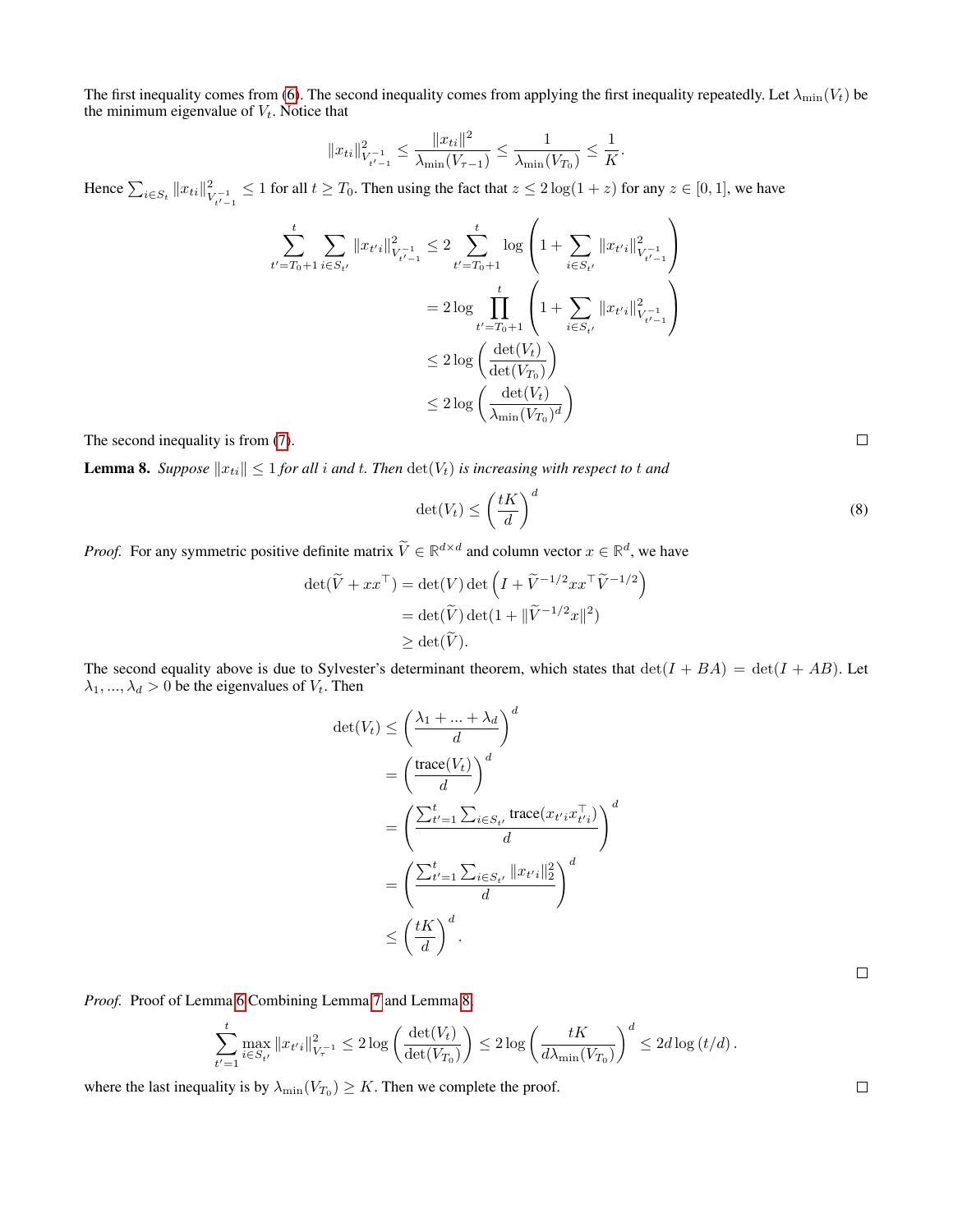The first inequality comes from (6). The second inequality comes from applying the first inequality repeatedly. Let $\lambda_{\min}(V_t)$ be the minimum eigenvalue of $V_t$. Notice that

$$\|x_{ti}\|^2_{V_{t'-1}^{-1}} \le \frac{\|x_{ti}\|^2}{\lambda_{\min}(V_{\tau-1})} \le \frac{1}{\lambda_{\min}(V_{T_0})} \le \frac{1}{K}.$$

Hence $\sum_{i\in S_t} \|x_{ti}\|^2_{V_{t'-1}^{-1}} \le 1$ for all $t \ge T_0$. Then using the fact that $z \le 2\log(1+z)$ for any $z \in [0,1]$, we have

$$\begin{aligned}
\sum_{t'=T_0+1}^{t} \sum_{i\in S_{t'}} \|x_{t'i}\|^2_{V_{t'-1}^{-1}} &\le 2 \sum_{t'=T_0+1}^{t} \log\left(1 + \sum_{i\in S_{t'}} \|x_{t'i}\|^2_{V_{t'-1}^{-1}}\right) \\
&= 2\log \prod_{t'=T_0+1}^{t} \left(1 + \sum_{i\in S_{t'}} \|x_{t'i}\|^2_{V_{t'-1}^{-1}}\right) \\
&\le 2\log\left(\frac{\det(V_t)}{\det(V_{T_0})}\right) \\
&\le 2\log\left(\frac{\det(V_t)}{\lambda_{\min}(V_{T_0})^d}\right)
\end{aligned}$$

The second inequality is from (7).

**Lemma 8.** *Suppose $\|x_{ti}\| \le 1$ for all $i$ and $t$. Then $\det(V_t)$ is increasing with respect to $t$ and*

$$\det(V_t) \le \left(\frac{tK}{d}\right)^d \tag{8}$$

*Proof.* For any symmetric positive definite matrix $\widetilde{V} \in \mathbb{R}^{d\times d}$ and column vector $x \in \mathbb{R}^d$, we have

$$\begin{aligned}
\det(\widetilde{V} + xx^\top) &= \det(V)\det\left(I + \widetilde{V}^{-1/2}xx^\top\widetilde{V}^{-1/2}\right) \\
&= \det(\widetilde{V})\det(1 + \|\widetilde{V}^{-1/2}x\|^2) \\
&\ge \det(\widetilde{V}).
\end{aligned}$$

The second equality above is due to Sylvester's determinant theorem, which states that $\det(I+BA) = \det(I+AB)$. Let $\lambda_1, ..., \lambda_d > 0$ be the eigenvalues of $V_t$. Then

$$\begin{aligned}
\det(V_t) &\le \left(\frac{\lambda_1 + ... + \lambda_d}{d}\right)^d \\
&= \left(\frac{\text{trace}(V_t)}{d}\right)^d \\
&= \left(\frac{\sum_{t'=1}^{t}\sum_{i\in S_{t'}} \text{trace}(x_{t'i}x_{t'i}^\top)}{d}\right)^d \\
&= \left(\frac{\sum_{t'=1}^{t}\sum_{i\in S_{t'}} \|x_{t'i}\|_2^2}{d}\right)^d \\
&\le \left(\frac{tK}{d}\right)^d.
\end{aligned}$$

∎

*Proof.* Proof of Lemma 6 Combining Lemma 7 and Lemma 8,

$$\sum_{t'=1}^{t} \max_{i\in S_{t'}} \|x_{t'i}\|^2_{V_\tau^{-1}} \le 2\log\left(\frac{\det(V_t)}{\det(V_{T_0})}\right) \le 2\log\left(\frac{tK}{d\lambda_{\min}(V_{T_0})}\right)^d \le 2d\log\left(t/d\right).$$

where the last inequality is by $\lambda_{\min}(V_{T_0}) \ge K$. Then we complete the proof. ∎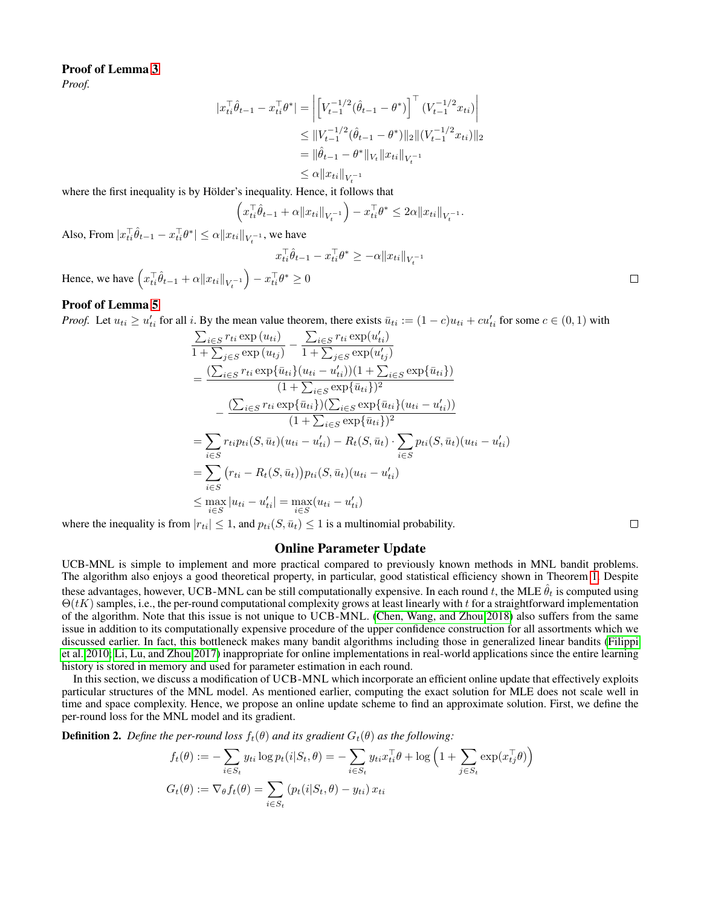### Proof of Lemma 3

*Proof.*

$$
\begin{aligned}
|x_{ti}^\top \hat{\theta}_{t-1} - x_{ti}^\top \theta^*| &= \left| \left[ V_{t-1}^{-1/2}(\hat{\theta}_{t-1} - \theta^*) \right]^\top (V_{t-1}^{-1/2} x_{ti}) \right| \\
&\leq \|V_{t-1}^{-1/2}(\hat{\theta}_{t-1} - \theta^*)\|_2 \|(V_{t-1}^{-1/2} x_{ti})\|_2 \\
&= \|\hat{\theta}_{t-1} - \theta^*\|_{V_t} \|x_{ti}\|_{V_t^{-1}} \\
&\leq \alpha \|x_{ti}\|_{V_t^{-1}}
\end{aligned}
$$

where the first inequality is by Hölder's inequality. Hence, it follows that

$$
\left( x_{ti}^\top \hat{\theta}_{t-1} + \alpha \|x_{ti}\|_{V_t^{-1}} \right) - x_{ti}^\top \theta^* \leq 2\alpha \|x_{ti}\|_{V_t^{-1}}.
$$

Also, From $|x_{ti}^\top \hat{\theta}_{t-1} - x_{ti}^\top \theta^*| \leq \alpha \|x_{ti}\|_{V_t^{-1}}$, we have

$$
x_{ti}^\top \hat{\theta}_{t-1} - x_{ti}^\top \theta^* \geq -\alpha \|x_{ti}\|_{V_t^{-1}}
$$

Hence, we have $\left( x_{ti}^\top \hat{\theta}_{t-1} + \alpha \|x_{ti}\|_{V_t^{-1}} \right) - x_{ti}^\top \theta^* \geq 0$ □

### Proof of Lemma 5

*Proof.* Let $u_{ti} \geq u'_{ti}$ for all $i$. By the mean value theorem, there exists $\bar{u}_{ti} := (1-c)u_{ti} + cu'_{ti}$ for some $c \in (0,1)$ with

$$
\begin{aligned}
&\frac{\sum_{i \in S} r_{ti} \exp(u_{ti})}{1 + \sum_{j \in S} \exp(u_{tj})} - \frac{\sum_{i \in S} r_{ti} \exp(u'_{ti})}{1 + \sum_{j \in S} \exp(u'_{tj})} \\
&= \frac{(\sum_{i \in S} r_{ti} \exp\{\bar{u}_{ti}\}(u_{ti} - u'_{ti}))(1 + \sum_{i \in S} \exp\{\bar{u}_{ti}\})}{(1 + \sum_{i \in S} \exp\{\bar{u}_{ti}\})^2} \\
&\quad - \frac{(\sum_{i \in S} r_{ti} \exp\{\bar{u}_{ti}\})(\sum_{i \in S} \exp\{\bar{u}_{ti}\}(u_{ti} - u'_{ti}))}{(1 + \sum_{i \in S} \exp\{\bar{u}_{ti}\})^2} \\
&= \sum_{i \in S} r_{ti} p_{ti}(S, \bar{u}_t)(u_{ti} - u'_{ti}) - R_t(S, \bar{u}_t) \cdot \sum_{i \in S} p_{ti}(S, \bar{u}_t)(u_{ti} - u'_{ti}) \\
&= \sum_{i \in S} \big(r_{ti} - R_t(S, \bar{u}_t)\big) p_{ti}(S, \bar{u}_t)(u_{ti} - u'_{ti}) \\
&\leq \max_{i \in S} |u_{ti} - u'_{ti}| = \max_{i \in S} (u_{ti} - u'_{ti})
\end{aligned}
$$

where the inequality is from $|r_{ti}| \leq 1$, and $p_{ti}(S, \bar{u}_t) \leq 1$ is a multinomial probability. □

## Online Parameter Update

UCB-MNL is simple to implement and more practical compared to previously known methods in MNL bandit problems. The algorithm also enjoys a good theoretical property, in particular, good statistical efficiency shown in Theorem 1. Despite these advantages, however, UCB-MNL can be still computationally expensive. In each round $t$, the MLE $\hat{\theta}_t$ is computed using $\Theta(tK)$ samples, i.e., the per-round computational complexity grows at least linearly with $t$ for a straightforward implementation of the algorithm. Note that this issue is not unique to UCB-MNL. (Chen, Wang, and Zhou 2018) also suffers from the same issue in addition to its computationally expensive procedure of the upper confidence construction for all assortments which we discussed earlier. In fact, this bottleneck makes many bandit algorithms including those in generalized linear bandits (Filippi et al. 2010; Li, Lu, and Zhou 2017) inappropriate for online implementations in real-world applications since the entire learning history is stored in memory and used for parameter estimation in each round.

In this section, we discuss a modification of UCB-MNL which incorporate an efficient online update that effectively exploits particular structures of the MNL model. As mentioned earlier, computing the exact solution for MLE does not scale well in time and space complexity. Hence, we propose an online update scheme to find an approximate solution. First, we define the per-round loss for the MNL model and its gradient.

**Definition 2.** *Define the per-round loss $f_t(\theta)$ and its gradient $G_t(\theta)$ as the following:*

$$
\begin{aligned}
f_t(\theta) &:= -\sum_{i \in S_t} y_{ti} \log p_t(i|S_t, \theta) = -\sum_{i \in S_t} y_{ti} x_{ti}^\top \theta + \log\left(1 + \sum_{j \in S_t} \exp(x_{tj}^\top \theta)\right) \\
G_t(\theta) &:= \nabla_\theta f_t(\theta) = \sum_{i \in S_t} \left(p_t(i|S_t, \theta) - y_{ti}\right) x_{ti}
\end{aligned}
$$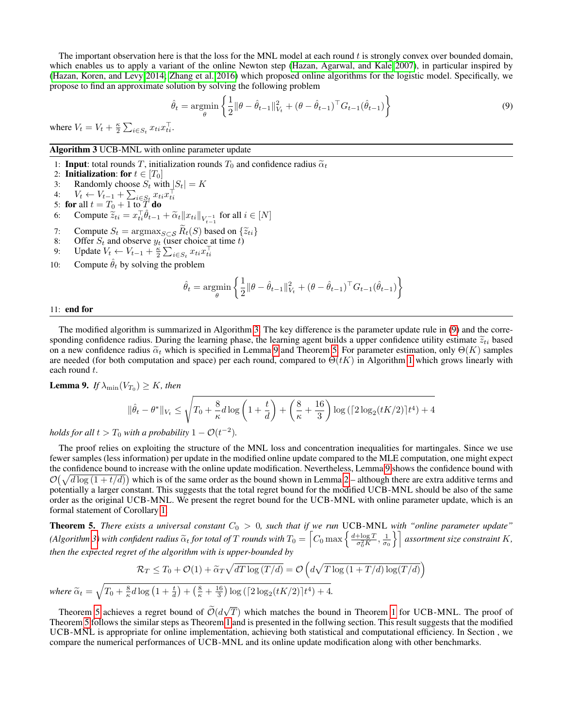The important observation here is that the loss for the MNL model at each round $t$ is strongly convex over bounded domain, which enables us to apply a variant of the online Newton step (Hazan, Agarwal, and Kale 2007), in particular inspired by (Hazan, Koren, and Levy 2014; Zhang et al. 2016) which proposed online algorithms for the logistic model. Specifically, we propose to find an approximate solution by solving the following problem

$$\hat{\theta}_t = \operatorname*{argmin}_{\theta} \left\{ \frac{1}{2} \|\theta - \hat{\theta}_{t-1}\|_{V_t}^2 + (\theta - \hat{\theta}_{t-1})^\top G_{t-1}(\hat{\theta}_{t-1}) \right\} \tag{9}$$

where $V_t = V_t + \frac{\kappa}{2} \sum_{i \in S_t} x_{ti} x_{ti}^\top$.

**Algorithm 3** UCB-MNL with online parameter update

1: **Input**: total rounds $T$, initialization rounds $T_0$ and confidence radius $\widetilde{\alpha}_t$
2: **Initialization**: **for** $t \in [T_0]$
3: Randomly choose $S_t$ with $|S_t| = K$
4: $V_t \leftarrow V_{t-1} + \sum_{i \in S_t} x_{ti} x_{ti}^\top$
5: **for** all $t = T_0 + 1$ to $T$ **do**
6: Compute $\widetilde{z}_{ti} = x_{ti}^\top \hat{\theta}_{t-1} + \widetilde{\alpha}_t \|x_{ti}\|_{V_{t-1}^{-1}}$ for all $i \in [N]$
7: Compute $S_t = \operatorname{argmax}_{S \subset \mathcal{S}} \widetilde{R}_t(S)$ based on $\{\widetilde{z}_{ti}\}$
8: Offer $S_t$ and observe $y_t$ (user choice at time $t$)
9: Update $V_t \leftarrow V_{t-1} + \frac{\kappa}{2} \sum_{i \in S_t} x_{ti} x_{ti}^\top$
10: Compute $\hat{\theta}_t$ by solving the problem

$$\hat{\theta}_t = \operatorname*{argmin}_{\theta} \left\{ \frac{1}{2} \|\theta - \hat{\theta}_{t-1}\|_{V_t}^2 + (\theta - \hat{\theta}_{t-1})^\top G_{t-1}(\hat{\theta}_{t-1}) \right\}$$

11: **end for**

The modified algorithm is summarized in Algorithm 3. The key difference is the parameter update rule in (9) and the corresponding confidence radius. During the learning phase, the learning agent builds a upper confidence utility estimate $\widetilde{z}_{ti}$ based on a new confidence radius $\widetilde{\alpha}_t$ which is specified in Lemma 9 and Theorem 5. For parameter estimation, only $\Theta(K)$ samples are needed (for both computation and space) per each round, compared to $\Theta(tK)$ in Algorithm 1 which grows linearly with each round $t$.

**Lemma 9.** *If $\lambda_{\min}(V_{T_0}) \geq K$, then*

$$\|\hat{\theta}_t - \theta^*\|_{V_t} \leq \sqrt{T_0 + \frac{8}{\kappa} d \log\left(1 + \frac{t}{d}\right) + \left(\frac{8}{\kappa} + \frac{16}{3}\right) \log\left(\lceil 2\log_2(tK/2) \rceil t^4\right) + 4}$$

*holds for all $t > T_0$ with a probability $1 - \mathcal{O}(t^{-2})$.*

The proof relies on exploiting the structure of the MNL loss and concentration inequalities for martingales. Since we use fewer samples (less information) per update in the modified online update compared to the MLE computation, one might expect the confidence bound to increase with the online update modification. Nevertheless, Lemma 9 shows the confidence bound with $\mathcal{O}\big(\sqrt{d \log(1 + t/d)}\big)$ which is of the same order as the bound shown in Lemma 2 – although there are extra additive terms and potentially a larger constant. This suggests that the total regret bound for the modified UCB-MNL should be also of the same order as the original UCB-MNL. We present the regret bound for the UCB-MNL with online parameter update, which is an formal statement of Corollary 1.

**Theorem 5.** *There exists a universal constant $C_0 > 0$, such that if we run* UCB-MNL *with "online parameter update" (Algorithm 3) with confident radius $\widetilde{\alpha}_t$ for total of $T$ rounds with $T_0 = \left\lceil C_0 \max\left\{ \frac{d + \log T}{\sigma_0^2 K}, \frac{1}{\sigma_0} \right\} \right\rceil$ assortment size constraint $K$, then the expected regret of the algorithm with is upper-bounded by*

$$\mathcal{R}_T \leq T_0 + \mathcal{O}(1) + \widetilde{\alpha}_T \sqrt{dT \log(T/d)} = \mathcal{O}\left(d\sqrt{T \log(1 + T/d) \log(T/d)}\right)$$

*where $\widetilde{\alpha}_t = \sqrt{T_0 + \frac{8}{\kappa} d \log\left(1 + \frac{t}{d}\right) + \left(\frac{8}{\kappa} + \frac{16}{3}\right) \log\left(\lceil 2\log_2(tK/2) \rceil t^4\right) + 4}$.*

Theorem 5 achieves a regret bound of $\widetilde{\mathcal{O}}(d\sqrt{T})$ which matches the bound in Theorem 1 for UCB-MNL. The proof of Theorem 5 follows the similar steps as Theorem 1 and is presented in the follwing section. This result suggests that the modified UCB-MNL is appropriate for online implementation, achieving both statistical and computational efficiency. In Section , we compare the numerical performances of UCB-MNL and its online update modification along with other benchmarks.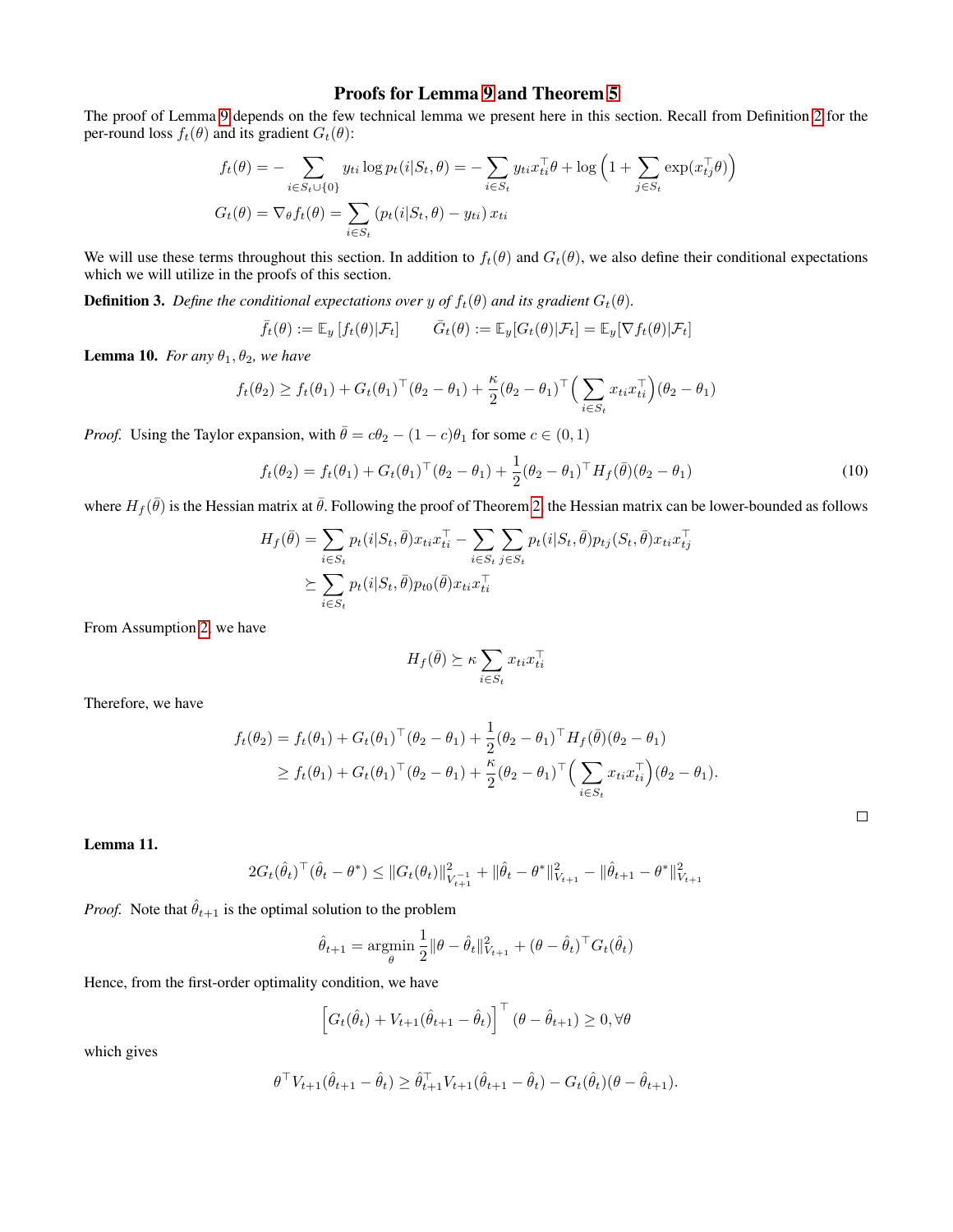## Proofs for Lemma 9 and Theorem 5

The proof of Lemma 9 depends on the few technical lemma we present here in this section. Recall from Definition 2 for the per-round loss $f_t(\theta)$ and its gradient $G_t(\theta)$:

$$
\begin{aligned}
f_t(\theta) &= -\sum_{i \in S_t \cup \{0\}} y_{ti} \log p_t(i|S_t, \theta) = -\sum_{i \in S_t} y_{ti} x_{ti}^\top \theta + \log\Big(1 + \sum_{j \in S_t} \exp(x_{tj}^\top \theta)\Big) \\
G_t(\theta) &= \nabla_\theta f_t(\theta) = \sum_{i \in S_t} \left(p_t(i|S_t, \theta) - y_{ti}\right) x_{ti}
\end{aligned}
$$

We will use these terms throughout this section. In addition to $f_t(\theta)$ and $G_t(\theta)$, we also define their conditional expectations which we will utilize in the proofs of this section.

**Definition 3.** *Define the conditional expectations over $y$ of $f_t(\theta)$ and its gradient $G_t(\theta)$.*

$$
\bar{f}_t(\theta) := \mathbb{E}_y\left[f_t(\theta)|\mathcal{F}_t\right] \qquad \bar{G}_t(\theta) := \mathbb{E}_y[G_t(\theta)|\mathcal{F}_t] = \mathbb{E}_y[\nabla f_t(\theta)|\mathcal{F}_t]
$$

**Lemma 10.** *For any $\theta_1, \theta_2$, we have*

$$
f_t(\theta_2) \geq f_t(\theta_1) + G_t(\theta_1)^\top(\theta_2 - \theta_1) + \frac{\kappa}{2}(\theta_2 - \theta_1)^\top\Big(\sum_{i \in S_t} x_{ti} x_{ti}^\top\Big)(\theta_2 - \theta_1)
$$

*Proof.* Using the Taylor expansion, with $\bar{\theta} = c\theta_2 - (1-c)\theta_1$ for some $c \in (0,1)$

$$
f_t(\theta_2) = f_t(\theta_1) + G_t(\theta_1)^\top(\theta_2 - \theta_1) + \frac{1}{2}(\theta_2 - \theta_1)^\top H_f(\bar{\theta})(\theta_2 - \theta_1) \tag{10}
$$

where $H_f(\bar{\theta})$ is the Hessian matrix at $\bar{\theta}$. Following the proof of Theorem 2, the Hessian matrix can be lower-bounded as follows

$$
\begin{aligned}
H_f(\bar{\theta}) &= \sum_{i \in S_t} p_t(i|S_t, \bar{\theta}) x_{ti} x_{ti}^\top - \sum_{i \in S_t}\sum_{j \in S_t} p_t(i|S_t, \bar{\theta}) p_{tj}(S_t, \bar{\theta}) x_{ti} x_{tj}^\top \\
&\succeq \sum_{i \in S_t} p_t(i|S_t, \bar{\theta}) p_{t0}(\bar{\theta}) x_{ti} x_{ti}^\top
\end{aligned}
$$

From Assumption 2, we have

$$
H_f(\bar{\theta}) \succeq \kappa \sum_{i \in S_t} x_{ti} x_{ti}^\top
$$

Therefore, we have

$$
\begin{aligned}
f_t(\theta_2) &= f_t(\theta_1) + G_t(\theta_1)^\top(\theta_2 - \theta_1) + \frac{1}{2}(\theta_2 - \theta_1)^\top H_f(\bar{\theta})(\theta_2 - \theta_1) \\
&\geq f_t(\theta_1) + G_t(\theta_1)^\top(\theta_2 - \theta_1) + \frac{\kappa}{2}(\theta_2 - \theta_1)^\top\Big(\sum_{i \in S_t} x_{ti} x_{ti}^\top\Big)(\theta_2 - \theta_1).
\end{aligned}
$$

□

**Lemma 11.**

$$
2G_t(\hat{\theta}_t)^\top(\hat{\theta}_t - \theta^*) \leq \|G_t(\theta_t)\|^2_{V_{t+1}^{-1}} + \|\hat{\theta}_t - \theta^*\|^2_{V_{t+1}} - \|\hat{\theta}_{t+1} - \theta^*\|^2_{V_{t+1}}
$$

*Proof.* Note that $\hat{\theta}_{t+1}$ is the optimal solution to the problem

$$
\hat{\theta}_{t+1} = \operatorname*{argmin}_\theta \frac{1}{2}\|\theta - \hat{\theta}_t\|^2_{V_{t+1}} + (\theta - \hat{\theta}_t)^\top G_t(\hat{\theta}_t)
$$

Hence, from the first-order optimality condition, we have

$$
\Big[G_t(\hat{\theta}_t) + V_{t+1}(\hat{\theta}_{t+1} - \hat{\theta}_t)\Big]^\top (\theta - \hat{\theta}_{t+1}) \geq 0, \forall \theta
$$

which gives

$$
\theta^\top V_{t+1}(\hat{\theta}_{t+1} - \hat{\theta}_t) \geq \hat{\theta}_{t+1}^\top V_{t+1}(\hat{\theta}_{t+1} - \hat{\theta}_t) - G_t(\hat{\theta}_t)(\theta - \hat{\theta}_{t+1}).
$$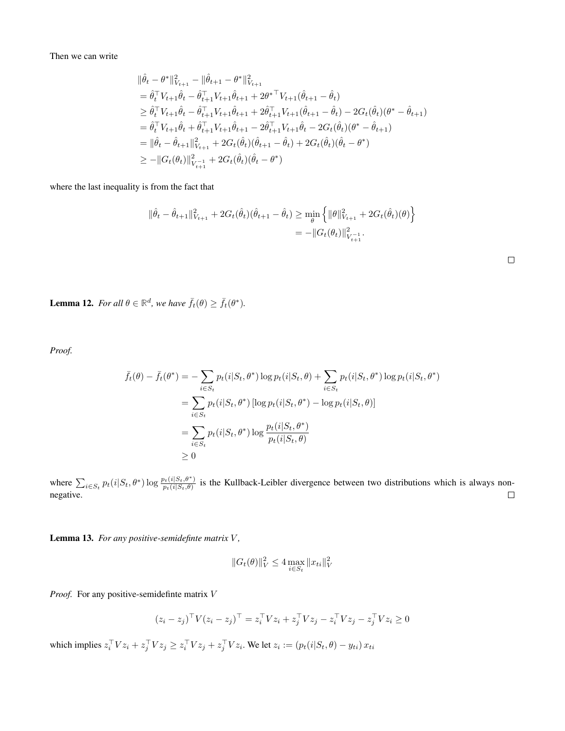Then we can write

$$
\begin{aligned}
&\|\hat{\theta}_t - \theta^*\|_{V_{t+1}}^2 - \|\hat{\theta}_{t+1} - \theta^*\|_{V_{t+1}}^2 \\
&= \hat{\theta}_t^\top V_{t+1}\hat{\theta}_t - \hat{\theta}_{t+1}^\top V_{t+1}\hat{\theta}_{t+1} + 2\theta^{*\top} V_{t+1}(\hat{\theta}_{t+1} - \hat{\theta}_t) \\
&\geq \hat{\theta}_t^\top V_{t+1}\hat{\theta}_t - \hat{\theta}_{t+1}^\top V_{t+1}\hat{\theta}_{t+1} + 2\hat{\theta}_{t+1}^\top V_{t+1}(\hat{\theta}_{t+1} - \hat{\theta}_t) - 2G_t(\hat{\theta}_t)(\theta^* - \hat{\theta}_{t+1}) \\
&= \hat{\theta}_t^\top V_{t+1}\hat{\theta}_t + \hat{\theta}_{t+1}^\top V_{t+1}\hat{\theta}_{t+1} - 2\hat{\theta}_{t+1}^\top V_{t+1}\hat{\theta}_t - 2G_t(\hat{\theta}_t)(\theta^* - \hat{\theta}_{t+1}) \\
&= \|\hat{\theta}_t - \hat{\theta}_{t+1}\|_{V_{t+1}}^2 + 2G_t(\hat{\theta}_t)(\hat{\theta}_{t+1} - \hat{\theta}_t) + 2G_t(\hat{\theta}_t)(\hat{\theta}_t - \theta^*) \\
&\geq -\|G_t(\theta_t)\|_{V_{t+1}^{-1}}^2 + 2G_t(\hat{\theta}_t)(\hat{\theta}_t - \theta^*)
\end{aligned}
$$

where the last inequality is from the fact that

$$
\begin{aligned}
\|\hat{\theta}_t - \hat{\theta}_{t+1}\|_{V_{t+1}}^2 + 2G_t(\hat{\theta}_t)(\hat{\theta}_{t+1} - \hat{\theta}_t) &\geq \min_{\theta} \left\{ \|\theta\|_{V_{t+1}}^2 + 2G_t(\hat{\theta}_t)(\theta) \right\} \\
&= -\|G_t(\theta_t)\|_{V_{t+1}^{-1}}^2.
\end{aligned}
$$

□

**Lemma 12.** *For all $\theta \in \mathbb{R}^d$, we have $\bar{f}_t(\theta) \geq \bar{f}_t(\theta^*)$.*

*Proof.*

$$
\begin{aligned}
\bar{f}_t(\theta) - \bar{f}_t(\theta^*) &= -\sum_{i \in S_t} p_t(i|S_t, \theta^*) \log p_t(i|S_t, \theta) + \sum_{i \in S_t} p_t(i|S_t, \theta^*) \log p_t(i|S_t, \theta^*) \\
&= \sum_{i \in S_t} p_t(i|S_t, \theta^*) \left[\log p_t(i|S_t, \theta^*) - \log p_t(i|S_t, \theta)\right] \\
&= \sum_{i \in S_t} p_t(i|S_t, \theta^*) \log \frac{p_t(i|S_t, \theta^*)}{p_t(i|S_t, \theta)} \\
&\geq 0
\end{aligned}
$$

where $\sum_{i \in S_t} p_t(i|S_t, \theta^*) \log \frac{p_t(i|S_t, \theta^*)}{p_t(i|S_t, \theta)}$ is the Kullback-Leibler divergence between two distributions which is always non-negative. □

**Lemma 13.** *For any positive-semidefinte matrix $V$,*

$$
\|G_t(\theta)\|_V^2 \leq 4 \max_{i \in S_t} \|x_{ti}\|_V^2
$$

*Proof.* For any positive-semidefinte matrix $V$

$$
(z_i - z_j)^\top V (z_i - z_j)^\top = z_i^\top V z_i + z_j^\top V z_j - z_i^\top V z_j - z_j^\top V z_i \geq 0
$$

which implies $z_i^\top V z_i + z_j^\top V z_j \geq z_i^\top V z_j + z_j^\top V z_i$. We let $z_i := (p_t(i|S_t, \theta) - y_{ti})\, x_{ti}$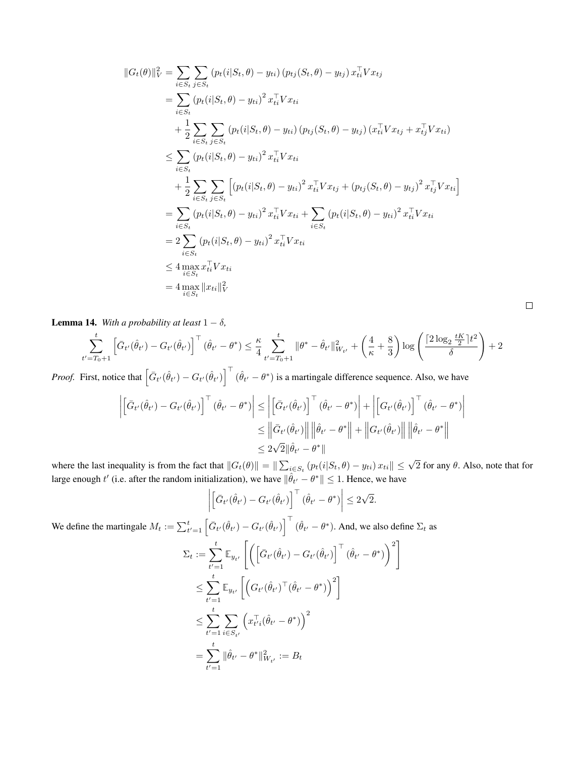$$
\begin{aligned}
\|G_t(\theta)\|_V^2 &= \sum_{i \in S_t} \sum_{j \in S_t} \left(p_t(i|S_t, \theta) - y_{ti}\right)\left(p_{tj}(S_t, \theta) - y_{tj}\right) x_{ti}^\top V x_{tj} \\
&= \sum_{i \in S_t} \left(p_t(i|S_t, \theta) - y_{ti}\right)^2 x_{ti}^\top V x_{ti} \\
&\quad + \frac{1}{2} \sum_{i \in S_t} \sum_{j \in S_t} \left(p_t(i|S_t, \theta) - y_{ti}\right)\left(p_{tj}(S_t, \theta) - y_{tj}\right)\left(x_{ti}^\top V x_{tj} + x_{tj}^\top V x_{ti}\right) \\
&\leq \sum_{i \in S_t} \left(p_t(i|S_t, \theta) - y_{ti}\right)^2 x_{ti}^\top V x_{ti} \\
&\quad + \frac{1}{2} \sum_{i \in S_t} \sum_{j \in S_t} \left[\left(p_t(i|S_t, \theta) - y_{ti}\right)^2 x_{ti}^\top V x_{tj} + \left(p_{tj}(S_t, \theta) - y_{tj}\right)^2 x_{tj}^\top V x_{ti}\right] \\
&= \sum_{i \in S_t} \left(p_t(i|S_t, \theta) - y_{ti}\right)^2 x_{ti}^\top V x_{ti} + \sum_{i \in S_t} \left(p_t(i|S_t, \theta) - y_{ti}\right)^2 x_{ti}^\top V x_{ti} \\
&= 2 \sum_{i \in S_t} \left(p_t(i|S_t, \theta) - y_{ti}\right)^2 x_{ti}^\top V x_{ti} \\
&\leq 4 \max_{i \in S_t} x_{ti}^\top V x_{ti} \\
&= 4 \max_{i \in S_t} \|x_{ti}\|_V^2
\end{aligned}
$$

□

**Lemma 14.** *With a probability at least* $1 - \delta$*,*

$$
\sum_{t'=T_0+1}^{t} \left[\bar{G}_{t'}(\hat{\theta}_{t'}) - G_{t'}(\hat{\theta}_{t'})\right]^\top (\hat{\theta}_{t'} - \theta^*) \leq \frac{\kappa}{4} \sum_{t'=T_0+1}^{t} \|\theta^* - \hat{\theta}_{t'}\|_{W_{t'}}^2 + \left(\frac{4}{\kappa} + \frac{8}{3}\right) \log\left(\frac{\lceil 2 \log_2 \frac{tK}{2} \rceil t^2}{\delta}\right) + 2
$$

*Proof.* First, notice that $\left[\bar{G}_{t'}(\hat{\theta}_{t'}) - G_{t'}(\hat{\theta}_{t'})\right]^\top (\hat{\theta}_{t'} - \theta^*)$ is a martingale difference sequence. Also, we have

$$
\begin{aligned}
\left|\left[\bar{G}_{t'}(\hat{\theta}_{t'}) - G_{t'}(\hat{\theta}_{t'})\right]^\top (\hat{\theta}_{t'} - \theta^*)\right| &\leq \left|\left[\bar{G}_{t'}(\hat{\theta}_{t'})\right]^\top (\hat{\theta}_{t'} - \theta^*)\right| + \left|\left[G_{t'}(\hat{\theta}_{t'})\right]^\top (\hat{\theta}_{t'} - \theta^*)\right| \\
&\leq \left\|\bar{G}_{t'}(\hat{\theta}_{t'})\right\| \left\|\hat{\theta}_{t'} - \theta^*\right\| + \left\|G_{t'}(\hat{\theta}_{t'})\right\| \left\|\hat{\theta}_{t'} - \theta^*\right\| \\
&\leq 2\sqrt{2} \|\hat{\theta}_{t'} - \theta^*\|
\end{aligned}
$$

where the last inequality is from the fact that $\|G_t(\theta)\| = \|\sum_{i \in S_t} \left(p_t(i|S_t, \theta) - y_{ti}\right) x_{ti}\| \leq \sqrt{2}$ for any $\theta$. Also, note that for large enough $t'$ (i.e. after the random initialization), we have $\|\hat{\theta}_{t'} - \theta^*\| \leq 1$. Hence, we have

$$
\left|\left[\bar{G}_{t'}(\hat{\theta}_{t'}) - G_{t'}(\hat{\theta}_{t'})\right]^\top (\hat{\theta}_{t'} - \theta^*)\right| \leq 2\sqrt{2}.
$$

We define the martingale $M_t := \sum_{t'=1}^{t} \left[\bar{G}_{t'}(\hat{\theta}_{t'}) - G_{t'}(\hat{\theta}_{t'})\right]^\top (\hat{\theta}_{t'} - \theta^*)$. And, we also define $\Sigma_t$ as

$$
\begin{aligned}
\Sigma_t &:= \sum_{t'=1}^{t} \mathbb{E}_{y_{t'}}\left[\left(\left[\bar{G}_{t'}(\hat{\theta}_{t'}) - G_{t'}(\hat{\theta}_{t'})\right]^\top (\hat{\theta}_{t'} - \theta^*)\right)^2\right] \\
&\leq \sum_{t'=1}^{t} \mathbb{E}_{y_{t'}}\left[\left(G_{t'}(\hat{\theta}_{t'})^\top (\hat{\theta}_{t'} - \theta^*)\right)^2\right] \\
&\leq \sum_{t'=1}^{t} \sum_{i \in S_{t'}} \left(x_{t'i}^\top (\hat{\theta}_{t'} - \theta^*)\right)^2 \\
&= \sum_{t'=1}^{t} \|\hat{\theta}_{t'} - \theta^*\|_{W_{t'}}^2 := B_t
\end{aligned}
$$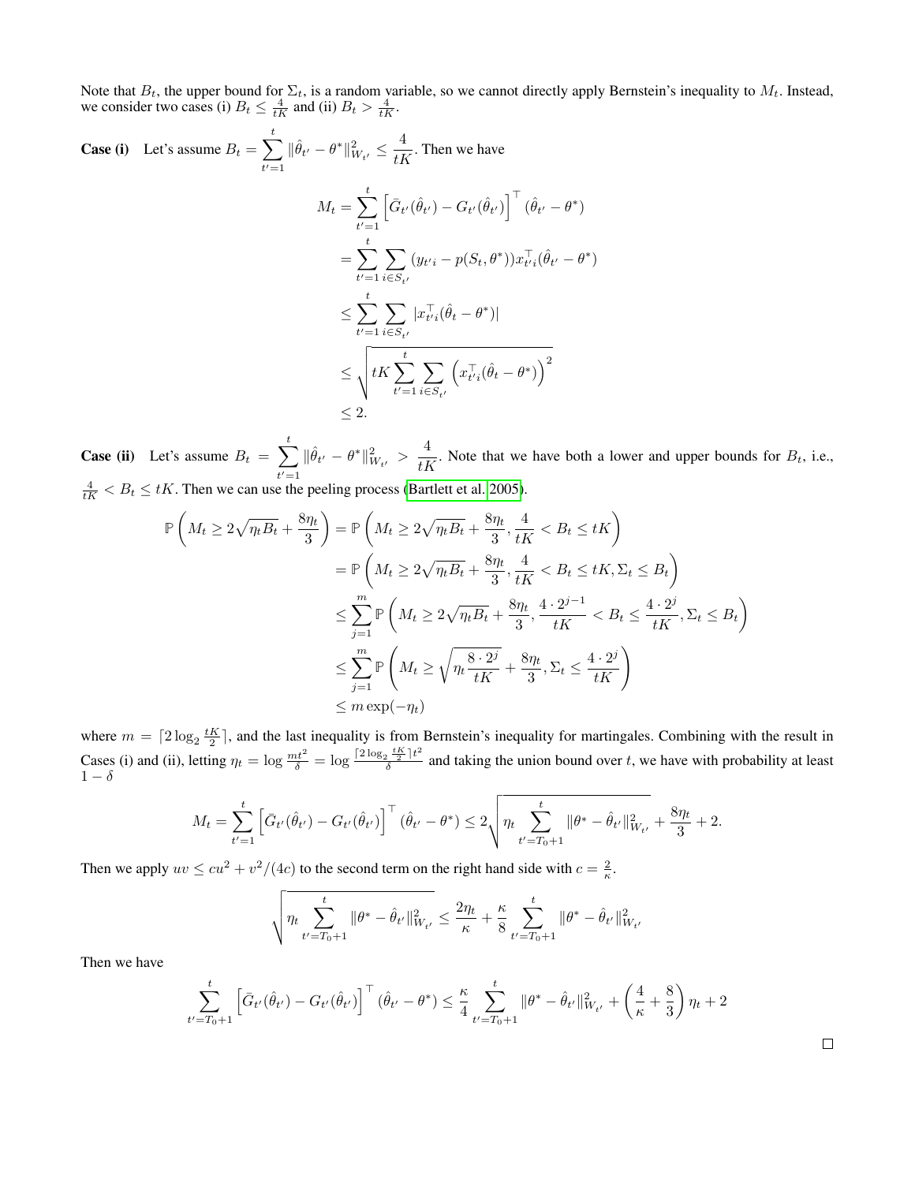Note that $B_t$, the upper bound for $\Sigma_t$, is a random variable, so we cannot directly apply Bernstein's inequality to $M_t$. Instead, we consider two cases (i) $B_t \le \frac{4}{tK}$ and (ii) $B_t > \frac{4}{tK}$.

**Case (i)** Let's assume $B_t = \sum_{t'=1}^{t} \|\hat{\theta}_{t'} - \theta^*\|_{W_{t'}}^2 \le \frac{4}{tK}$. Then we have

$$
\begin{aligned}
M_t &= \sum_{t'=1}^{t} \left[\bar{G}_{t'}(\hat{\theta}_{t'}) - G_{t'}(\hat{\theta}_{t'})\right]^\top (\hat{\theta}_{t'} - \theta^*) \\
&= \sum_{t'=1}^{t} \sum_{i \in S_{t'}} (y_{t'i} - p(S_t, \theta^*)) x_{t'i}^\top (\hat{\theta}_{t'} - \theta^*) \\
&\le \sum_{t'=1}^{t} \sum_{i \in S_{t'}} |x_{t'i}^\top (\hat{\theta}_t - \theta^*)| \\
&\le \sqrt{tK \sum_{t'=1}^{t} \sum_{i \in S_{t'}} \left(x_{t'i}^\top (\hat{\theta}_t - \theta^*)\right)^2} \\
&\le 2.
\end{aligned}
$$

**Case (ii)** Let's assume $B_t = \sum_{t'=1}^{t} \|\hat{\theta}_{t'} - \theta^*\|_{W_{t'}}^2 > \frac{4}{tK}$. Note that we have both a lower and upper bounds for $B_t$, i.e., $\frac{4}{tK} < B_t \le tK$. Then we can use the peeling process (Bartlett et al. 2005).

$$
\begin{aligned}
\mathbb{P}\left(M_t \ge 2\sqrt{\eta_t B_t} + \frac{8\eta_t}{3}\right) &= \mathbb{P}\left(M_t \ge 2\sqrt{\eta_t B_t} + \frac{8\eta_t}{3}, \frac{4}{tK} < B_t \le tK\right) \\
&= \mathbb{P}\left(M_t \ge 2\sqrt{\eta_t B_t} + \frac{8\eta_t}{3}, \frac{4}{tK} < B_t \le tK, \Sigma_t \le B_t\right) \\
&\le \sum_{j=1}^{m} \mathbb{P}\left(M_t \ge 2\sqrt{\eta_t B_t} + \frac{8\eta_t}{3}, \frac{4 \cdot 2^{j-1}}{tK} < B_t \le \frac{4 \cdot 2^j}{tK}, \Sigma_t \le B_t\right) \\
&\le \sum_{j=1}^{m} \mathbb{P}\left(M_t \ge \sqrt{\eta_t \frac{8 \cdot 2^j}{tK}} + \frac{8\eta_t}{3}, \Sigma_t \le \frac{4 \cdot 2^j}{tK}\right) \\
&\le m \exp(-\eta_t)
\end{aligned}
$$

where $m = \lceil 2 \log_2 \frac{tK}{2} \rceil$, and the last inequality is from Bernstein's inequality for martingales. Combining with the result in Cases (i) and (ii), letting $\eta_t = \log \frac{mt^2}{\delta} = \log \frac{\lceil 2\log_2 \frac{tK}{2} \rceil t^2}{\delta}$ and taking the union bound over $t$, we have with probability at least $1 - \delta$

$$
M_t = \sum_{t'=1}^{t} \left[\bar{G}_{t'}(\hat{\theta}_{t'}) - G_{t'}(\hat{\theta}_{t'})\right]^\top (\hat{\theta}_{t'} - \theta^*) \le 2\sqrt{\eta_t \sum_{t'=T_0+1}^{t} \|\theta^* - \hat{\theta}_{t'}\|_{W_{t'}}^2} + \frac{8\eta_t}{3} + 2.
$$

Then we apply $uv \le cu^2 + v^2/(4c)$ to the second term on the right hand side with $c = \frac{2}{\kappa}$.

$$
\sqrt{\eta_t \sum_{t'=T_0+1}^{t} \|\theta^* - \hat{\theta}_{t'}\|_{W_{t'}}^2} \le \frac{2\eta_t}{\kappa} + \frac{\kappa}{8} \sum_{t'=T_0+1}^{t} \|\theta^* - \hat{\theta}_{t'}\|_{W_{t'}}^2
$$

Then we have

$$
\sum_{t'=T_0+1}^{t} \left[\bar{G}_{t'}(\hat{\theta}_{t'}) - G_{t'}(\hat{\theta}_{t'})\right]^\top (\hat{\theta}_{t'} - \theta^*) \le \frac{\kappa}{4} \sum_{t'=T_0+1}^{t} \|\theta^* - \hat{\theta}_{t'}\|_{W_{t'}}^2 + \left(\frac{4}{\kappa} + \frac{8}{3}\right)\eta_t + 2
$$

□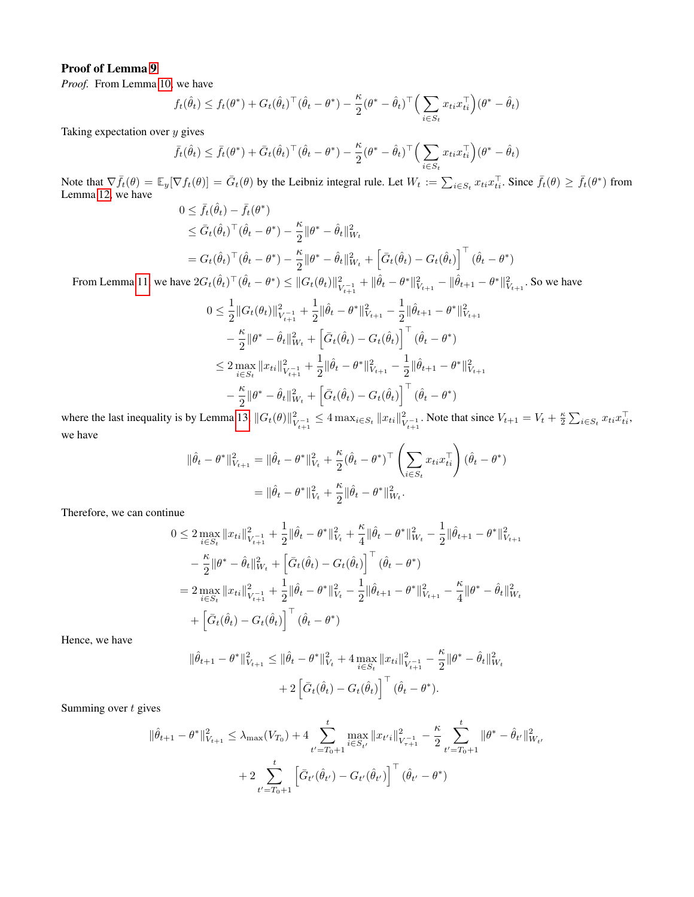**Proof of Lemma 9**

*Proof.* From Lemma 10, we have

$$f_t(\hat{\theta}_t) \le f_t(\theta^*) + G_t(\hat{\theta}_t)^\top(\hat{\theta}_t - \theta^*) - \frac{\kappa}{2}(\theta^* - \hat{\theta}_t)^\top\Big(\sum_{i\in S_t} x_{ti}x_{ti}^\top\Big)(\theta^* - \hat{\theta}_t)$$

Taking expectation over $y$ gives

$$\bar{f}_t(\hat{\theta}_t) \le \bar{f}_t(\theta^*) + \bar{G}_t(\hat{\theta}_t)^\top(\hat{\theta}_t - \theta^*) - \frac{\kappa}{2}(\theta^* - \hat{\theta}_t)^\top\Big(\sum_{i\in S_t} x_{ti}x_{ti}^\top\Big)(\theta^* - \hat{\theta}_t)$$

Note that $\nabla \bar{f}_t(\theta) = \mathbb{E}_y[\nabla f_t(\theta)] = \bar{G}_t(\theta)$ by the Leibniz integral rule. Let $W_t := \sum_{i\in S_t} x_{ti}x_{ti}^\top$. Since $\bar{f}_t(\theta) \ge \bar{f}_t(\theta^*)$ from Lemma 12, we have

$$\begin{aligned}
0 &\le \bar{f}_t(\hat{\theta}_t) - \bar{f}_t(\theta^*) \\
&\le \bar{G}_t(\hat{\theta}_t)^\top(\hat{\theta}_t - \theta^*) - \frac{\kappa}{2}\|\theta^* - \hat{\theta}_t\|_{W_t}^2 \\
&= G_t(\hat{\theta}_t)^\top(\hat{\theta}_t - \theta^*) - \frac{\kappa}{2}\|\theta^* - \hat{\theta}_t\|_{W_t}^2 + \Big[\bar{G}_t(\hat{\theta}_t) - G_t(\hat{\theta}_t)\Big]^\top(\hat{\theta}_t - \theta^*)
\end{aligned}$$

From Lemma 11, we have $2G_t(\hat{\theta}_t)^\top(\hat{\theta}_t - \theta^*) \le \|G_t(\theta_t)\|_{V_{t+1}^{-1}}^2 + \|\hat{\theta}_t - \theta^*\|_{V_{t+1}}^2 - \|\hat{\theta}_{t+1} - \theta^*\|_{V_{t+1}}^2$. So we have

$$\begin{aligned}
0 &\le \frac{1}{2}\|G_t(\theta_t)\|_{V_{t+1}^{-1}}^2 + \frac{1}{2}\|\hat{\theta}_t - \theta^*\|_{V_{t+1}}^2 - \frac{1}{2}\|\hat{\theta}_{t+1} - \theta^*\|_{V_{t+1}}^2 \\
&\quad - \frac{\kappa}{2}\|\theta^* - \hat{\theta}_t\|_{W_t}^2 + \Big[\bar{G}_t(\hat{\theta}_t) - G_t(\hat{\theta}_t)\Big]^\top(\hat{\theta}_t - \theta^*) \\
&\le 2\max_{i\in S_t}\|x_{ti}\|_{V_{t+1}^{-1}}^2 + \frac{1}{2}\|\hat{\theta}_t - \theta^*\|_{V_{t+1}}^2 - \frac{1}{2}\|\hat{\theta}_{t+1} - \theta^*\|_{V_{t+1}}^2 \\
&\quad - \frac{\kappa}{2}\|\theta^* - \hat{\theta}_t\|_{W_t}^2 + \Big[\bar{G}_t(\hat{\theta}_t) - G_t(\hat{\theta}_t)\Big]^\top(\hat{\theta}_t - \theta^*)
\end{aligned}$$

where the last inequality is by Lemma 13, $\|G_t(\theta)\|_{V_{t+1}^{-1}}^2 \le 4\max_{i\in S_t}\|x_{ti}\|_{V_{t+1}^{-1}}^2$. Note that since $V_{t+1} = V_t + \frac{\kappa}{2}\sum_{i\in S_t} x_{ti}x_{ti}^\top$, we have

$$\begin{aligned}
\|\hat{\theta}_t - \theta^*\|_{V_{t+1}}^2 &= \|\hat{\theta}_t - \theta^*\|_{V_t}^2 + \frac{\kappa}{2}(\hat{\theta}_t - \theta^*)^\top\left(\sum_{i\in S_t} x_{ti}x_{ti}^\top\right)(\hat{\theta}_t - \theta^*) \\
&= \|\hat{\theta}_t - \theta^*\|_{V_t}^2 + \frac{\kappa}{2}\|\hat{\theta}_t - \theta^*\|_{W_t}^2.
\end{aligned}$$

Therefore, we can continue

$$\begin{aligned}
0 &\le 2\max_{i\in S_t}\|x_{ti}\|_{V_{t+1}^{-1}}^2 + \frac{1}{2}\|\hat{\theta}_t - \theta^*\|_{V_t}^2 + \frac{\kappa}{4}\|\hat{\theta}_t - \theta^*\|_{W_t}^2 - \frac{1}{2}\|\hat{\theta}_{t+1} - \theta^*\|_{V_{t+1}}^2 \\
&\quad - \frac{\kappa}{2}\|\theta^* - \hat{\theta}_t\|_{W_t}^2 + \Big[\bar{G}_t(\hat{\theta}_t) - G_t(\hat{\theta}_t)\Big]^\top(\hat{\theta}_t - \theta^*) \\
&= 2\max_{i\in S_t}\|x_{ti}\|_{V_{t+1}^{-1}}^2 + \frac{1}{2}\|\hat{\theta}_t - \theta^*\|_{V_t}^2 - \frac{1}{2}\|\hat{\theta}_{t+1} - \theta^*\|_{V_{t+1}}^2 - \frac{\kappa}{4}\|\theta^* - \hat{\theta}_t\|_{W_t}^2 \\
&\quad + \Big[\bar{G}_t(\hat{\theta}_t) - G_t(\hat{\theta}_t)\Big]^\top(\hat{\theta}_t - \theta^*)
\end{aligned}$$

Hence, we have

$$\begin{aligned}
\|\hat{\theta}_{t+1} - \theta^*\|_{V_{t+1}}^2 &\le \|\hat{\theta}_t - \theta^*\|_{V_t}^2 + 4\max_{i\in S_t}\|x_{ti}\|_{V_{t+1}^{-1}}^2 - \frac{\kappa}{2}\|\theta^* - \hat{\theta}_t\|_{W_t}^2 \\
&\quad + 2\Big[\bar{G}_t(\hat{\theta}_t) - G_t(\hat{\theta}_t)\Big]^\top(\hat{\theta}_t - \theta^*).
\end{aligned}$$

Summing over $t$ gives

$$\begin{aligned}
\|\hat{\theta}_{t+1} - \theta^*\|_{V_{t+1}}^2 &\le \lambda_{\max}(V_{T_0}) + 4\sum_{t'=T_0+1}^{t}\max_{i\in S_{t'}}\|x_{t'i}\|_{V_{\tau+1}^{-1}}^2 - \frac{\kappa}{2}\sum_{t'=T_0+1}^{t}\|\theta^* - \hat{\theta}_{t'}\|_{W_{t'}}^2 \\
&\quad + 2\sum_{t'=T_0+1}^{t}\Big[\bar{G}_{t'}(\hat{\theta}_{t'}) - G_{t'}(\hat{\theta}_{t'})\Big]^\top(\hat{\theta}_{t'} - \theta^*)
\end{aligned}$$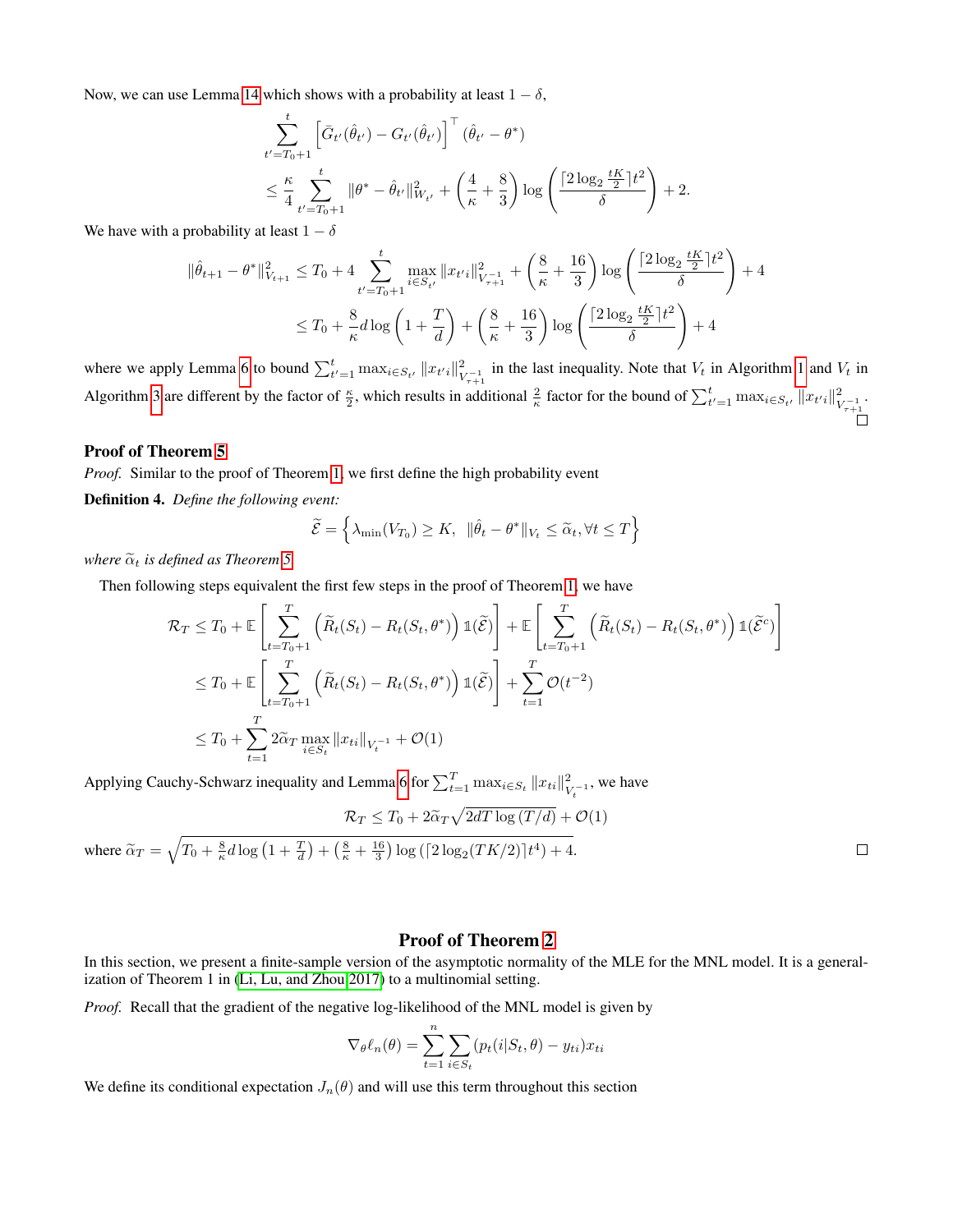Now, we can use Lemma 14 which shows with a probability at least $1-\delta$,

$$
\begin{aligned}
&\sum_{t'=T_0+1}^{t} \left[\bar{G}_{t'}(\hat{\theta}_{t'}) - G_{t'}(\hat{\theta}_{t'})\right]^\top (\hat{\theta}_{t'} - \theta^*) \\
&\le \frac{\kappa}{4} \sum_{t'=T_0+1}^{t} \|\theta^* - \hat{\theta}_{t'}\|_{W_{t'}}^2 + \left(\frac{4}{\kappa} + \frac{8}{3}\right) \log\left(\frac{\lceil 2\log_2 \frac{tK}{2} \rceil t^2}{\delta}\right) + 2.
\end{aligned}
$$

We have with a probability at least $1-\delta$

$$
\begin{aligned}
\|\hat{\theta}_{t+1} - \theta^*\|_{V_{t+1}}^2 &\le T_0 + 4 \sum_{t'=T_0+1}^{t} \max_{i \in S_{t'}} \|x_{t'i}\|_{V_{\tau+1}^{-1}}^2 + \left(\frac{8}{\kappa} + \frac{16}{3}\right) \log\left(\frac{\lceil 2\log_2 \frac{tK}{2} \rceil t^2}{\delta}\right) + 4 \\
&\le T_0 + \frac{8}{\kappa} d \log\left(1 + \frac{T}{d}\right) + \left(\frac{8}{\kappa} + \frac{16}{3}\right) \log\left(\frac{\lceil 2\log_2 \frac{tK}{2} \rceil t^2}{\delta}\right) + 4
\end{aligned}
$$

where we apply Lemma 6 to bound $\sum_{t'=1}^{t} \max_{i \in S_{t'}} \|x_{t'i}\|_{V_{\tau+1}^{-1}}^2$ in the last inequality. Note that $V_t$ in Algorithm 1 and $V_t$ in Algorithm 3 are different by the factor of $\frac{\kappa}{2}$, which results in additional $\frac{2}{\kappa}$ factor for the bound of $\sum_{t'=1}^{t} \max_{i \in S_{t'}} \|x_{t'i}\|_{V_{\tau+1}^{-1}}^2$. □

### Proof of Theorem 5

*Proof.* Similar to the proof of Theorem 1, we first define the high probability event

**Definition 4.** *Define the following event:*

$$
\widetilde{\mathcal{E}} = \left\{ \lambda_{\min}(V_{T_0}) \ge K, \; \|\hat{\theta}_t - \theta^*\|_{V_t} \le \widetilde{\alpha}_t, \forall t \le T \right\}
$$

*where $\widetilde{\alpha}_t$ is defined as Theorem 5.*

Then following steps equivalent the first few steps in the proof of Theorem 1, we have

$$
\begin{aligned}
\mathcal{R}_T &\le T_0 + \mathbb{E}\left[\sum_{t=T_0+1}^{T} \left(\widetilde{R}_t(S_t) - R_t(S_t, \theta^*)\right) \mathbb{1}(\widetilde{\mathcal{E}})\right] + \mathbb{E}\left[\sum_{t=T_0+1}^{T} \left(\widetilde{R}_t(S_t) - R_t(S_t, \theta^*)\right) \mathbb{1}(\widetilde{\mathcal{E}}^c)\right] \\
&\le T_0 + \mathbb{E}\left[\sum_{t=T_0+1}^{T} \left(\widetilde{R}_t(S_t) - R_t(S_t, \theta^*)\right) \mathbb{1}(\widetilde{\mathcal{E}})\right] + \sum_{t=1}^{T} \mathcal{O}(t^{-2}) \\
&\le T_0 + \sum_{t=1}^{T} 2\widetilde{\alpha}_T \max_{i \in S_t} \|x_{ti}\|_{V_t^{-1}} + \mathcal{O}(1)
\end{aligned}
$$

Applying Cauchy-Schwarz inequality and Lemma 6 for $\sum_{t=1}^{T} \max_{i \in S_t} \|x_{ti}\|_{V_t^{-1}}^2$, we have

$$
\mathcal{R}_T \le T_0 + 2\widetilde{\alpha}_T \sqrt{2dT \log(T/d)} + \mathcal{O}(1)
$$

where $\widetilde{\alpha}_T = \sqrt{T_0 + \frac{8}{\kappa} d \log\left(1 + \frac{T}{d}\right) + \left(\frac{8}{\kappa} + \frac{16}{3}\right) \log\left(\lceil 2\log_2(TK/2) \rceil t^4\right) + 4}$. □

## Proof of Theorem 2

In this section, we present a finite-sample version of the asymptotic normality of the MLE for the MNL model. It is a generalization of Theorem 1 in (Li, Lu, and Zhou 2017) to a multinomial setting.

*Proof.* Recall that the gradient of the negative log-likelihood of the MNL model is given by

$$
\nabla_\theta \ell_n(\theta) = \sum_{t=1}^{n} \sum_{i \in S_t} (p_t(i|S_t, \theta) - y_{ti}) x_{ti}
$$

We define its conditional expectation $J_n(\theta)$ and will use this term throughout this section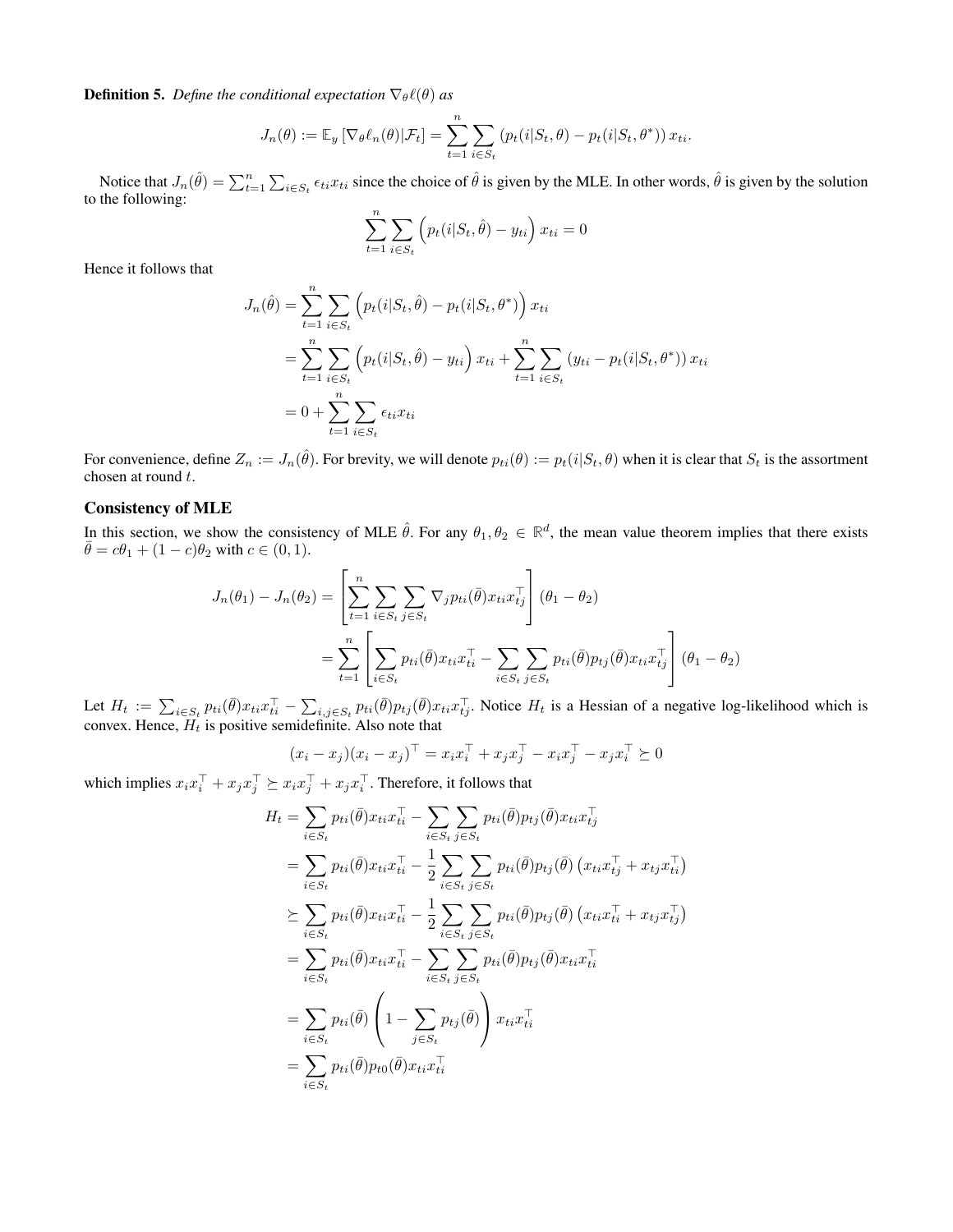**Definition 5.** *Define the conditional expectation $\nabla_\theta \ell(\theta)$ as*

$$J_n(\theta) := \mathbb{E}_y \left[\nabla_\theta \ell_n(\theta) | \mathcal{F}_t\right] = \sum_{t=1}^{n} \sum_{i \in S_t} \left(p_t(i|S_t, \theta) - p_t(i|S_t, \theta^*)\right) x_{ti}.$$

Notice that $J_n(\hat{\theta}) = \sum_{t=1}^{n} \sum_{i \in S_t} \epsilon_{ti} x_{ti}$ since the choice of $\hat{\theta}$ is given by the MLE. In other words, $\hat{\theta}$ is given by the solution to the following:

$$\sum_{t=1}^{n} \sum_{i \in S_t} \left(p_t(i|S_t, \hat{\theta}) - y_{ti}\right) x_{ti} = 0$$

Hence it follows that

$$\begin{aligned}
J_n(\hat{\theta}) &= \sum_{t=1}^{n} \sum_{i \in S_t} \left(p_t(i|S_t, \hat{\theta}) - p_t(i|S_t, \theta^*)\right) x_{ti} \\
&= \sum_{t=1}^{n} \sum_{i \in S_t} \left(p_t(i|S_t, \hat{\theta}) - y_{ti}\right) x_{ti} + \sum_{t=1}^{n} \sum_{i \in S_t} \left(y_{ti} - p_t(i|S_t, \theta^*)\right) x_{ti} \\
&= 0 + \sum_{t=1}^{n} \sum_{i \in S_t} \epsilon_{ti} x_{ti}
\end{aligned}$$

For convenience, define $Z_n := J_n(\hat{\theta})$. For brevity, we will denote $p_{ti}(\theta) := p_t(i|S_t, \theta)$ when it is clear that $S_t$ is the assortment chosen at round $t$.

## Consistency of MLE

In this section, we show the consistency of MLE $\hat{\theta}$. For any $\theta_1, \theta_2 \in \mathbb{R}^d$, the mean value theorem implies that there exists $\bar{\theta} = c\theta_1 + (1-c)\theta_2$ with $c \in (0, 1)$.

$$\begin{aligned}
J_n(\theta_1) - J_n(\theta_2) &= \left[\sum_{t=1}^{n} \sum_{i \in S_t} \sum_{j \in S_t} \nabla_j p_{ti}(\bar{\theta}) x_{ti} x_{tj}^\top\right] (\theta_1 - \theta_2) \\
&= \sum_{t=1}^{n} \left[\sum_{i \in S_t} p_{ti}(\bar{\theta}) x_{ti} x_{ti}^\top - \sum_{i \in S_t} \sum_{j \in S_t} p_{ti}(\bar{\theta}) p_{tj}(\bar{\theta}) x_{ti} x_{tj}^\top\right] (\theta_1 - \theta_2)
\end{aligned}$$

Let $H_t := \sum_{i \in S_t} p_{ti}(\bar{\theta}) x_{ti} x_{ti}^\top - \sum_{i,j \in S_t} p_{ti}(\bar{\theta}) p_{tj}(\bar{\theta}) x_{ti} x_{tj}^\top$. Notice $H_t$ is a Hessian of a negative log-likelihood which is convex. Hence, $H_t$ is positive semidefinite. Also note that

$$(x_i - x_j)(x_i - x_j)^\top = x_i x_i^\top + x_j x_j^\top - x_i x_j^\top - x_j x_i^\top \succeq 0$$

which implies $x_i x_i^\top + x_j x_j^\top \succeq x_i x_j^\top + x_j x_i^\top$. Therefore, it follows that

$$\begin{aligned}
H_t &= \sum_{i \in S_t} p_{ti}(\bar{\theta}) x_{ti} x_{ti}^\top - \sum_{i \in S_t} \sum_{j \in S_t} p_{ti}(\bar{\theta}) p_{tj}(\bar{\theta}) x_{ti} x_{tj}^\top \\
&= \sum_{i \in S_t} p_{ti}(\bar{\theta}) x_{ti} x_{ti}^\top - \frac{1}{2} \sum_{i \in S_t} \sum_{j \in S_t} p_{ti}(\bar{\theta}) p_{tj}(\bar{\theta}) \left(x_{ti} x_{tj}^\top + x_{tj} x_{ti}^\top\right) \\
&\succeq \sum_{i \in S_t} p_{ti}(\bar{\theta}) x_{ti} x_{ti}^\top - \frac{1}{2} \sum_{i \in S_t} \sum_{j \in S_t} p_{ti}(\bar{\theta}) p_{tj}(\bar{\theta}) \left(x_{ti} x_{ti}^\top + x_{tj} x_{tj}^\top\right) \\
&= \sum_{i \in S_t} p_{ti}(\bar{\theta}) x_{ti} x_{ti}^\top - \sum_{i \in S_t} \sum_{j \in S_t} p_{ti}(\bar{\theta}) p_{tj}(\bar{\theta}) x_{ti} x_{ti}^\top \\
&= \sum_{i \in S_t} p_{ti}(\bar{\theta}) \left(1 - \sum_{j \in S_t} p_{tj}(\bar{\theta})\right) x_{ti} x_{ti}^\top \\
&= \sum_{i \in S_t} p_{ti}(\bar{\theta}) p_{t0}(\bar{\theta}) x_{ti} x_{ti}^\top
\end{aligned}$$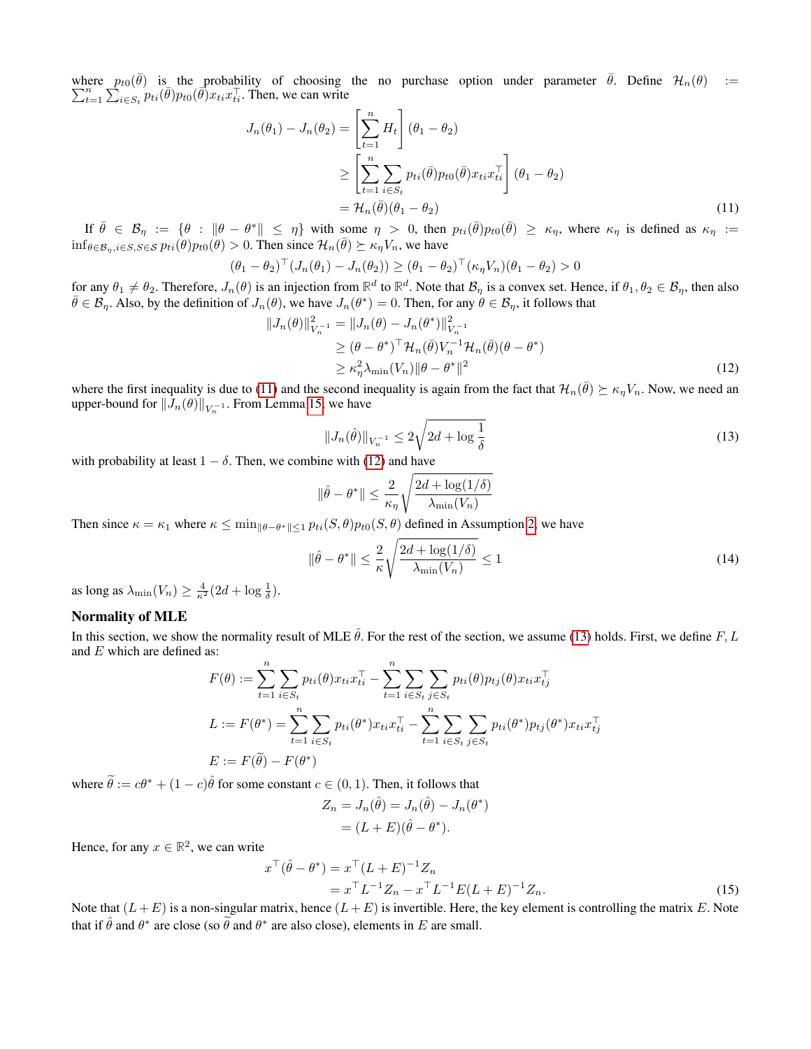where $p_{t0}(\bar{\theta})$ is the probability of choosing the no purchase option under parameter $\bar{\theta}$. Define $\mathcal{H}_n(\theta) := \sum_{t=1}^{n}\sum_{i\in S_t} p_{ti}(\theta)p_{t0}(\theta)x_{ti}x_{ti}^\top$. Then, we can write

$$
\begin{aligned}
J_n(\theta_1) - J_n(\theta_2) &= \left[\sum_{t=1}^{n} H_t\right](\theta_1 - \theta_2) \\
&\geq \left[\sum_{t=1}^{n}\sum_{i\in S_t} p_{ti}(\bar{\theta})p_{t0}(\bar{\theta})x_{ti}x_{ti}^\top\right](\theta_1 - \theta_2) \\
&= \mathcal{H}_n(\bar{\theta})(\theta_1 - \theta_2)
\end{aligned} \tag{11}
$$

If $\bar{\theta} \in \mathcal{B}_\eta := \{\theta : \|\theta - \theta^*\| \leq \eta\}$ with some $\eta > 0$, then $p_{ti}(\bar{\theta})p_{t0}(\bar{\theta}) \geq \kappa_\eta$, where $\kappa_\eta$ is defined as $\kappa_\eta := \inf_{\theta\in\mathcal{B}_\eta, i\in S, S\in\mathcal{S}} p_{ti}(\theta)p_{t0}(\theta) > 0$. Then since $\mathcal{H}_n(\bar{\theta}) \succeq \kappa_\eta V_n$, we have

$$
(\theta_1 - \theta_2)^\top(J_n(\theta_1) - J_n(\theta_2)) \geq (\theta_1 - \theta_2)^\top(\kappa_\eta V_n)(\theta_1 - \theta_2) > 0
$$

for any $\theta_1 \neq \theta_2$. Therefore, $J_n(\theta)$ is an injection from $\mathbb{R}^d$ to $\mathbb{R}^d$. Note that $\mathcal{B}_\eta$ is a convex set. Hence, if $\theta_1, \theta_2 \in \mathcal{B}_\eta$, then also $\bar{\theta} \in \mathcal{B}_\eta$. Also, by the definition of $J_n(\theta)$, we have $J_n(\theta^*) = 0$. Then, for any $\theta \in \mathcal{B}_\eta$, it follows that

$$
\begin{aligned}
\|J_n(\theta)\|^2_{V_n^{-1}} &= \|J_n(\theta) - J_n(\theta^*)\|^2_{V_n^{-1}} \\
&\geq (\theta - \theta^*)^\top \mathcal{H}_n(\bar{\theta})V_n^{-1}\mathcal{H}_n(\bar{\theta})(\theta - \theta^*) \\
&\geq \kappa_\eta^2 \lambda_{\min}(V_n)\|\theta - \theta^*\|^2
\end{aligned} \tag{12}
$$

where the first inequality is due to (11) and the second inequality is again from the fact that $\mathcal{H}_n(\bar{\theta}) \succeq \kappa_\eta V_n$. Now, we need an upper-bound for $\|J_n(\theta)\|_{V_n^{-1}}$. From Lemma 15, we have

$$
\|J_n(\hat{\theta})\|_{V_n^{-1}} \leq 2\sqrt{2d + \log\frac{1}{\delta}} \tag{13}
$$

with probability at least $1 - \delta$. Then, we combine with (12) and have

$$
\|\hat{\theta} - \theta^*\| \leq \frac{2}{\kappa_\eta}\sqrt{\frac{2d + \log(1/\delta)}{\lambda_{\min}(V_n)}}
$$

Then since $\kappa = \kappa_1$ where $\kappa \leq \min_{\|\theta - \theta^*\|\leq 1} p_{ti}(S,\theta)p_{t0}(S,\theta)$ defined in Assumption 2, we have

$$
\|\hat{\theta} - \theta^*\| \leq \frac{2}{\kappa}\sqrt{\frac{2d + \log(1/\delta)}{\lambda_{\min}(V_n)}} \leq 1 \tag{14}
$$

as long as $\lambda_{\min}(V_n) \geq \frac{4}{\kappa^2}(2d + \log\frac{1}{\delta})$.

### Normality of MLE

In this section, we show the normality result of MLE $\hat{\theta}$. For the rest of the section, we assume (13) holds. First, we define $F, L$ and $E$ which are defined as:

$$
\begin{aligned}
F(\theta) &:= \sum_{t=1}^{n}\sum_{i\in S_t} p_{ti}(\theta)x_{ti}x_{ti}^\top - \sum_{t=1}^{n}\sum_{i\in S_t}\sum_{j\in S_t} p_{ti}(\theta)p_{tj}(\theta)x_{ti}x_{tj}^\top \\
L &:= F(\theta^*) = \sum_{t=1}^{n}\sum_{i\in S_t} p_{ti}(\theta^*)x_{ti}x_{ti}^\top - \sum_{t=1}^{n}\sum_{i\in S_t}\sum_{j\in S_t} p_{ti}(\theta^*)p_{tj}(\theta^*)x_{ti}x_{tj}^\top \\
E &:= F(\widetilde{\theta}) - F(\theta^*)
\end{aligned}
$$

where $\widetilde{\theta} := c\theta^* + (1-c)\hat{\theta}$ for some constant $c \in (0,1)$. Then, it follows that

$$
\begin{aligned}
Z_n = J_n(\hat{\theta}) &= J_n(\hat{\theta}) - J_n(\theta^*) \\
&= (L + E)(\hat{\theta} - \theta^*).
\end{aligned}
$$

Hence, for any $x \in \mathbb{R}^2$, we can write

$$
\begin{aligned}
x^\top(\hat{\theta} - \theta^*) &= x^\top(L + E)^{-1}Z_n \\
&= x^\top L^{-1}Z_n - x^\top L^{-1}E(L + E)^{-1}Z_n.
\end{aligned} \tag{15}
$$

Note that $(L + E)$ is a non-singular matrix, hence $(L + E)$ is invertible. Here, the key element is controlling the matrix $E$. Note that if $\hat{\theta}$ and $\theta^*$ are close (so $\widetilde{\theta}$ and $\theta^*$ are also close), elements in $E$ are small.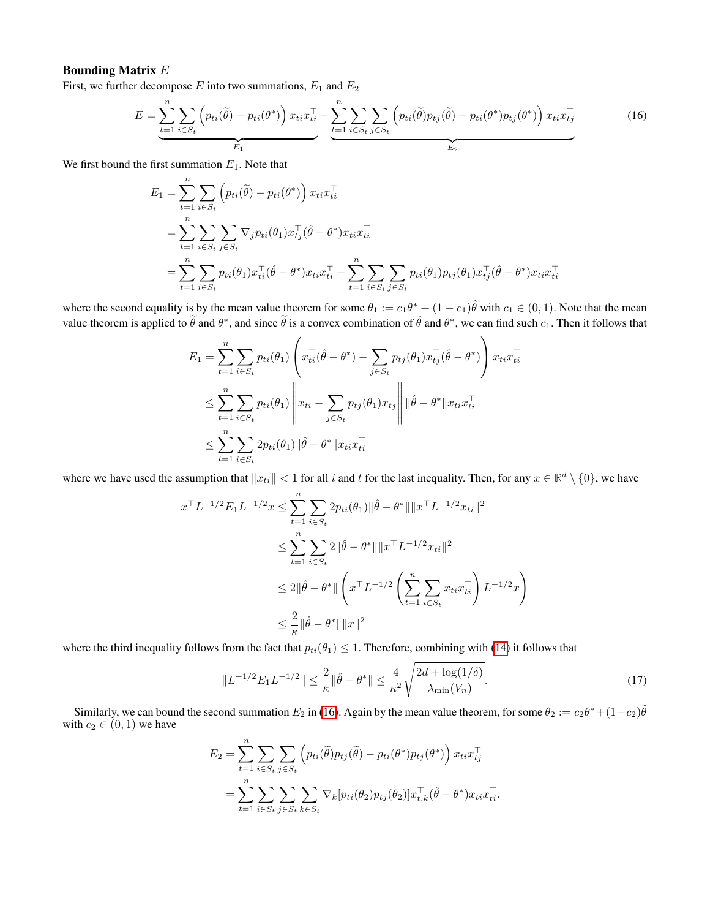**Bounding Matrix $E$**

First, we further decompose $E$ into two summations, $E_1$ and $E_2$

$$
E = \underbrace{\sum_{t=1}^{n} \sum_{i \in S_t} \left( p_{ti}(\widetilde{\theta}) - p_{ti}(\theta^*) \right) x_{ti} x_{ti}^\top}_{E_1} - \underbrace{\sum_{t=1}^{n} \sum_{i \in S_t} \sum_{j \in S_t} \left( p_{ti}(\widetilde{\theta}) p_{tj}(\widetilde{\theta}) - p_{ti}(\theta^*) p_{tj}(\theta^*) \right) x_{ti} x_{tj}^\top}_{E_2} \tag{16}
$$

We first bound the first summation $E_1$. Note that

$$
\begin{aligned}
E_1 &= \sum_{t=1}^{n} \sum_{i \in S_t} \left( p_{ti}(\widetilde{\theta}) - p_{ti}(\theta^*) \right) x_{ti} x_{ti}^\top \\
&= \sum_{t=1}^{n} \sum_{i \in S_t} \sum_{j \in S_t} \nabla_j p_{ti}(\theta_1) x_{tj}^\top (\hat{\theta} - \theta^*) x_{ti} x_{ti}^\top \\
&= \sum_{t=1}^{n} \sum_{i \in S_t} p_{ti}(\theta_1) x_{ti}^\top (\hat{\theta} - \theta^*) x_{ti} x_{ti}^\top - \sum_{t=1}^{n} \sum_{i \in S_t} \sum_{j \in S_t} p_{ti}(\theta_1) p_{tj}(\theta_1) x_{tj}^\top (\hat{\theta} - \theta^*) x_{ti} x_{ti}^\top
\end{aligned}
$$

where the second equality is by the mean value theorem for some $\theta_1 := c_1 \theta^* + (1 - c_1)\hat{\theta}$ with $c_1 \in (0, 1)$. Note that the mean value theorem is applied to $\widetilde{\theta}$ and $\theta^*$, and since $\widetilde{\theta}$ is a convex combination of $\hat{\theta}$ and $\theta^*$, we can find such $c_1$. Then it follows that

$$
\begin{aligned}
E_1 &= \sum_{t=1}^{n} \sum_{i \in S_t} p_{ti}(\theta_1) \left( x_{ti}^\top (\hat{\theta} - \theta^*) - \sum_{j \in S_t} p_{tj}(\theta_1) x_{tj}^\top (\hat{\theta} - \theta^*) \right) x_{ti} x_{ti}^\top \\
&\leq \sum_{t=1}^{n} \sum_{i \in S_t} p_{ti}(\theta_1) \left\| x_{ti} - \sum_{j \in S_t} p_{tj}(\theta_1) x_{tj} \right\| \|\hat{\theta} - \theta^*\| x_{ti} x_{ti}^\top \\
&\leq \sum_{t=1}^{n} \sum_{i \in S_t} 2 p_{ti}(\theta_1) \|\hat{\theta} - \theta^*\| x_{ti} x_{ti}^\top
\end{aligned}
$$

where we have used the assumption that $\|x_{ti}\| < 1$ for all $i$ and $t$ for the last inequality. Then, for any $x \in \mathbb{R}^d \setminus \{0\}$, we have

$$
\begin{aligned}
x^\top L^{-1/2} E_1 L^{-1/2} x &\leq \sum_{t=1}^{n} \sum_{i \in S_t} 2 p_{ti}(\theta_1) \|\hat{\theta} - \theta^*\| \|x^\top L^{-1/2} x_{ti}\|^2 \\
&\leq \sum_{t=1}^{n} \sum_{i \in S_t} 2 \|\hat{\theta} - \theta^*\| \|x^\top L^{-1/2} x_{ti}\|^2 \\
&\leq 2 \|\hat{\theta} - \theta^*\| \left( x^\top L^{-1/2} \left( \sum_{t=1}^{n} \sum_{i \in S_t} x_{ti} x_{ti}^\top \right) L^{-1/2} x \right) \\
&\leq \frac{2}{\kappa} \|\hat{\theta} - \theta^*\| \|x\|^2
\end{aligned}
$$

where the third inequality follows from the fact that $p_{ti}(\theta_1) \leq 1$. Therefore, combining with (14) it follows that

$$
\|L^{-1/2} E_1 L^{-1/2}\| \leq \frac{2}{\kappa} \|\hat{\theta} - \theta^*\| \leq \frac{4}{\kappa^2} \sqrt{\frac{2d + \log(1/\delta)}{\lambda_{\min}(V_n)}}. \tag{17}
$$

Similarly, we can bound the second summation $E_2$ in (16). Again by the mean value theorem, for some $\theta_2 := c_2 \theta^* + (1 - c_2)\hat{\theta}$ with $c_2 \in (0, 1)$ we have

$$
\begin{aligned}
E_2 &= \sum_{t=1}^{n} \sum_{i \in S_t} \sum_{j \in S_t} \left( p_{ti}(\widetilde{\theta}) p_{tj}(\widetilde{\theta}) - p_{ti}(\theta^*) p_{tj}(\theta^*) \right) x_{ti} x_{tj}^\top \\
&= \sum_{t=1}^{n} \sum_{i \in S_t} \sum_{j \in S_t} \sum_{k \in S_t} \nabla_k [p_{ti}(\theta_2) p_{tj}(\theta_2)] x_{t,k}^\top (\hat{\theta} - \theta^*) x_{ti} x_{ti}^\top.
\end{aligned}
$$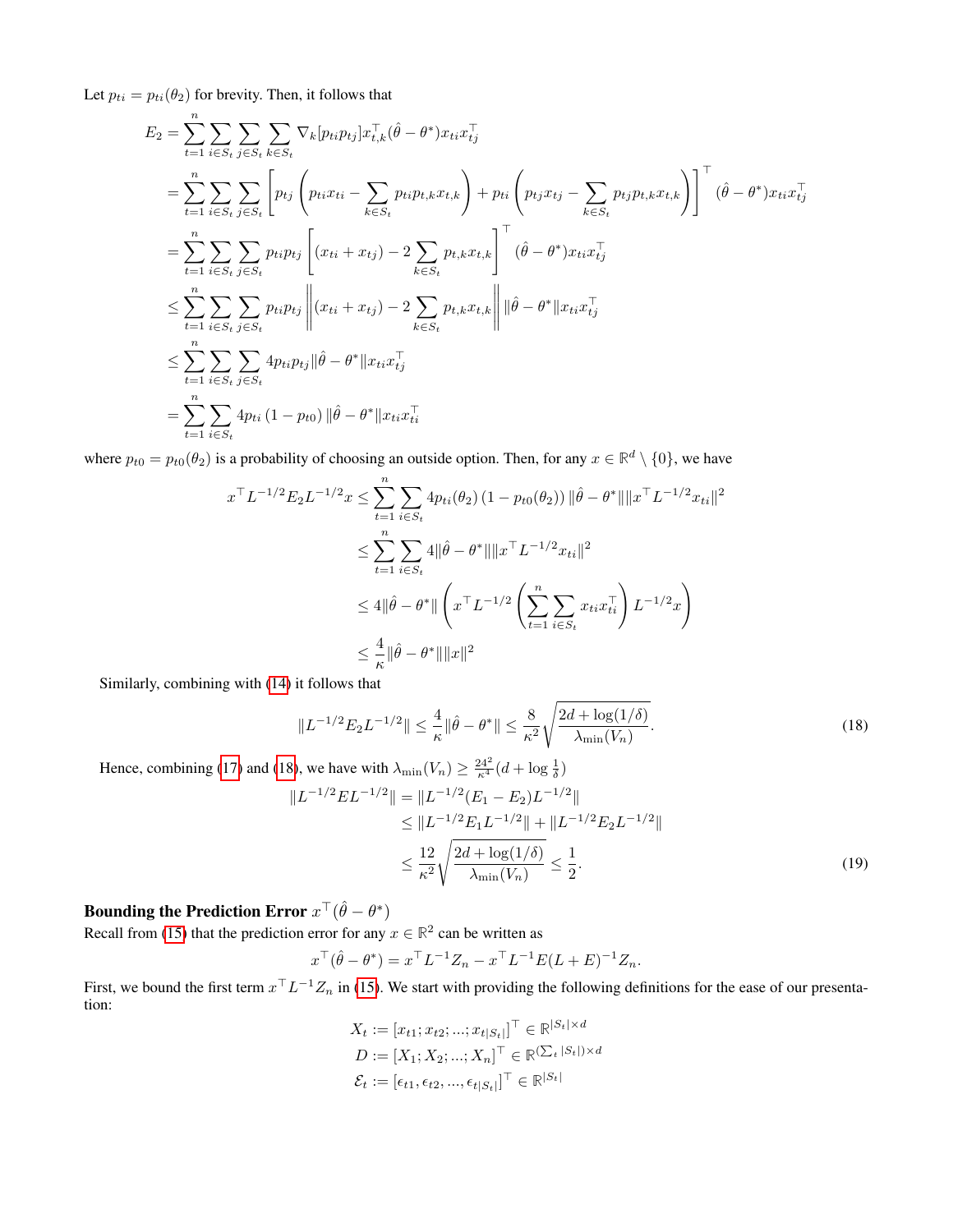Let $p_{ti} = p_{ti}(\theta_2)$ for brevity. Then, it follows that

$$
\begin{aligned}
E_2 &= \sum_{t=1}^{n} \sum_{i \in S_t} \sum_{j \in S_t} \sum_{k \in S_t} \nabla_k [p_{ti} p_{tj}] x_{t,k}^\top (\hat{\theta} - \theta^*) x_{ti} x_{tj}^\top \\
&= \sum_{t=1}^{n} \sum_{i \in S_t} \sum_{j \in S_t} \left[ p_{tj} \left( p_{ti} x_{ti} - \sum_{k \in S_t} p_{ti} p_{t,k} x_{t,k} \right) + p_{ti} \left( p_{tj} x_{tj} - \sum_{k \in S_t} p_{tj} p_{t,k} x_{t,k} \right) \right]^\top (\hat{\theta} - \theta^*) x_{ti} x_{tj}^\top \\
&= \sum_{t=1}^{n} \sum_{i \in S_t} \sum_{j \in S_t} p_{ti} p_{tj} \left[ (x_{ti} + x_{tj}) - 2 \sum_{k \in S_t} p_{t,k} x_{t,k} \right]^\top (\hat{\theta} - \theta^*) x_{ti} x_{tj}^\top \\
&\leq \sum_{t=1}^{n} \sum_{i \in S_t} \sum_{j \in S_t} p_{ti} p_{tj} \left\| (x_{ti} + x_{tj}) - 2 \sum_{k \in S_t} p_{t,k} x_{t,k} \right\| \|\hat{\theta} - \theta^*\| x_{ti} x_{tj}^\top \\
&\leq \sum_{t=1}^{n} \sum_{i \in S_t} \sum_{j \in S_t} 4 p_{ti} p_{tj} \|\hat{\theta} - \theta^*\| x_{ti} x_{tj}^\top \\
&= \sum_{t=1}^{n} \sum_{i \in S_t} 4 p_{ti} \left(1 - p_{t0}\right) \|\hat{\theta} - \theta^*\| x_{ti} x_{ti}^\top
\end{aligned}
$$

where $p_{t0} = p_{t0}(\theta_2)$ is a probability of choosing an outside option. Then, for any $x \in \mathbb{R}^d \setminus \{0\}$, we have

$$
\begin{aligned}
x^\top L^{-1/2} E_2 L^{-1/2} x &\leq \sum_{t=1}^{n} \sum_{i \in S_t} 4 p_{ti}(\theta_2) \left(1 - p_{t0}(\theta_2)\right) \|\hat{\theta} - \theta^*\| \|x^\top L^{-1/2} x_{ti}\|^2 \\
&\leq \sum_{t=1}^{n} \sum_{i \in S_t} 4 \|\hat{\theta} - \theta^*\| \|x^\top L^{-1/2} x_{ti}\|^2 \\
&\leq 4 \|\hat{\theta} - \theta^*\| \left( x^\top L^{-1/2} \left( \sum_{t=1}^{n} \sum_{i \in S_t} x_{ti} x_{ti}^\top \right) L^{-1/2} x \right) \\
&\leq \frac{4}{\kappa} \|\hat{\theta} - \theta^*\| \|x\|^2
\end{aligned}
$$

Similarly, combining with (14) it follows that

$$
\|L^{-1/2} E_2 L^{-1/2}\| \leq \frac{4}{\kappa} \|\hat{\theta} - \theta^*\| \leq \frac{8}{\kappa^2} \sqrt{\frac{2d + \log(1/\delta)}{\lambda_{\min}(V_n)}}. \tag{18}
$$

Hence, combining (17) and (18), we have with $\lambda_{\min}(V_n) \geq \frac{24^2}{\kappa^4}(d + \log \frac{1}{\delta})$

$$
\begin{aligned}
\|L^{-1/2} E L^{-1/2}\| &= \|L^{-1/2}(E_1 - E_2) L^{-1/2}\| \\
&\leq \|L^{-1/2} E_1 L^{-1/2}\| + \|L^{-1/2} E_2 L^{-1/2}\| \\
&\leq \frac{12}{\kappa^2} \sqrt{\frac{2d + \log(1/\delta)}{\lambda_{\min}(V_n)}} \leq \frac{1}{2}.
\end{aligned} \tag{19}
$$

**Bounding the Prediction Error $x^\top(\hat{\theta} - \theta^*)$**

Recall from (15) that the prediction error for any $x \in \mathbb{R}^2$ can be written as

$$
x^\top(\hat{\theta} - \theta^*) = x^\top L^{-1} Z_n - x^\top L^{-1} E (L + E)^{-1} Z_n.
$$

First, we bound the first term $x^\top L^{-1} Z_n$ in (15). We start with providing the following definitions for the ease of our presentation:

$$
\begin{aligned}
X_t &:= [x_{t1}; x_{t2}; ...; x_{t|S_t|}]^\top \in \mathbb{R}^{|S_t| \times d} \\
D &:= [X_1; X_2; ...; X_n]^\top \in \mathbb{R}^{(\sum_t |S_t|) \times d} \\
\mathcal{E}_t &:= [\epsilon_{t1}, \epsilon_{t2}, ..., \epsilon_{t|S_t|}]^\top \in \mathbb{R}^{|S_t|}
\end{aligned}
$$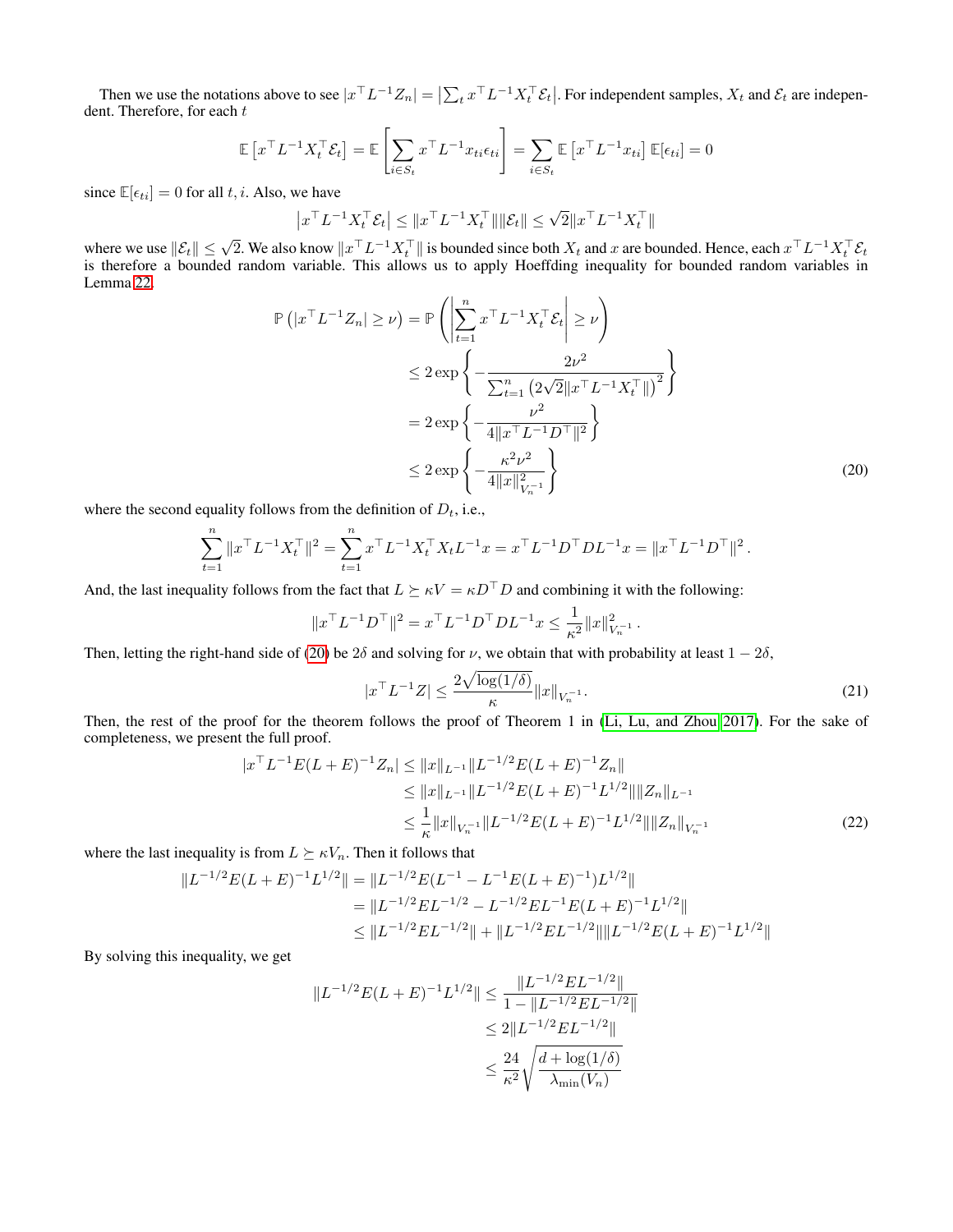Then we use the notations above to see $|x^\top L^{-1} Z_n| = \left|\sum_t x^\top L^{-1} X_t^\top \mathcal{E}_t\right|$. For independent samples, $X_t$ and $\mathcal{E}_t$ are independent. Therefore, for each $t$

$$\mathbb{E}\left[x^\top L^{-1} X_t^\top \mathcal{E}_t\right] = \mathbb{E}\left[\sum_{i \in S_t} x^\top L^{-1} x_{ti} \epsilon_{ti}\right] = \sum_{i \in S_t} \mathbb{E}\left[x^\top L^{-1} x_{ti}\right] \mathbb{E}[\epsilon_{ti}] = 0$$

since $\mathbb{E}[\epsilon_{ti}] = 0$ for all $t, i$. Also, we have

$$\left|x^\top L^{-1} X_t^\top \mathcal{E}_t\right| \le \|x^\top L^{-1} X_t^\top\| \|\mathcal{E}_t\| \le \sqrt{2} \|x^\top L^{-1} X_t^\top\|$$

where we use $\|\mathcal{E}_t\| \le \sqrt{2}$. We also know $\|x^\top L^{-1} X_t^\top\|$ is bounded since both $X_t$ and $x$ are bounded. Hence, each $x^\top L^{-1} X_t^\top \mathcal{E}_t$ is therefore a bounded random variable. This allows us to apply Hoeffding inequality for bounded random variables in Lemma 22.

$$\begin{aligned}
\mathbb{P}\left(|x^\top L^{-1} Z_n| \ge \nu\right) &= \mathbb{P}\left(\left|\sum_{t=1}^{n} x^\top L^{-1} X_t^\top \mathcal{E}_t\right| \ge \nu\right) \\
&\le 2 \exp\left\{-\frac{2\nu^2}{\sum_{t=1}^{n}\left(2\sqrt{2}\|x^\top L^{-1} X_t^\top\|\right)^2}\right\} \\
&= 2 \exp\left\{-\frac{\nu^2}{4\|x^\top L^{-1} D^\top\|^2}\right\} \\
&\le 2 \exp\left\{-\frac{\kappa^2 \nu^2}{4\|x\|^2_{V_n^{-1}}}\right\} \qquad (20)
\end{aligned}$$

where the second equality follows from the definition of $D_t$, i.e.,

$$\sum_{t=1}^{n} \|x^\top L^{-1} X_t^\top\|^2 = \sum_{t=1}^{n} x^\top L^{-1} X_t^\top X_t L^{-1} x = x^\top L^{-1} D^\top D L^{-1} x = \|x^\top L^{-1} D^\top\|^2 .$$

And, the last inequality follows from the fact that $L \succeq \kappa V = \kappa D^\top D$ and combining it with the following:

$$\|x^\top L^{-1} D^\top\|^2 = x^\top L^{-1} D^\top D L^{-1} x \le \frac{1}{\kappa^2}\|x\|^2_{V_n^{-1}} .$$

Then, letting the right-hand side of (20) be $2\delta$ and solving for $\nu$, we obtain that with probability at least $1 - 2\delta$,

$$|x^\top L^{-1} Z| \le \frac{2\sqrt{\log(1/\delta)}}{\kappa} \|x\|_{V_n^{-1}}. \qquad (21)$$

Then, the rest of the proof for the theorem follows the proof of Theorem 1 in (Li, Lu, and Zhou 2017). For the sake of completeness, we present the full proof.

$$\begin{aligned}
|x^\top L^{-1} E (L+E)^{-1} Z_n| &\le \|x\|_{L^{-1}} \|L^{-1/2} E (L+E)^{-1} Z_n\| \\
&\le \|x\|_{L^{-1}} \|L^{-1/2} E (L+E)^{-1} L^{1/2}\| \|Z_n\|_{L^{-1}} \\
&\le \frac{1}{\kappa} \|x\|_{V_n^{-1}} \|L^{-1/2} E (L+E)^{-1} L^{1/2}\| \|Z_n\|_{V_n^{-1}} \qquad (22)
\end{aligned}$$

where the last inequality is from $L \succeq \kappa V_n$. Then it follows that

$$\begin{aligned}
\|L^{-1/2} E (L+E)^{-1} L^{1/2}\| &= \|L^{-1/2} E (L^{-1} - L^{-1} E (L+E)^{-1}) L^{1/2}\| \\
&= \|L^{-1/2} E L^{-1/2} - L^{-1/2} E L^{-1} E (L+E)^{-1} L^{1/2}\| \\
&\le \|L^{-1/2} E L^{-1/2}\| + \|L^{-1/2} E L^{-1/2}\| \|L^{-1/2} E (L+E)^{-1} L^{1/2}\|
\end{aligned}$$

By solving this inequality, we get

$$\begin{aligned}
\|L^{-1/2} E (L+E)^{-1} L^{1/2}\| &\le \frac{\|L^{-1/2} E L^{-1/2}\|}{1 - \|L^{-1/2} E L^{-1/2}\|} \\
&\le 2\|L^{-1/2} E L^{-1/2}\| \\
&\le \frac{24}{\kappa^2} \sqrt{\frac{d + \log(1/\delta)}{\lambda_{\min}(V_n)}}
\end{aligned}$$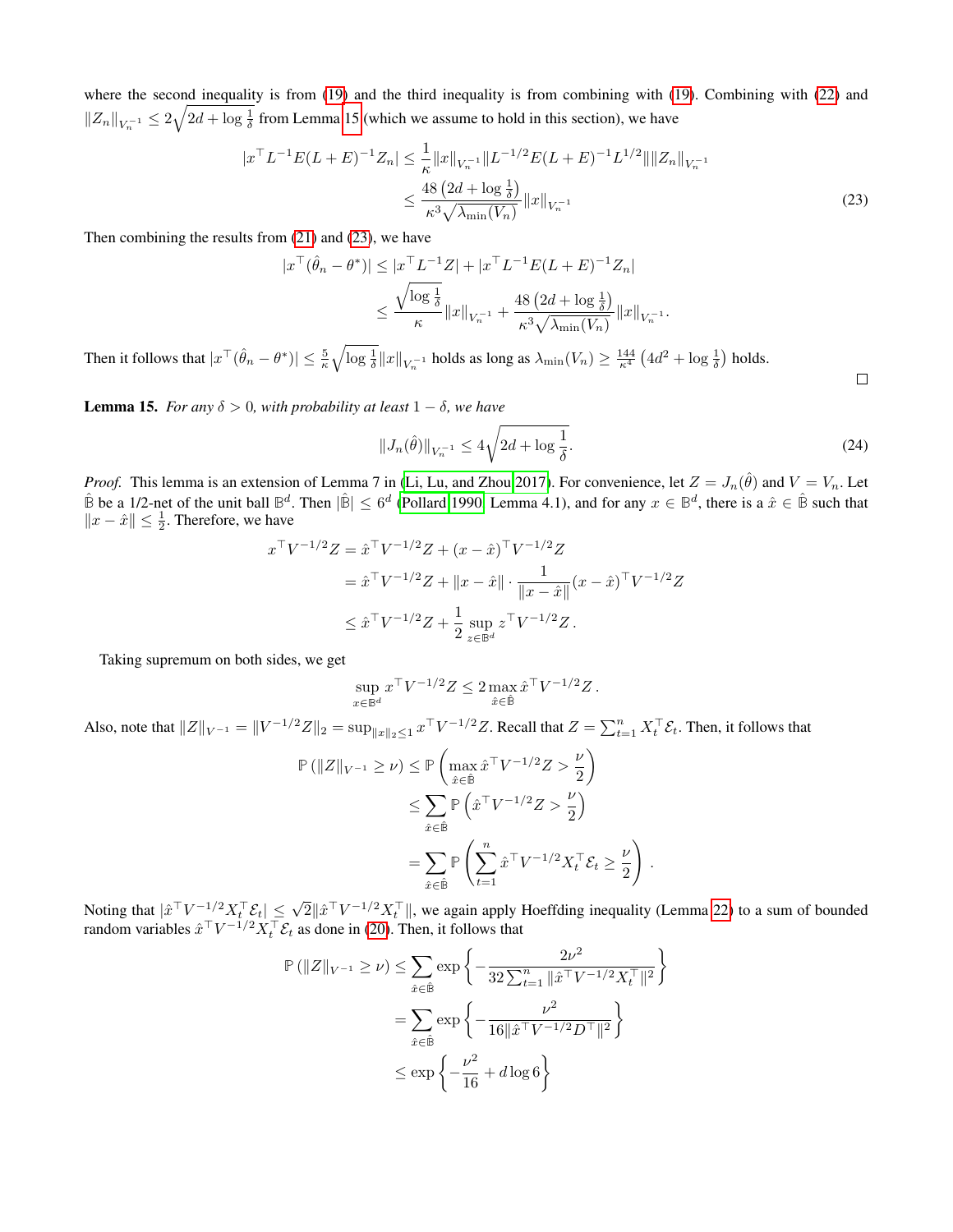where the second inequality is from (19) and the third inequality is from combining with (19). Combining with (22) and $\|Z_n\|_{V_n^{-1}} \le 2\sqrt{2d + \log\frac{1}{\delta}}$ from Lemma 15 (which we assume to hold in this section), we have

$$
\begin{aligned}
|x^\top L^{-1} E (L+E)^{-1} Z_n| &\le \frac{1}{\kappa}\|x\|_{V_n^{-1}} \|L^{-1/2} E (L+E)^{-1} L^{1/2}\| \|Z_n\|_{V_n^{-1}} \\
&\le \frac{48\left(2d + \log\frac{1}{\delta}\right)}{\kappa^3 \sqrt{\lambda_{\min}(V_n)}} \|x\|_{V_n^{-1}}
\end{aligned}
\tag{23}
$$

Then combining the results from (21) and (23), we have

$$
\begin{aligned}
|x^\top(\hat{\theta}_n - \theta^*)| &\le |x^\top L^{-1} Z| + |x^\top L^{-1} E (L+E)^{-1} Z_n| \\
&\le \frac{\sqrt{\log\frac{1}{\delta}}}{\kappa}\|x\|_{V_n^{-1}} + \frac{48\left(2d + \log\frac{1}{\delta}\right)}{\kappa^3 \sqrt{\lambda_{\min}(V_n)}}\|x\|_{V_n^{-1}}.
\end{aligned}
$$

Then it follows that $|x^\top(\hat{\theta}_n - \theta^*)| \le \frac{5}{\kappa}\sqrt{\log\frac{1}{\delta}}\|x\|_{V_n^{-1}}$ holds as long as $\lambda_{\min}(V_n) \ge \frac{144}{\kappa^4}\left(4d^2 + \log\frac{1}{\delta}\right)$ holds. ☐

**Lemma 15.** *For any $\delta > 0$, with probability at least $1 - \delta$, we have*

$$
\|J_n(\hat{\theta})\|_{V_n^{-1}} \le 4\sqrt{2d + \log\frac{1}{\delta}}. \tag{24}
$$

*Proof.* This lemma is an extension of Lemma 7 in (Li, Lu, and Zhou 2017). For convenience, let $Z = J_n(\hat{\theta})$ and $V = V_n$. Let $\hat{\mathbb{B}}$ be a 1/2-net of the unit ball $\mathbb{B}^d$. Then $|\hat{\mathbb{B}}| \le 6^d$ (Pollard 1990, Lemma 4.1), and for any $x \in \mathbb{B}^d$, there is a $\hat{x} \in \hat{\mathbb{B}}$ such that $\|x - \hat{x}\| \le \frac{1}{2}$. Therefore, we have

$$
\begin{aligned}
x^\top V^{-1/2} Z &= \hat{x}^\top V^{-1/2} Z + (x - \hat{x})^\top V^{-1/2} Z \\
&= \hat{x}^\top V^{-1/2} Z + \|x - \hat{x}\| \cdot \frac{1}{\|x - \hat{x}\|}(x - \hat{x})^\top V^{-1/2} Z \\
&\le \hat{x}^\top V^{-1/2} Z + \frac{1}{2}\sup_{z \in \mathbb{B}^d} z^\top V^{-1/2} Z\,.
\end{aligned}
$$

Taking supremum on both sides, we get

$$
\sup_{x \in \mathbb{B}^d} x^\top V^{-1/2} Z \le 2 \max_{\hat{x} \in \hat{\mathbb{B}}} \hat{x}^\top V^{-1/2} Z\,.
$$

Also, note that $\|Z\|_{V^{-1}} = \|V^{-1/2} Z\|_2 = \sup_{\|x\|_2 \le 1} x^\top V^{-1/2} Z$. Recall that $Z = \sum_{t=1}^n X_t^\top \mathcal{E}_t$. Then, it follows that

$$
\begin{aligned}
\mathbb{P}\left(\|Z\|_{V^{-1}} \ge \nu\right) &\le \mathbb{P}\left(\max_{\hat{x} \in \hat{\mathbb{B}}} \hat{x}^\top V^{-1/2} Z > \frac{\nu}{2}\right) \\
&\le \sum_{\hat{x} \in \hat{\mathbb{B}}} \mathbb{P}\left(\hat{x}^\top V^{-1/2} Z > \frac{\nu}{2}\right) \\
&= \sum_{\hat{x} \in \hat{\mathbb{B}}} \mathbb{P}\left(\sum_{t=1}^n \hat{x}^\top V^{-1/2} X_t^\top \mathcal{E}_t \ge \frac{\nu}{2}\right)\,.
\end{aligned}
$$

Noting that $|\hat{x}^\top V^{-1/2} X_t^\top \mathcal{E}_t| \le \sqrt{2}\|\hat{x}^\top V^{-1/2} X_t^\top\|$, we again apply Hoeffding inequality (Lemma 22) to a sum of bounded random variables $\hat{x}^\top V^{-1/2} X_t^\top \mathcal{E}_t$ as done in (20). Then, it follows that

$$
\begin{aligned}
\mathbb{P}\left(\|Z\|_{V^{-1}} \ge \nu\right) &\le \sum_{\hat{x} \in \hat{\mathbb{B}}} \exp\left\{-\frac{2\nu^2}{32\sum_{t=1}^n \|\hat{x}^\top V^{-1/2} X_t^\top\|^2}\right\} \\
&= \sum_{\hat{x} \in \hat{\mathbb{B}}} \exp\left\{-\frac{\nu^2}{16\|\hat{x}^\top V^{-1/2} D^\top\|^2}\right\} \\
&\le \exp\left\{-\frac{\nu^2}{16} + d\log 6\right\}
\end{aligned}
$$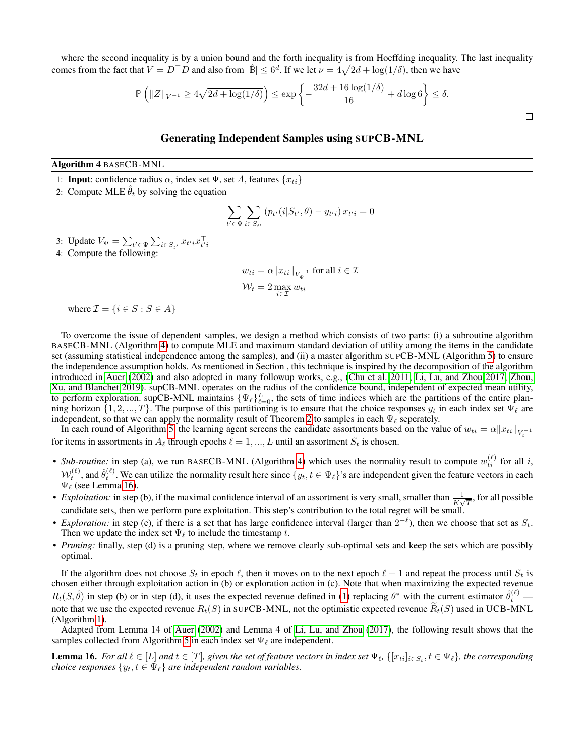where the second inequality is by a union bound and the forth inequality is from Hoeffding inequality. The last inequality comes from the fact that $V = D^\top D$ and also from $|\hat{\mathbb{B}}| \le 6^d$. If we let $\nu = 4\sqrt{2d + \log(1/\delta)}$, then we have

$$\mathbb{P}\left(\|Z\|_{V^{-1}} \ge 4\sqrt{2d + \log(1/\delta)}\right) \le \exp\left\{-\frac{32d + 16\log(1/\delta)}{16} + d\log 6\right\} \le \delta.$$

□

## Generating Independent Samples using SUPCB-MNL

**Algorithm 4** BASECB-MNL

1: **Input**: confidence radius $\alpha$, index set $\Psi$, set $A$, features $\{x_{ti}\}$

2: Compute MLE $\hat{\theta}_t$ by solving the equation

$$\sum_{t' \in \Psi} \sum_{i \in S_{t'}} \left(p_{t'}(i|S_{t'}, \theta) - y_{t'i}\right) x_{t'i} = 0$$

3: Update $V_\Psi = \sum_{t' \in \Psi} \sum_{i \in S_{t'}} x_{t'i} x_{t'i}^\top$

4: Compute the following:

$$w_{ti} = \alpha \|x_{ti}\|_{V_\Psi^{-1}} \text{ for all } i \in \mathcal{I}$$
$$\mathcal{W}_t = 2 \max_{i \in \mathcal{I}} w_{ti}$$

where $\mathcal{I} = \{i \in S : S \in A\}$

To overcome the issue of dependent samples, we design a method which consists of two parts: (i) a subroutine algorithm BASECB-MNL (Algorithm 4) to compute MLE and maximum standard deviation of utility among the items in the candidate set (assuming statistical independence among the samples), and (ii) a master algorithm SUPCB-MNL (Algorithm 5) to ensure the independence assumption holds. As mentioned in Section , this technique is inspired by the decomposition of the algorithm introduced in Auer (2002) and also adopted in many followup works, e.g., (Chu et al. 2011; Li, Lu, and Zhou 2017; Zhou, Xu, and Blanchet 2019). supCB-MNL operates on the radius of the confidence bound, independent of expected mean utility, to perform exploration. supCB-MNL maintains $\{\Psi_\ell\}_{\ell=0}^L$, the sets of time indices which are the partitions of the entire planning horizon $\{1, 2, ..., T\}$. The purpose of this partitioning is to ensure that the choice responses $y_t$ in each index set $\Psi_\ell$ are independent, so that we can apply the normality result of Theorem 2 to samples in each $\Psi_\ell$ seperately.

In each round of Algorithm 5, the learning agent screens the candidate assortments based on the value of $w_{ti} = \alpha\|x_{ti}\|_{V_t^{-1}}$ for items in assortments in $A_\ell$ through epochs $\ell = 1, ..., L$ until an assortment $S_t$ is chosen.

- *Sub-routine:* in step (a), we run BASECB-MNL (Algorithm 4) which uses the normality result to compute $w_{ti}^{(\ell)}$ for all $i$, $\mathcal{W}_t^{(\ell)}$, and $\hat{\theta}_t^{(\ell)}$. We can utilize the normality result here since $\{y_t, t \in \Psi_\ell\}$'s are independent given the feature vectors in each $\Psi_\ell$ (see Lemma 16).
- *Exploitation:* in step (b), if the maximal confidence interval of an assortment is very small, smaller than $\frac{1}{K\sqrt{T}}$, for all possible candidate sets, then we perform pure exploitation. This step's contribution to the total regret will be small.
- *Exploration:* in step (c), if there is a set that has large confidence interval (larger than $2^{-\ell}$), then we choose that set as $S_t$. Then we update the index set $\Psi_\ell$ to include the timestamp $t$.
- *Pruning:* finally, step (d) is a pruning step, where we remove clearly sub-optimal sets and keep the sets which are possibly optimal.

If the algorithm does not choose $S_t$ in epoch $\ell$, then it moves on to the next epoch $\ell + 1$ and repeat the process until $S_t$ is chosen either through exploitation action in (b) or exploration action in (c). Note that when maximizing the expected revenue $R_t(S, \hat{\theta})$ in step (b) or in step (d), it uses the expected revenue defined in (1) replacing $\theta^*$ with the current estimator $\hat{\theta}_t^{(\ell)}$ — note that we use the expected revenue $R_t(S)$ in SUPCB-MNL, not the optimistic expected revenue $\widetilde{R}_t(S)$ used in UCB-MNL (Algorithm 1).

Adapted from Lemma 14 of Auer (2002) and Lemma 4 of Li, Lu, and Zhou (2017), the following result shows that the samples collected from Algorithm 5 in each index set $\Psi_\ell$ are independent.

**Lemma 16.** *For all $\ell \in [L]$ and $t \in [T]$, given the set of feature vectors in index set $\Psi_\ell$, $\{[x_{ti}]_{i \in S_t}, t \in \Psi_\ell\}$, the corresponding choice responses $\{y_t, t \in \Psi_\ell\}$ are independent random variables.*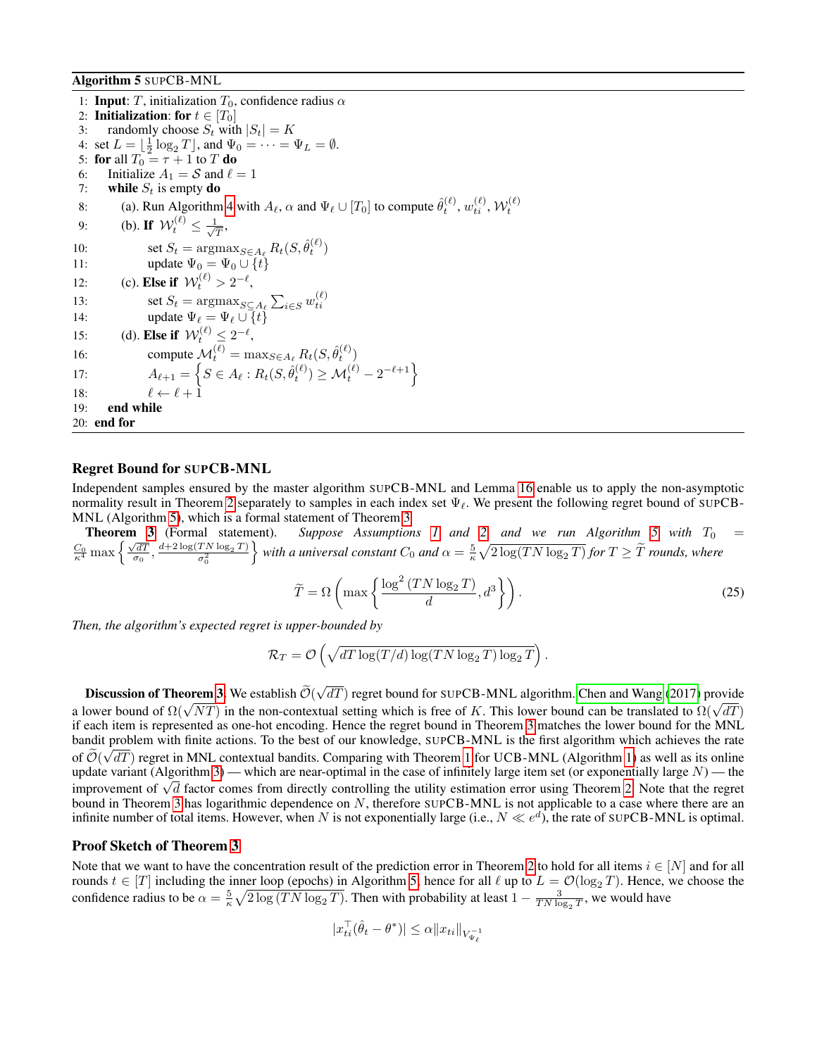**Algorithm 5** SUPCB-MNL

```
1: Input: T, initialization T_0, confidence radius α
2: Initialization: for t ∈ [T_0]
3:     randomly choose S_t with |S_t| = K
4: set L = ⌊(1/2) log_2 T⌋, and Ψ_0 = ··· = Ψ_L = ∅.
5: for all T_0 = τ + 1 to T do
6:     Initialize A_1 = S and ℓ = 1
7:     while S_t is empty do
8:         (a). Run Algorithm 4 with A_ℓ, α and Ψ_ℓ ∪ [T_0] to compute θ̂_t^(ℓ), w_ti^(ℓ), W_t^(ℓ)
9:         (b). If W_t^(ℓ) ≤ 1/√T,
10:            set S_t = argmax_{S∈A_ℓ} R_t(S, θ̂_t^(ℓ))
11:            update Ψ_0 = Ψ_0 ∪ {t}
12:        (c). Else if W_t^(ℓ) > 2^{-ℓ},
13:            set S_t = argmax_{S⊆A_ℓ} Σ_{i∈S} w_ti^(ℓ)
14:            update Ψ_ℓ = Ψ_ℓ ∪ {t}
15:        (d). Else if W_t^(ℓ) ≤ 2^{-ℓ},
16:            compute M_t^(ℓ) = max_{S∈A_ℓ} R_t(S, θ̂_t^(ℓ))
17:            A_{ℓ+1} = { S ∈ A_ℓ : R_t(S, θ̂_t^(ℓ)) ≥ M_t^(ℓ) − 2^{-ℓ+1} }
18:            ℓ ← ℓ + 1
19:    end while
20: end for
```

## Regret Bound for SUPCB-MNL

Independent samples ensured by the master algorithm SUPCB-MNL and Lemma 16 enable us to apply the non-asymptotic normality result in Theorem 2 separately to samples in each index set $\Psi_\ell$. We present the following regret bound of SUPCB-MNL (Algorithm 5), which is a formal statement of Theorem 3.

**Theorem 3** (Formal statement). *Suppose Assumptions 1 and 2, and we run Algorithm 5 with $T_0 = \frac{C_0}{\kappa^4}\max\left\{\frac{\sqrt{dT}}{\sigma_0}, \frac{d+2\log(TN\log_2 T)}{\sigma_0^2}\right\}$ with a universal constant $C_0$ and $\alpha = \frac{5}{\kappa}\sqrt{2\log(TN\log_2 T)}$ for $T \geq \widetilde{T}$ rounds, where*

$$\widetilde{T} = \Omega\left(\max\left\{\frac{\log^2(TN\log_2 T)}{d}, d^3\right\}\right). \tag{25}$$

*Then, the algorithm's expected regret is upper-bounded by*

$$\mathcal{R}_T = \mathcal{O}\left(\sqrt{dT\log(T/d)\log(TN\log_2 T)\log_2 T}\right).$$

**Discussion of Theorem 3.** We establish $\widetilde{\mathcal{O}}(\sqrt{dT})$ regret bound for SUPCB-MNL algorithm. Chen and Wang (2017) provide a lower bound of $\Omega(\sqrt{NT})$ in the non-contextual setting which is free of $K$. This lower bound can be translated to $\Omega(\sqrt{dT})$ if each item is represented as one-hot encoding. Hence the regret bound in Theorem 3 matches the lower bound for the MNL bandit problem with finite actions. To the best of our knowledge, SUPCB-MNL is the first algorithm which achieves the rate of $\widetilde{\mathcal{O}}(\sqrt{dT})$ regret in MNL contextual bandits. Comparing with Theorem 1 for UCB-MNL (Algorithm 1) as well as its online update variant (Algorithm 3) — which are near-optimal in the case of infinitely large item set (or exponentially large $N$) — the improvement of $\sqrt{d}$ factor comes from directly controlling the utility estimation error using Theorem 2. Note that the regret bound in Theorem 3 has logarithmic dependence on $N$, therefore SUPCB-MNL is not applicable to a case where there are an infinite number of total items. However, when $N$ is not exponentially large (i.e., $N \ll e^d$), the rate of SUPCB-MNL is optimal.

## Proof Sketch of Theorem 3

Note that we want to have the concentration result of the prediction error in Theorem 2 to hold for all items $i \in [N]$ and for all rounds $t \in [T]$ including the inner loop (epochs) in Algorithm 5, hence for all $\ell$ up to $L = \mathcal{O}(\log_2 T)$. Hence, we choose the confidence radius to be $\alpha = \frac{5}{\kappa}\sqrt{2\log(TN\log_2 T)}$. Then with probability at least $1 - \frac{3}{TN\log_2 T}$, we would have

$$|x_{ti}^\top(\hat{\theta}_t - \theta^*)| \leq \alpha\|x_{ti}\|_{V_{\Psi_\ell}^{-1}}$$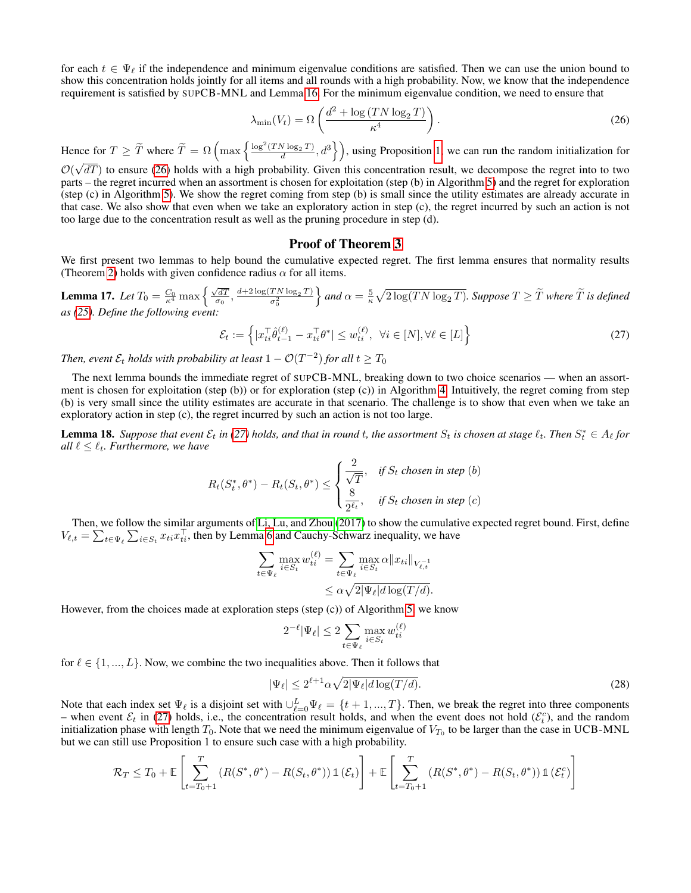for each $t \in \Psi_\ell$ if the independence and minimum eigenvalue conditions are satisfied. Then we can use the union bound to show this concentration holds jointly for all items and all rounds with a high probability. Now, we know that the independence requirement is satisfied by SUPCB-MNL and Lemma 16. For the minimum eigenvalue condition, we need to ensure that

$$\lambda_{\min}(V_t) = \Omega\left(\frac{d^2 + \log(TN\log_2 T)}{\kappa^4}\right). \tag{26}$$

Hence for $T \geq \widetilde{T}$ where $\widetilde{T} = \Omega\left(\max\left\{\frac{\log^2(TN\log_2 T)}{d}, d^3\right\}\right)$, using Proposition 1, we can run the random initialization for $\mathcal{O}(\sqrt{dT})$ to ensure (26) holds with a high probability. Given this concentration result, we decompose the regret into to two parts – the regret incurred when an assortment is chosen for exploitation (step (b) in Algorithm 5) and the regret for exploration (step (c) in Algorithm 5). We show the regret coming from step (b) is small since the utility estimates are already accurate in that case. We also show that even when we take an exploratory action in step (c), the regret incurred by such an action is not too large due to the concentration result as well as the pruning procedure in step (d).

## Proof of Theorem 3

We first present two lemmas to help bound the cumulative expected regret. The first lemma ensures that normality results (Theorem 2) holds with given confidence radius $\alpha$ for all items.

**Lemma 17.** *Let $T_0 = \frac{C_0}{\kappa^4}\max\left\{\frac{\sqrt{dT}}{\sigma_0}, \frac{d+2\log(TN\log_2 T)}{\sigma_0^2}\right\}$ and $\alpha = \frac{5}{\kappa}\sqrt{2\log(TN\log_2 T)}$. Suppose $T \geq \widetilde{T}$ where $\widetilde{T}$ is defined as (25). Define the following event:*

$$\mathcal{E}_t := \left\{|x_{ti}^\top \hat{\theta}_{t-1}^{(\ell)} - x_{ti}^\top \theta^*| \leq w_{ti}^{(\ell)}, \ \forall i \in [N], \forall \ell \in [L]\right\} \tag{27}$$

*Then, event $\mathcal{E}_t$ holds with probability at least $1 - \mathcal{O}(T^{-2})$ for all $t \geq T_0$*

The next lemma bounds the immediate regret of SUPCB-MNL, breaking down to two choice scenarios — when an assortment is chosen for exploitation (step (b)) or for exploration (step (c)) in Algorithm 4. Intuitively, the regret coming from step (b) is very small since the utility estimates are accurate in that scenario. The challenge is to show that even when we take an exploratory action in step (c), the regret incurred by such an action is not too large.

**Lemma 18.** *Suppose that event $\mathcal{E}_t$ in (27) holds, and that in round $t$, the assortment $S_t$ is chosen at stage $\ell_t$. Then $S_t^* \in A_\ell$ for all $\ell \leq \ell_t$. Furthermore, we have*

$$R_t(S_t^*, \theta^*) - R_t(S_t, \theta^*) \leq \begin{cases} \dfrac{2}{\sqrt{T}}, & \text{if } S_t \text{ chosen in step (b)} \\ \dfrac{8}{2^{\ell_t}}, & \text{if } S_t \text{ chosen in step (c)} \end{cases}$$

Then, we follow the similar arguments of Li, Lu, and Zhou (2017) to show the cumulative expected regret bound. First, define $V_{\ell,t} = \sum_{t\in\Psi_\ell}\sum_{i\in S_t} x_{ti}x_{ti}^\top$, then by Lemma 6 and Cauchy-Schwarz inequality, we have

$$\begin{aligned}\sum_{t\in\Psi_\ell}\max_{i\in S_t} w_{ti}^{(\ell)} &= \sum_{t\in\Psi_\ell}\max_{i\in S_t}\alpha\|x_{ti}\|_{V_{\ell,t}^{-1}} \\ &\leq \alpha\sqrt{2|\Psi_\ell| d\log(T/d)}.\end{aligned}$$

However, from the choices made at exploration steps (step (c)) of Algorithm 5, we know

$$2^{-\ell}|\Psi_\ell| \leq 2\sum_{t\in\Psi_\ell}\max_{i\in S_t} w_{ti}^{(\ell)}$$

for $\ell \in \{1, ..., L\}$. Now, we combine the two inequalities above. Then it follows that

$$|\Psi_\ell| \leq 2^{\ell+1}\alpha\sqrt{2|\Psi_\ell| d\log(T/d)}. \tag{28}$$

Note that each index set $\Psi_\ell$ is a disjoint set with $\cup_{\ell=0}^L \Psi_\ell = \{t+1, ..., T\}$. Then, we break the regret into three components – when event $\mathcal{E}_t$ in (27) holds, i.e., the concentration result holds, and when the event does not hold ($\mathcal{E}_t^c$), and the random initialization phase with length $T_0$. Note that we need the minimum eigenvalue of $V_{T_0}$ to be larger than the case in UCB-MNL but we can still use Proposition 1 to ensure such case with a high probability.

$$\mathcal{R}_T \leq T_0 + \mathbb{E}\left[\sum_{t=T_0+1}^T \left(R(S^*, \theta^*) - R(S_t, \theta^*)\right)\mathbb{1}(\mathcal{E}_t)\right] + \mathbb{E}\left[\sum_{t=T_0+1}^T \left(R(S^*, \theta^*) - R(S_t, \theta^*)\right)\mathbb{1}(\mathcal{E}_t^c)\right]$$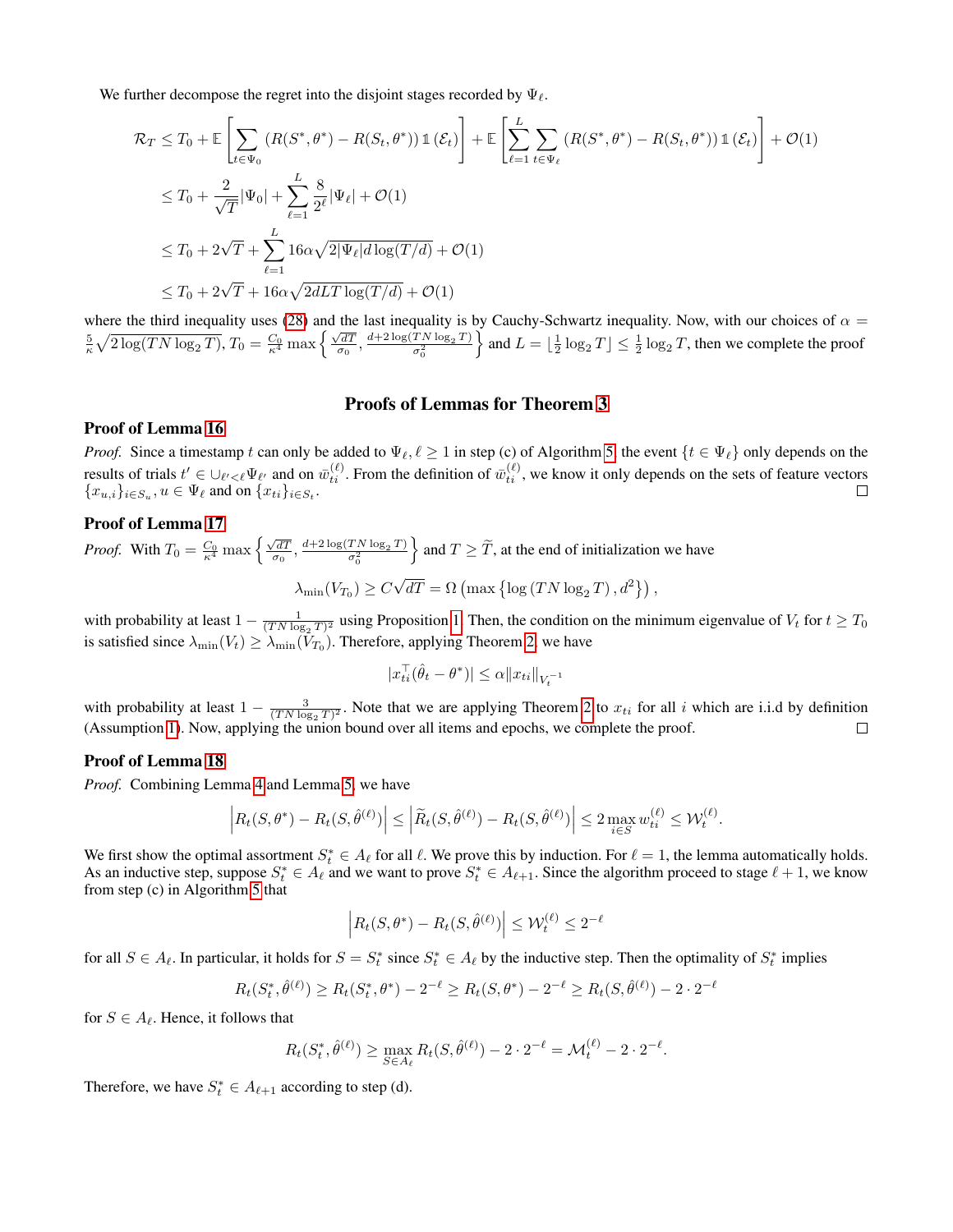We further decompose the regret into the disjoint stages recorded by $\Psi_\ell$.

$$
\begin{aligned}
\mathcal{R}_T &\leq T_0 + \mathbb{E}\left[\sum_{t\in\Psi_0}\left(R(S^*,\theta^*) - R(S_t,\theta^*)\right)\mathbb{1}\left(\mathcal{E}_t\right)\right] + \mathbb{E}\left[\sum_{\ell=1}^{L}\sum_{t\in\Psi_\ell}\left(R(S^*,\theta^*) - R(S_t,\theta^*)\right)\mathbb{1}\left(\mathcal{E}_t\right)\right] + \mathcal{O}(1) \\
&\leq T_0 + \frac{2}{\sqrt{T}}|\Psi_0| + \sum_{\ell=1}^{L}\frac{8}{2^\ell}|\Psi_\ell| + \mathcal{O}(1) \\
&\leq T_0 + 2\sqrt{T} + \sum_{\ell=1}^{L}16\alpha\sqrt{2|\Psi_\ell|d\log(T/d)} + \mathcal{O}(1) \\
&\leq T_0 + 2\sqrt{T} + 16\alpha\sqrt{2dLT\log(T/d)} + \mathcal{O}(1)
\end{aligned}
$$

where the third inequality uses (28) and the last inequality is by Cauchy-Schwartz inequality. Now, with our choices of $\alpha = \frac{5}{\kappa}\sqrt{2\log(TN\log_2 T)}$, $T_0 = \frac{C_0}{\kappa^4}\max\left\{\frac{\sqrt{dT}}{\sigma_0}, \frac{d+2\log(TN\log_2 T)}{\sigma_0^2}\right\}$ and $L = \lfloor\frac{1}{2}\log_2 T\rfloor \leq \frac{1}{2}\log_2 T$, then we complete the proof

## Proofs of Lemmas for Theorem 3

### Proof of Lemma 16

*Proof.* Since a timestamp $t$ can only be added to $\Psi_\ell, \ell \geq 1$ in step (c) of Algorithm 5, the event $\{t \in \Psi_\ell\}$ only depends on the results of trials $t' \in \cup_{\ell'<\ell}\Psi_{\ell'}$ and on $\bar{w}_{ti}^{(\ell)}$. From the definition of $\bar{w}_{ti}^{(\ell)}$, we know it only depends on the sets of feature vectors $\{x_{u,i}\}_{i\in S_u}, u \in \Psi_\ell$ and on $\{x_{ti}\}_{i\in S_t}$. $\square$

### Proof of Lemma 17

*Proof.* With $T_0 = \frac{C_0}{\kappa^4}\max\left\{\frac{\sqrt{dT}}{\sigma_0}, \frac{d+2\log(TN\log_2 T)}{\sigma_0^2}\right\}$ and $T \geq \widetilde{T}$, at the end of initialization we have

$$
\lambda_{\min}(V_{T_0}) \geq C\sqrt{dT} = \Omega\left(\max\left\{\log\left(TN\log_2 T\right), d^2\right\}\right),
$$

with probability at least $1 - \frac{1}{(TN\log_2 T)^2}$ using Proposition 1. Then, the condition on the minimum eigenvalue of $V_t$ for $t \geq T_0$ is satisfied since $\lambda_{\min}(V_t) \geq \lambda_{\min}(V_{T_0})$. Therefore, applying Theorem 2, we have

$$
|x_{ti}^\top(\hat{\theta}_t - \theta^*)| \leq \alpha\|x_{ti}\|_{V_t^{-1}}
$$

with probability at least $1 - \frac{3}{(TN\log_2 T)^2}$. Note that we are applying Theorem 2 to $x_{ti}$ for all $i$ which are i.i.d by definition (Assumption 1). Now, applying the union bound over all items and epochs, we complete the proof. $\square$

### Proof of Lemma 18

*Proof.* Combining Lemma 4 and Lemma 5, we have

$$
\left|R_t(S,\theta^*) - R_t(S,\hat{\theta}^{(\ell)})\right| \leq \left|\widetilde{R}_t(S,\hat{\theta}^{(\ell)}) - R_t(S,\hat{\theta}^{(\ell)})\right| \leq 2\max_{i\in S}w_{ti}^{(\ell)} \leq \mathcal{W}_t^{(\ell)}.
$$

We first show the optimal assortment $S_t^* \in A_\ell$ for all $\ell$. We prove this by induction. For $\ell = 1$, the lemma automatically holds. As an inductive step, suppose $S_t^* \in A_\ell$ and we want to prove $S_t^* \in A_{\ell+1}$. Since the algorithm proceed to stage $\ell + 1$, we know from step (c) in Algorithm 5 that

$$
\left|R_t(S,\theta^*) - R_t(S,\hat{\theta}^{(\ell)})\right| \leq \mathcal{W}_t^{(\ell)} \leq 2^{-\ell}
$$

for all $S \in A_\ell$. In particular, it holds for $S = S_t^*$ since $S_t^* \in A_\ell$ by the inductive step. Then the optimality of $S_t^*$ implies

$$
R_t(S_t^*,\hat{\theta}^{(\ell)}) \geq R_t(S_t^*,\theta^*) - 2^{-\ell} \geq R_t(S,\theta^*) - 2^{-\ell} \geq R_t(S,\hat{\theta}^{(\ell)}) - 2\cdot 2^{-\ell}
$$

for $S \in A_\ell$. Hence, it follows that

$$
R_t(S_t^*,\hat{\theta}^{(\ell)}) \geq \max_{S\in A_\ell} R_t(S,\hat{\theta}^{(\ell)}) - 2\cdot 2^{-\ell} = \mathcal{M}_t^{(\ell)} - 2\cdot 2^{-\ell}.
$$

Therefore, we have $S_t^* \in A_{\ell+1}$ according to step (d).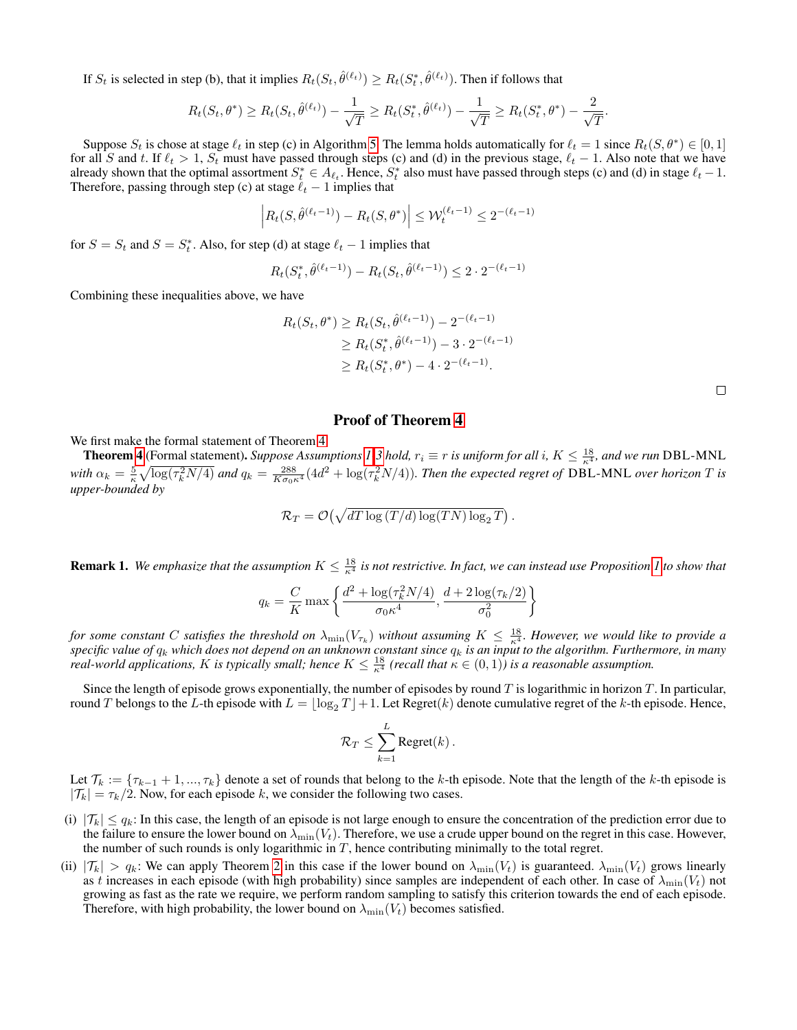If $S_t$ is selected in step (b), that it implies $R_t(S_t, \hat{\theta}^{(\ell_t)}) \geq R_t(S_t^*, \hat{\theta}^{(\ell_t)})$. Then if follows that

$$R_t(S_t, \theta^*) \geq R_t(S_t, \hat{\theta}^{(\ell_t)}) - \frac{1}{\sqrt{T}} \geq R_t(S_t^*, \hat{\theta}^{(\ell_t)}) - \frac{1}{\sqrt{T}} \geq R_t(S_t^*, \theta^*) - \frac{2}{\sqrt{T}}.$$

Suppose $S_t$ is chose at stage $\ell_t$ in step (c) in Algorithm 5. The lemma holds automatically for $\ell_t = 1$ since $R_t(S, \theta^*) \in [0, 1]$ for all $S$ and $t$. If $\ell_t > 1$, $S_t$ must have passed through steps (c) and (d) in the previous stage, $\ell_t - 1$. Also note that we have already shown that the optimal assortment $S_t^* \in A_{\ell_t}$. Hence, $S_t^*$ also must have passed through steps (c) and (d) in stage $\ell_t - 1$. Therefore, passing through step (c) at stage $\ell_t - 1$ implies that

$$\left| R_t(S, \hat{\theta}^{(\ell_t - 1)}) - R_t(S, \theta^*) \right| \leq \mathcal{W}_t^{(\ell_t - 1)} \leq 2^{-(\ell_t - 1)}$$

for $S = S_t$ and $S = S_t^*$. Also, for step (d) at stage $\ell_t - 1$ implies that

$$R_t(S_t^*, \hat{\theta}^{(\ell_t - 1)}) - R_t(S_t, \hat{\theta}^{(\ell_t - 1)}) \leq 2 \cdot 2^{-(\ell_t - 1)}$$

Combining these inequalities above, we have

$$\begin{aligned}
R_t(S_t, \theta^*) &\geq R_t(S_t, \hat{\theta}^{(\ell_t - 1)}) - 2^{-(\ell_t - 1)} \\
&\geq R_t(S_t^*, \hat{\theta}^{(\ell_t - 1)}) - 3 \cdot 2^{-(\ell_t - 1)} \\
&\geq R_t(S_t^*, \theta^*) - 4 \cdot 2^{-(\ell_t - 1)}.
\end{aligned}$$

□

## Proof of Theorem 4

We first make the formal statement of Theorem 4.

**Theorem 4** (Formal statement)**.** *Suppose Assumptions 1-3 hold, $r_i \equiv r$ is uniform for all $i$, $K \leq \frac{18}{\kappa^4}$, and we run* DBL-MNL *with $\alpha_k = \frac{5}{\kappa}\sqrt{\log(\tau_k^2 N/4)}$ and $q_k = \frac{288}{K\sigma_0\kappa^4}(4d^2 + \log(\tau_k^2 N/4))$. Then the expected regret of* DBL-MNL *over horizon $T$ is upper-bounded by*

$$\mathcal{R}_T = \mathcal{O}\left(\sqrt{dT \log(T/d) \log(TN) \log_2 T}\right).$$

**Remark 1.** *We emphasize that the assumption $K \leq \frac{18}{\kappa^4}$ is not restrictive. In fact, we can instead use Proposition 1 to show that*

$$q_k = \frac{C}{K} \max\left\{ \frac{d^2 + \log(\tau_k^2 N/4)}{\sigma_0 \kappa^4}, \frac{d + 2\log(\tau_k/2)}{\sigma_0^2} \right\}$$

*for some constant $C$ satisfies the threshold on $\lambda_{\min}(V_{\tau_k})$ without assuming $K \leq \frac{18}{\kappa^4}$. However, we would like to provide a specific value of $q_k$ which does not depend on an unknown constant since $q_k$ is an input to the algorithm. Furthermore, in many real-world applications, $K$ is typically small; hence $K \leq \frac{18}{\kappa^4}$ (recall that $\kappa \in (0, 1)$) is a reasonable assumption.*

Since the length of episode grows exponentially, the number of episodes by round $T$ is logarithmic in horizon $T$. In particular, round $T$ belongs to the $L$-th episode with $L = \lfloor \log_2 T \rfloor + 1$. Let Regret($k$) denote cumulative regret of the $k$-th episode. Hence,

$$\mathcal{R}_T \leq \sum_{k=1}^{L} \text{Regret}(k).$$

Let $\mathcal{T}_k := \{\tau_{k-1} + 1, ..., \tau_k\}$ denote a set of rounds that belong to the $k$-th episode. Note that the length of the $k$-th episode is $|\mathcal{T}_k| = \tau_k/2$. Now, for each episode $k$, we consider the following two cases.

(i) $|\mathcal{T}_k| \leq q_k$: In this case, the length of an episode is not large enough to ensure the concentration of the prediction error due to the failure to ensure the lower bound on $\lambda_{\min}(V_t)$. Therefore, we use a crude upper bound on the regret in this case. However, the number of such rounds is only logarithmic in $T$, hence contributing minimally to the total regret.

(ii) $|\mathcal{T}_k| > q_k$: We can apply Theorem 2 in this case if the lower bound on $\lambda_{\min}(V_t)$ is guaranteed. $\lambda_{\min}(V_t)$ grows linearly as $t$ increases in each episode (with high probability) since samples are independent of each other. In case of $\lambda_{\min}(V_t)$ not growing as fast as the rate we require, we perform random sampling to satisfy this criterion towards the end of each episode. Therefore, with high probability, the lower bound on $\lambda_{\min}(V_t)$ becomes satisfied.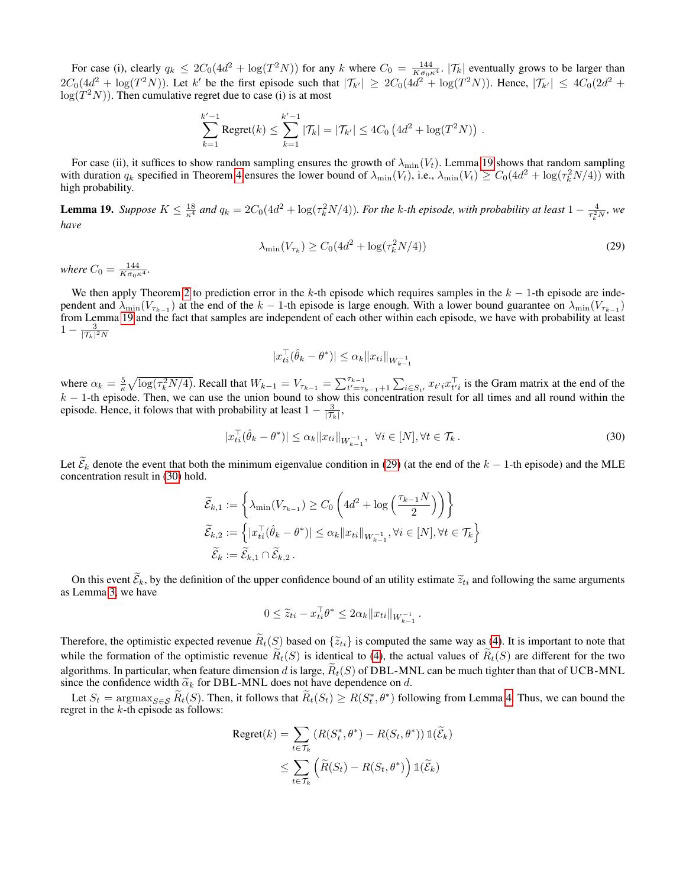For case (i), clearly $q_k \le 2C_0(4d^2 + \log(T^2N))$ for any $k$ where $C_0 = \frac{144}{K\sigma_0\kappa^4}$. $|\mathcal{T}_k|$ eventually grows to be larger than $2C_0(4d^2 + \log(T^2N))$. Let $k'$ be the first episode such that $|\mathcal{T}_{k'}| \ge 2C_0(4d^2 + \log(T^2N))$. Hence, $|\mathcal{T}_{k'}| \le 4C_0(2d^2 + \log(T^2N))$. Then cumulative regret due to case (i) is at most

$$\sum_{k=1}^{k'-1} \text{Regret}(k) \le \sum_{k=1}^{k'-1} |\mathcal{T}_k| = |\mathcal{T}_{k'}| \le 4C_0\left(4d^2 + \log(T^2N)\right).$$

For case (ii), it suffices to show random sampling ensures the growth of $\lambda_{\min}(V_t)$. Lemma 19 shows that random sampling with duration $q_k$ specified in Theorem 4 ensures the lower bound of $\lambda_{\min}(V_t)$, i.e., $\lambda_{\min}(V_t) \ge C_0(4d^2 + \log(\tau_k^2 N/4))$ with high probability.

**Lemma 19.** *Suppose $K \le \frac{18}{\kappa^4}$ and $q_k = 2C_0(4d^2 + \log(\tau_k^2 N/4))$. For the $k$-th episode, with probability at least $1 - \frac{4}{\tau_k^2 N}$, we have*

$$\lambda_{\min}(V_{\tau_k}) \ge C_0(4d^2 + \log(\tau_k^2 N/4)) \tag{29}$$

*where $C_0 = \frac{144}{K\sigma_0\kappa^4}$.*

We then apply Theorem 2 to prediction error in the $k$-th episode which requires samples in the $k-1$-th episode are independent and $\lambda_{\min}(V_{\tau_{k-1}})$ at the end of the $k-1$-th episode is large enough. With a lower bound guarantee on $\lambda_{\min}(V_{\tau_{k-1}})$ from Lemma 19 and the fact that samples are independent of each other within each episode, we have with probability at least $1 - \frac{3}{|\mathcal{T}_k|^2 N}$

$$|x_{ti}^\top(\hat{\theta}_k - \theta^*)| \le \alpha_k \|x_{ti}\|_{W_{k-1}^{-1}}$$

where $\alpha_k = \frac{5}{\kappa}\sqrt{\log(\tau_k^2 N/4)}$. Recall that $W_{k-1} = V_{\tau_{k-1}} = \sum_{t'=\tau_{k-1}+1}^{\tau_{k-1}} \sum_{i\in S_{t'}} x_{t'i}x_{t'i}^\top$ is the Gram matrix at the end of the $k-1$-th episode. Then, we can use the union bound to show this concentration result for all times and all round within the episode. Hence, it folows that with probability at least $1 - \frac{3}{|\mathcal{T}_k|}$,

$$|x_{ti}^\top(\hat{\theta}_k - \theta^*)| \le \alpha_k \|x_{ti}\|_{W_{k-1}^{-1}}, \ \ \forall i \in [N], \forall t \in \mathcal{T}_k. \tag{30}$$

Let $\widetilde{\mathcal{E}}_k$ denote the event that both the minimum eigenvalue condition in (29) (at the end of the $k-1$-th episode) and the MLE concentration result in (30) hold.

$$\begin{aligned}
\widetilde{\mathcal{E}}_{k,1} &:= \left\{\lambda_{\min}(V_{\tau_{k-1}}) \ge C_0\left(4d^2 + \log\left(\frac{\tau_{k-1}N}{2}\right)\right)\right\} \\
\widetilde{\mathcal{E}}_{k,2} &:= \left\{|x_{ti}^\top(\hat{\theta}_k - \theta^*)| \le \alpha_k\|x_{ti}\|_{W_{k-1}^{-1}}, \forall i \in [N], \forall t \in \mathcal{T}_k\right\} \\
\widetilde{\mathcal{E}}_k &:= \widetilde{\mathcal{E}}_{k,1} \cap \widetilde{\mathcal{E}}_{k,2}.
\end{aligned}$$

On this event $\widetilde{\mathcal{E}}_k$, by the definition of the upper confidence bound of an utility estimate $\widetilde{z}_{ti}$ and following the same arguments as Lemma 3, we have

$$0 \le \widetilde{z}_{ti} - x_{ti}^\top\theta^* \le 2\alpha_k\|x_{ti}\|_{W_{k-1}^{-1}}.$$

Therefore, the optimistic expected revenue $\widetilde{R}_t(S)$ based on $\{\widetilde{z}_{ti}\}$ is computed the same way as (4). It is important to note that while the formation of the optimistic revenue $\widetilde{R}_t(S)$ is identical to (4), the actual values of $\widetilde{R}_t(S)$ are different for the two algorithms. In particular, when feature dimension $d$ is large, $\widetilde{R}_t(S)$ of DBL-MNL can be much tighter than that of UCB-MNL since the confidence width $\widetilde{\alpha}_k$ for DBL-MNL does not have dependence on $d$.

Let $S_t = \operatorname{argmax}_{S\in\mathcal{S}} \widetilde{R}_t(S)$. Then, it follows that $\widetilde{R}_t(S_t) \ge R(S_t^*, \theta^*)$ following from Lemma 4. Thus, we can bound the regret in the $k$-th episode as follows:

$$\begin{aligned}
\text{Regret}(k) &= \sum_{t\in\mathcal{T}_k} \left(R(S_t^*, \theta^*) - R(S_t, \theta^*)\right)\mathbb{1}(\widetilde{\mathcal{E}}_k) \\
&\le \sum_{t\in\mathcal{T}_k} \left(\widetilde{R}(S_t) - R(S_t, \theta^*)\right)\mathbb{1}(\widetilde{\mathcal{E}}_k)
\end{aligned}$$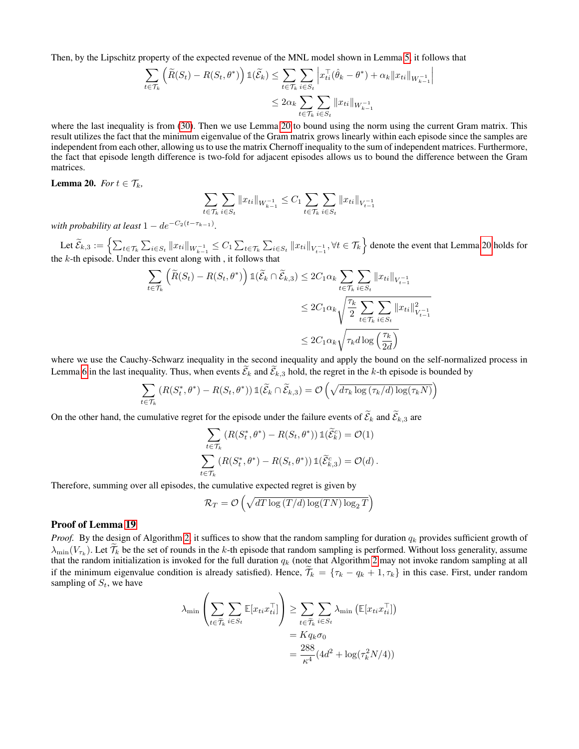Then, by the Lipschitz property of the expected revenue of the MNL model shown in Lemma 5, it follows that

$$
\begin{aligned}
\sum_{t\in\mathcal{T}_k}\left(\widetilde{R}(S_t) - R(S_t,\theta^*)\right)\mathbb{1}(\widetilde{\mathcal{E}}_k) &\le \sum_{t\in\mathcal{T}_k}\sum_{i\in S_t}\left|x_{ti}^\top(\hat{\theta}_k - \theta^*) + \alpha_k\|x_{ti}\|_{W_{k-1}^{-1}}\right| \\
&\le 2\alpha_k\sum_{t\in\mathcal{T}_k}\sum_{i\in S_t}\|x_{ti}\|_{W_{k-1}^{-1}}
\end{aligned}
$$

where the last inequality is from (30). Then we use Lemma 20 to bound using the norm using the current Gram matrix. This result utilizes the fact that the minimum eigenvalue of the Gram matrix grows linearly within each episode since the samples are independent from each other, allowing us to use the matrix Chernoff inequality to the sum of independent matrices. Furthermore, the fact that episode length difference is two-fold for adjacent episodes allows us to bound the difference between the Gram matrices.

**Lemma 20.** *For $t \in \mathcal{T}_k$,*

$$
\sum_{t\in\mathcal{T}_k}\sum_{i\in S_t}\|x_{ti}\|_{W_{k-1}^{-1}} \le C_1\sum_{t\in\mathcal{T}_k}\sum_{i\in S_t}\|x_{ti}\|_{V_{t-1}^{-1}}
$$

*with probability at least $1 - de^{-C_2(t-\tau_{k-1})}$.*

Let $\widetilde{\mathcal{E}}_{k,3} := \left\{\sum_{t\in\mathcal{T}_k}\sum_{i\in S_t}\|x_{ti}\|_{W_{k-1}^{-1}} \le C_1\sum_{t\in\mathcal{T}_k}\sum_{i\in S_t}\|x_{ti}\|_{V_{t-1}^{-1}}, \forall t\in\mathcal{T}_k\right\}$ denote the event that Lemma 20 holds for the $k$-th episode. Under this event along with , it follows that

$$
\begin{aligned}
\sum_{t\in\mathcal{T}_k}\left(\widetilde{R}(S_t) - R(S_t,\theta^*)\right)\mathbb{1}(\widetilde{\mathcal{E}}_k\cap\widetilde{\mathcal{E}}_{k,3}) &\le 2C_1\alpha_k\sum_{t\in\mathcal{T}_k}\sum_{i\in S_t}\|x_{ti}\|_{V_{t-1}^{-1}} \\
&\le 2C_1\alpha_k\sqrt{\frac{\tau_k}{2}\sum_{t\in\mathcal{T}_k}\sum_{i\in S_t}\|x_{ti}\|_{V_{t-1}^{-1}}^2} \\
&\le 2C_1\alpha_k\sqrt{\tau_k d\log\left(\frac{\tau_k}{2d}\right)}
\end{aligned}
$$

where we use the Cauchy-Schwarz inequality in the second inequality and apply the bound on the self-normalized process in Lemma 6 in the last inequality. Thus, when events $\widetilde{\mathcal{E}}_k$ and $\widetilde{\mathcal{E}}_{k,3}$ hold, the regret in the $k$-th episode is bounded by

$$
\sum_{t\in\mathcal{T}_k}\left(R(S_t^*,\theta^*) - R(S_t,\theta^*)\right)\mathbb{1}(\widetilde{\mathcal{E}}_k\cap\widetilde{\mathcal{E}}_{k,3}) = \mathcal{O}\left(\sqrt{d\tau_k\log\left(\tau_k/d\right)\log(\tau_k N)}\right)
$$

On the other hand, the cumulative regret for the episode under the failure events of $\widetilde{\mathcal{E}}_k$ and $\widetilde{\mathcal{E}}_{k,3}$ are

$$
\begin{aligned}
\sum_{t\in\mathcal{T}_k}\left(R(S_t^*,\theta^*) - R(S_t,\theta^*)\right)\mathbb{1}(\widetilde{\mathcal{E}}_k^c) &= \mathcal{O}(1) \\
\sum_{t\in\mathcal{T}_k}\left(R(S_t^*,\theta^*) - R(S_t,\theta^*)\right)\mathbb{1}(\widetilde{\mathcal{E}}_{k,3}^c) &= \mathcal{O}(d)\,.
\end{aligned}
$$

Therefore, summing over all episodes, the cumulative expected regret is given by

$$
\mathcal{R}_T = \mathcal{O}\left(\sqrt{dT\log\left(T/d\right)\log(TN)\log_2 T}\right)
$$

## Proof of Lemma 19

*Proof.* By the design of Algorithm 2, it suffices to show that the random sampling for duration $q_k$ provides sufficient growth of $\lambda_{\min}(V_{\tau_k})$. Let $\widetilde{\mathcal{T}}_k$ be the set of rounds in the $k$-th episode that random sampling is performed. Without loss generality, assume that the random initialization is invoked for the full duration $q_k$ (note that Algorithm 2 may not invoke random sampling at all if the minimum eigenvalue condition is already satisfied). Hence, $\widetilde{\mathcal{T}}_k = \{\tau_k - q_k + 1, \tau_k\}$ in this case. First, under random sampling of $S_t$, we have

$$
\begin{aligned}
\lambda_{\min}\left(\sum_{t\in\widetilde{\mathcal{T}}_k}\sum_{i\in S_t}\mathbb{E}[x_{ti}x_{ti}^\top]\right) &\ge \sum_{t\in\widetilde{\mathcal{T}}_k}\sum_{i\in S_t}\lambda_{\min}\left(\mathbb{E}[x_{ti}x_{ti}^\top]\right) \\
&= Kq_k\sigma_0 \\
&= \frac{288}{\kappa^4}(4d^2 + \log(\tau_k^2 N/4))
\end{aligned}
$$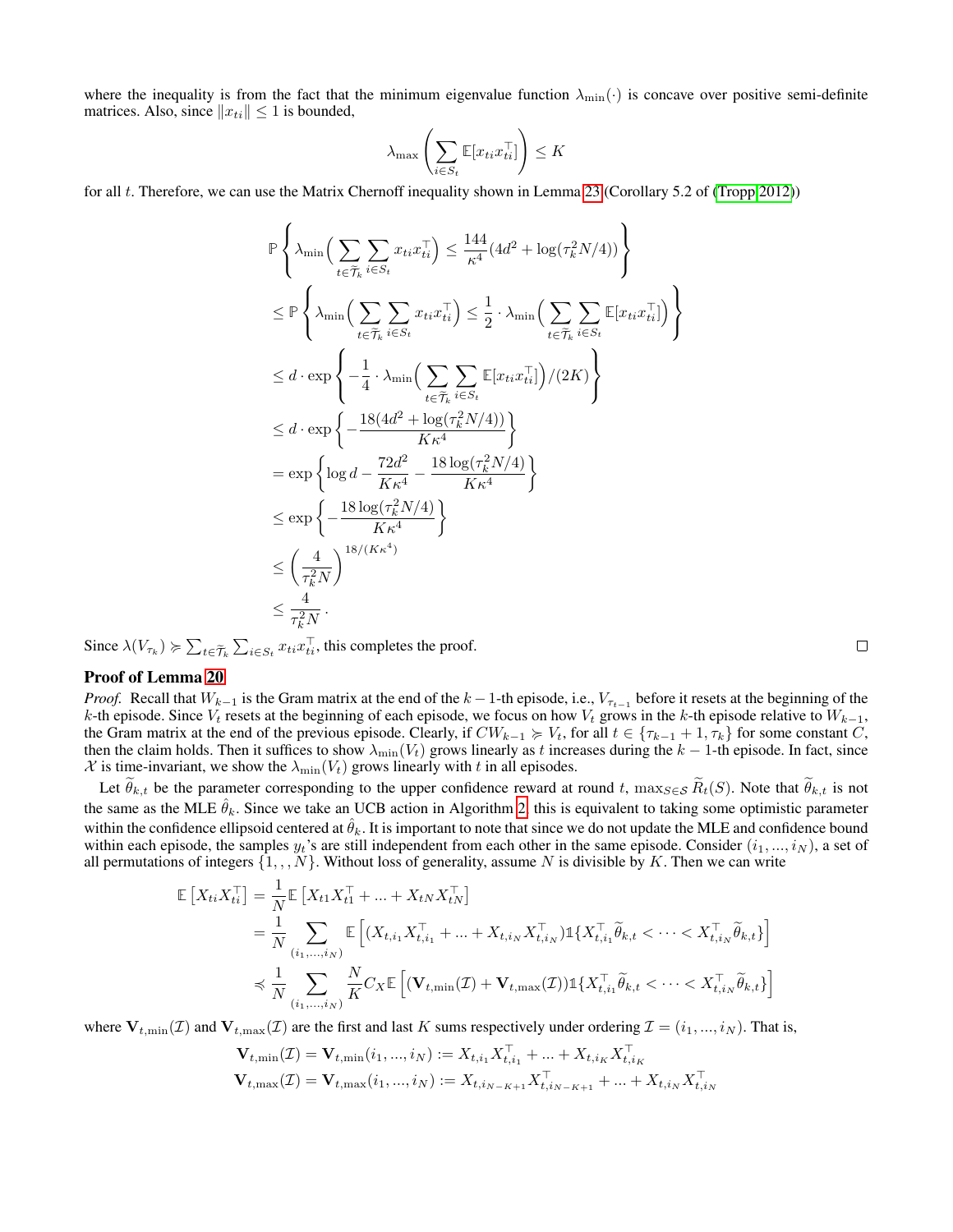where the inequality is from the fact that the minimum eigenvalue function $\lambda_{\min}(\cdot)$ is concave over positive semi-definite matrices. Also, since $\|x_{ti}\| \leq 1$ is bounded,

$$\lambda_{\max}\left(\sum_{i\in S_t}\mathbb{E}[x_{ti}x_{ti}^\top]\right) \leq K$$

for all $t$. Therefore, we can use the Matrix Chernoff inequality shown in Lemma 23 (Corollary 5.2 of (Tropp 2012))

$$\begin{aligned}
&\mathbb{P}\left\{\lambda_{\min}\Big(\sum_{t\in\widetilde{\mathcal{T}}_k}\sum_{i\in S_t} x_{ti}x_{ti}^\top\Big) \leq \frac{144}{\kappa^4}(4d^2+\log(\tau_k^2N/4))\right\}\\
&\leq \mathbb{P}\left\{\lambda_{\min}\Big(\sum_{t\in\widetilde{\mathcal{T}}_k}\sum_{i\in S_t} x_{ti}x_{ti}^\top\Big) \leq \frac{1}{2}\cdot\lambda_{\min}\Big(\sum_{t\in\widetilde{\mathcal{T}}_k}\sum_{i\in S_t}\mathbb{E}[x_{ti}x_{ti}^\top]\Big)\right\}\\
&\leq d\cdot\exp\left\{-\frac{1}{4}\cdot\lambda_{\min}\Big(\sum_{t\in\widetilde{\mathcal{T}}_k}\sum_{i\in S_t}\mathbb{E}[x_{ti}x_{ti}^\top]\Big)/(2K)\right\}\\
&\leq d\cdot\exp\left\{-\frac{18(4d^2+\log(\tau_k^2N/4))}{K\kappa^4}\right\}\\
&= \exp\left\{\log d - \frac{72d^2}{K\kappa^4} - \frac{18\log(\tau_k^2N/4)}{K\kappa^4}\right\}\\
&\leq \exp\left\{-\frac{18\log(\tau_k^2N/4)}{K\kappa^4}\right\}\\
&\leq \left(\frac{4}{\tau_k^2N}\right)^{18/(K\kappa^4)}\\
&\leq \frac{4}{\tau_k^2N}\,.
\end{aligned}$$

Since $\lambda(V_{\tau_k}) \succcurlyeq \sum_{t\in\widetilde{\mathcal{T}}_k}\sum_{i\in S_t}x_{ti}x_{ti}^\top$, this completes the proof. □

**Proof of Lemma 20**

*Proof.* Recall that $W_{k-1}$ is the Gram matrix at the end of the $k-1$-th episode, i.e., $V_{\tau_{t-1}}$ before it resets at the beginning of the $k$-th episode. Since $V_t$ resets at the beginning of each episode, we focus on how $V_t$ grows in the $k$-th episode relative to $W_{k-1}$, the Gram matrix at the end of the previous episode. Clearly, if $CW_{k-1} \succcurlyeq V_t$, for all $t \in \{\tau_{k-1}+1, \tau_k\}$ for some constant $C$, then the claim holds. Then it suffices to show $\lambda_{\min}(V_t)$ grows linearly as $t$ increases during the $k-1$-th episode. In fact, since $\mathcal{X}$ is time-invariant, we show the $\lambda_{\min}(V_t)$ grows linearly with $t$ in all episodes.

Let $\widetilde{\theta}_{k,t}$ be the parameter corresponding to the upper confidence reward at round $t$, $\max_{S\in\mathcal{S}}\widetilde{R}_t(S)$. Note that $\widetilde{\theta}_{k,t}$ is not the same as the MLE $\hat{\theta}_k$. Since we take an UCB action in Algorithm 2, this is equivalent to taking some optimistic parameter within the confidence ellipsoid centered at $\hat{\theta}_k$. It is important to note that since we do not update the MLE and confidence bound within each episode, the samples $y_t$'s are still independent from each other in the same episode. Consider $(i_1, ..., i_N)$, a set of all permutations of integers $\{1, , , N\}$. Without loss of generality, assume $N$ is divisible by $K$. Then we can write

$$\begin{aligned}
\mathbb{E}\left[X_{ti}X_{ti}^\top\right] &= \frac{1}{N}\mathbb{E}\left[X_{t1}X_{t1}^\top + ... + X_{tN}X_{tN}^\top\right]\\
&= \frac{1}{N}\sum_{(i_1,...,i_N)}\mathbb{E}\left[(X_{t,i_1}X_{t,i_1}^\top + ... + X_{t,i_N}X_{t,i_N}^\top)\mathbb{1}\{X_{t,i_1}^\top\widetilde{\theta}_{k,t} < \cdots < X_{t,i_N}^\top\widetilde{\theta}_{k,t}\}\right]\\
&\preccurlyeq \frac{1}{N}\sum_{(i_1,...,i_N)}\frac{N}{K}C_X\mathbb{E}\left[(\mathbf{V}_{t,\min}(\mathcal{I}) + \mathbf{V}_{t,\max}(\mathcal{I}))\mathbb{1}\{X_{t,i_1}^\top\widetilde{\theta}_{k,t} < \cdots < X_{t,i_N}^\top\widetilde{\theta}_{k,t}\}\right]
\end{aligned}$$

where $\mathbf{V}_{t,\min}(\mathcal{I})$ and $\mathbf{V}_{t,\max}(\mathcal{I})$ are the first and last $K$ sums respectively under ordering $\mathcal{I} = (i_1, ..., i_N)$. That is,

$$\begin{aligned}
\mathbf{V}_{t,\min}(\mathcal{I}) = \mathbf{V}_{t,\min}(i_1, ..., i_N) &:= X_{t,i_1}X_{t,i_1}^\top + ... + X_{t,i_K}X_{t,i_K}^\top\\
\mathbf{V}_{t,\max}(\mathcal{I}) = \mathbf{V}_{t,\max}(i_1, ..., i_N) &:= X_{t,i_{N-K+1}}X_{t,i_{N-K+1}}^\top + ... + X_{t,i_N}X_{t,i_N}^\top
\end{aligned}$$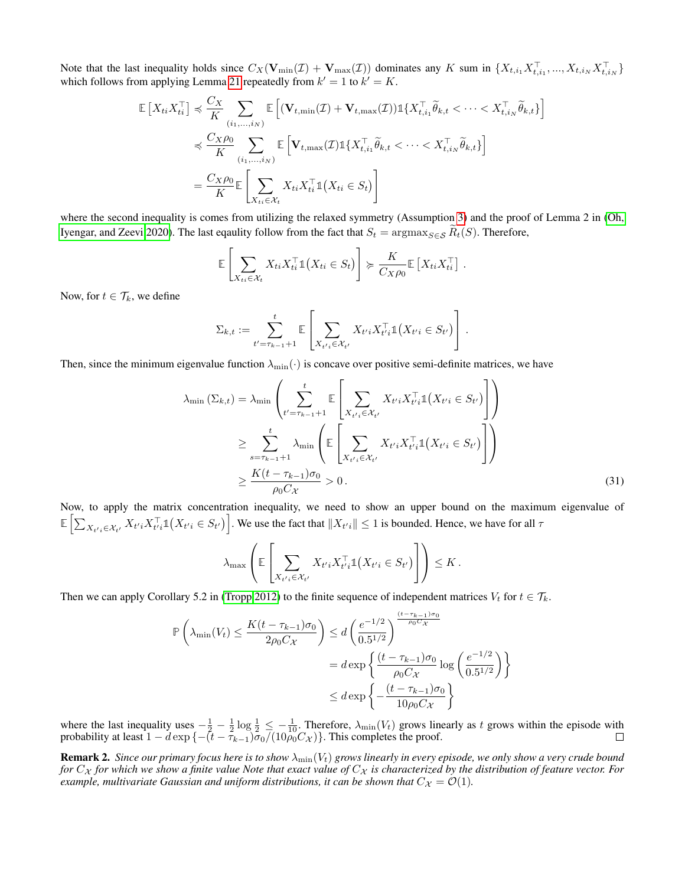Note that the last inequality holds since $C_X(\mathbf{V}_{\min}(\mathcal{I}) + \mathbf{V}_{\max}(\mathcal{I}))$ dominates any $K$ sum in $\{X_{t,i_1}X_{t,i_1}^\top, ..., X_{t,i_N}X_{t,i_N}^\top\}$ which follows from applying Lemma 21 repeatedly from $k' = 1$ to $k' = K$.

$$
\begin{aligned}
\mathbb{E}\left[X_{ti}X_{ti}^\top\right] &\preccurlyeq \frac{C_X}{K} \sum_{(i_1,...,i_N)} \mathbb{E}\left[(\mathbf{V}_{t,\min}(\mathcal{I}) + \mathbf{V}_{t,\max}(\mathcal{I}))\mathbb{1}\{X_{t,i_1}^\top \widetilde{\theta}_{k,t} < \cdots < X_{t,i_N}^\top \widetilde{\theta}_{k,t}\}\right] \\
&\preccurlyeq \frac{C_X \rho_0}{K} \sum_{(i_1,...,i_N)} \mathbb{E}\left[\mathbf{V}_{t,\max}(\mathcal{I})\mathbb{1}\{X_{t,i_1}^\top \widetilde{\theta}_{k,t} < \cdots < X_{t,i_N}^\top \widetilde{\theta}_{k,t}\}\right] \\
&= \frac{C_X \rho_0}{K} \mathbb{E}\left[\sum_{X_{ti}\in\mathcal{X}_t} X_{ti}X_{ti}^\top \mathbb{1}\big(X_{ti} \in S_t\big)\right]
\end{aligned}
$$

where the second inequality is comes from utilizing the relaxed symmetry (Assumption 3) and the proof of Lemma 2 in (Oh, Iyengar, and Zeevi 2020). The last eqaulity follow from the fact that $S_t = \operatorname{argmax}_{S\in\mathcal{S}} \widetilde{R}_t(S)$. Therefore,

$$
\mathbb{E}\left[\sum_{X_{ti}\in\mathcal{X}_t} X_{ti}X_{ti}^\top \mathbb{1}\big(X_{ti} \in S_t\big)\right] \succcurlyeq \frac{K}{C_X \rho_0} \mathbb{E}\left[X_{ti}X_{ti}^\top\right] .
$$

Now, for $t \in \mathcal{T}_k$, we define

$$
\Sigma_{k,t} := \sum_{t'=\tau_{k-1}+1}^{t} \mathbb{E}\left[\sum_{X_{t'i}\in\mathcal{X}_{t'}} X_{t'i}X_{t'i}^\top \mathbb{1}\big(X_{t'i} \in S_{t'}\big)\right] .
$$

Then, since the minimum eigenvalue function $\lambda_{\min}(\cdot)$ is concave over positive semi-definite matrices, we have

$$
\begin{aligned}
\lambda_{\min}\left(\Sigma_{k,t}\right) &= \lambda_{\min}\left(\sum_{t'=\tau_{k-1}+1}^{t} \mathbb{E}\left[\sum_{X_{t'i}\in\mathcal{X}_{t'}} X_{t'i}X_{t'i}^\top \mathbb{1}\big(X_{t'i} \in S_{t'}\big)\right]\right) \\
&\geq \sum_{s=\tau_{k-1}+1}^{t} \lambda_{\min}\left(\mathbb{E}\left[\sum_{X_{t'i}\in\mathcal{X}_{t'}} X_{t'i}X_{t'i}^\top \mathbb{1}\big(X_{t'i} \in S_{t'}\big)\right]\right) \\
&\geq \frac{K(t-\tau_{k-1})\sigma_0}{\rho_0 C_{\mathcal{X}}} > 0\,. 
\end{aligned}
\tag{31}
$$

Now, to apply the matrix concentration inequality, we need to show an upper bound on the maximum eigenvalue of $\mathbb{E}\left[\sum_{X_{t'i}\in\mathcal{X}_{t'}} X_{t'i}X_{t'i}^\top \mathbb{1}\big(X_{t'i} \in S_{t'}\big)\right]$. We use the fact that $\|X_{t'i}\| \leq 1$ is bounded. Hence, we have for all $\tau$

$$
\lambda_{\max}\left(\mathbb{E}\left[\sum_{X_{t'i}\in\mathcal{X}_{t'}} X_{t'i}X_{t'i}^\top \mathbb{1}\big(X_{t'i} \in S_{t'}\big)\right]\right) \leq K\,.
$$

Then we can apply Corollary 5.2 in (Tropp 2012) to the finite sequence of independent matrices $V_t$ for $t \in \mathcal{T}_k$.

$$
\begin{aligned}
\mathbb{P}\left(\lambda_{\min}(V_t) \leq \frac{K(t-\tau_{k-1})\sigma_0}{2\rho_0 C_{\mathcal{X}}}\right) &\leq d\left(\frac{e^{-1/2}}{0.5^{1/2}}\right)^{\frac{(t-\tau_{k-1})\sigma_0}{\rho_0 C_{\mathcal{X}}}} \\
&= d\exp\left\{\frac{(t-\tau_{k-1})\sigma_0}{\rho_0 C_{\mathcal{X}}} \log\left(\frac{e^{-1/2}}{0.5^{1/2}}\right)\right\} \\
&\leq d\exp\left\{-\frac{(t-\tau_{k-1})\sigma_0}{10\rho_0 C_{\mathcal{X}}}\right\}
\end{aligned}
$$

where the last inequality uses $-\frac{1}{2} - \frac{1}{2}\log\frac{1}{2} \leq -\frac{1}{10}$. Therefore, $\lambda_{\min}(V_t)$ grows linearly as $t$ grows within the episode with probability at least $1 - d\exp\{-(t-\tau_{k-1})\sigma_0/(10\rho_0 C_{\mathcal{X}})\}$. This completes the proof. ∎

**Remark 2.** *Since our primary focus here is to show $\lambda_{\min}(V_t)$ grows linearly in every episode, we only show a very crude bound for $C_{\mathcal{X}}$ for which we show a finite value Note that exact value of $C_{\mathcal{X}}$ is characterized by the distribution of feature vector. For example, multivariate Gaussian and uniform distributions, it can be shown that $C_{\mathcal{X}} = \mathcal{O}(1)$.*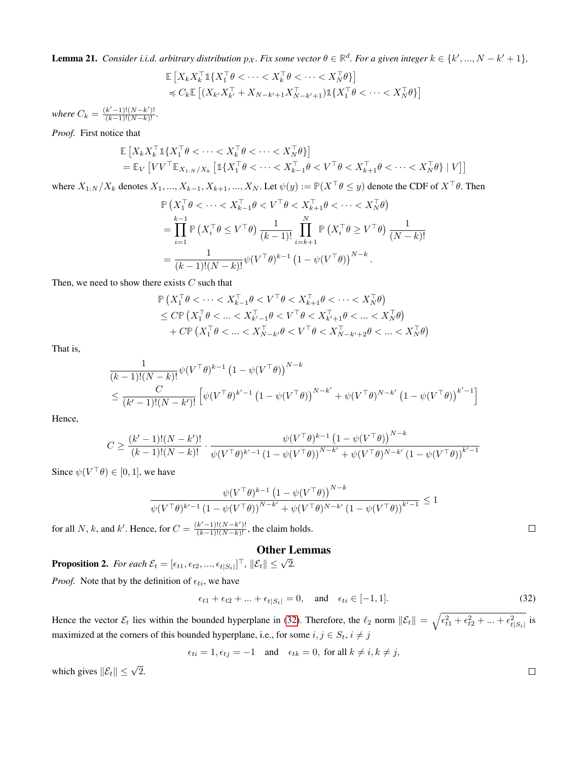**Lemma 21.** *Consider i.i.d. arbitrary distribution $p_{\mathcal{X}}$. Fix some vector $\theta \in \mathbb{R}^d$. For a given integer $k \in \{k', ..., N-k'+1\}$,*

$$
\begin{aligned}
&\mathbb{E}\left[X_k X_k^\top \mathbb{1}\{X_1^\top\theta < \cdots < X_k^\top\theta < \cdots < X_N^\top\theta\}\right] \\
&\preccurlyeq C_k \mathbb{E}\left[(X_{k'}X_{k'}^\top + X_{N-k'+1}X_{N-k'+1}^\top)\mathbb{1}\{X_1^\top\theta < \cdots < X_N^\top\theta\}\right]
\end{aligned}
$$

*where $C_k = \frac{(k'-1)!(N-k')!}{(k-1)!(N-k)!}$.*

*Proof.* First notice that

$$
\begin{aligned}
&\mathbb{E}\left[X_k X_k^\top \mathbb{1}\{X_1^\top\theta < \cdots < X_k^\top\theta < \cdots < X_N^\top\theta\}\right] \\
&= \mathbb{E}_V\left[VV^\top \mathbb{E}_{X_{1:N}/X_k}\left[\mathbb{1}\{X_1^\top\theta < \cdots < X_{k-1}^\top\theta < V^\top\theta < X_{k+1}^\top\theta < \cdots < X_N^\top\theta\} \mid V\right]\right]
\end{aligned}
$$

where $X_{1:N}/X_k$ denotes $X_1, ..., X_{k-1}, X_{k+1}, ..., X_N$. Let $\psi(y) := \mathbb{P}(X^\top\theta \le y)$ denote the CDF of $X^\top\theta$. Then

$$
\begin{aligned}
&\mathbb{P}\left(X_1^\top\theta < \cdots < X_{k-1}^\top\theta < V^\top\theta < X_{k+1}^\top\theta < \cdots < X_N^\top\theta\right) \\
&= \prod_{i=1}^{k-1}\mathbb{P}\left(X_i^\top\theta \le V^\top\theta\right)\frac{1}{(k-1)!}\prod_{i=k+1}^{N}\mathbb{P}\left(X_i^\top\theta \ge V^\top\theta\right)\frac{1}{(N-k)!} \\
&= \frac{1}{(k-1)!(N-k)!}\psi(V^\top\theta)^{k-1}\left(1-\psi(V^\top\theta)\right)^{N-k}.
\end{aligned}
$$

Then, we need to show there exists $C$ such that

$$
\begin{aligned}
&\mathbb{P}\left(X_1^\top\theta < \cdots < X_{k-1}^\top\theta < V^\top\theta < X_{k+1}^\top\theta < \cdots < X_N^\top\theta\right) \\
&\le C\mathbb{P}\left(X_1^\top\theta < ... < X_{k'-1}^\top\theta < V^\top\theta < X_{k'+1}^\top\theta < ... < X_N^\top\theta\right) \\
&\quad + C\mathbb{P}\left(X_1^\top\theta < ... < X_{N-k'}^\top\theta < V^\top\theta < X_{N-k'+2}^\top\theta < ... < X_N^\top\theta\right)
\end{aligned}
$$

That is,

$$
\begin{aligned}
&\frac{1}{(k-1)!(N-k)!}\psi(V^\top\theta)^{k-1}\left(1-\psi(V^\top\theta)\right)^{N-k} \\
&\le \frac{C}{(k'-1)!(N-k')!}\left[\psi(V^\top\theta)^{k'-1}\left(1-\psi(V^\top\theta)\right)^{N-k'} + \psi(V^\top\theta)^{N-k'}\left(1-\psi(V^\top\theta)\right)^{k'-1}\right]
\end{aligned}
$$

Hence,

$$
C \ge \frac{(k'-1)!(N-k')!}{(k-1)!(N-k)!}\cdot\frac{\psi(V^\top\theta)^{k-1}\left(1-\psi(V^\top\theta)\right)^{N-k}}{\psi(V^\top\theta)^{k'-1}\left(1-\psi(V^\top\theta)\right)^{N-k'} + \psi(V^\top\theta)^{N-k'}\left(1-\psi(V^\top\theta)\right)^{k'-1}}
$$

Since $\psi(V^\top\theta) \in [0,1]$, we have

$$
\frac{\psi(V^\top\theta)^{k-1}\left(1-\psi(V^\top\theta)\right)^{N-k}}{\psi(V^\top\theta)^{k'-1}\left(1-\psi(V^\top\theta)\right)^{N-k'} + \psi(V^\top\theta)^{N-k'}\left(1-\psi(V^\top\theta)\right)^{k'-1}} \le 1
$$

for all $N$, $k$, and $k'$. Hence, for $C = \frac{(k'-1)!(N-k')!}{(k-1)!(N-k)!}$, the claim holds. ∎

## Other Lemmas

**Proposition 2.** *For each $\mathcal{E}_t = [\epsilon_{t1}, \epsilon_{t2}, ..., \epsilon_{t|S_t|}]^\top$, $\|\mathcal{E}_t\| \le \sqrt{2}$.*

*Proof.* Note that by the definition of $\epsilon_{ti}$, we have

$$
\epsilon_{t1} + \epsilon_{t2} + ... + \epsilon_{t|S_t|} = 0, \quad \text{and} \quad \epsilon_{ti} \in [-1, 1]. \tag{32}
$$

Hence the vector $\mathcal{E}_t$ lies within the bounded hyperplane in (32). Therefore, the $\ell_2$ norm $\|\mathcal{E}_t\| = \sqrt{\epsilon_{t1}^2 + \epsilon_{t2}^2 + ... + \epsilon_{t|S_t|}^2}$ is maximized at the corners of this bounded hyperplane, i.e., for some $i, j \in S_t$, $i \ne j$

$$
\epsilon_{ti} = 1, \epsilon_{tj} = -1 \quad \text{and} \quad \epsilon_{tk} = 0, \text{ for all } k \ne i, k \ne j,
$$

which gives $\|\mathcal{E}_t\| \le \sqrt{2}$. ∎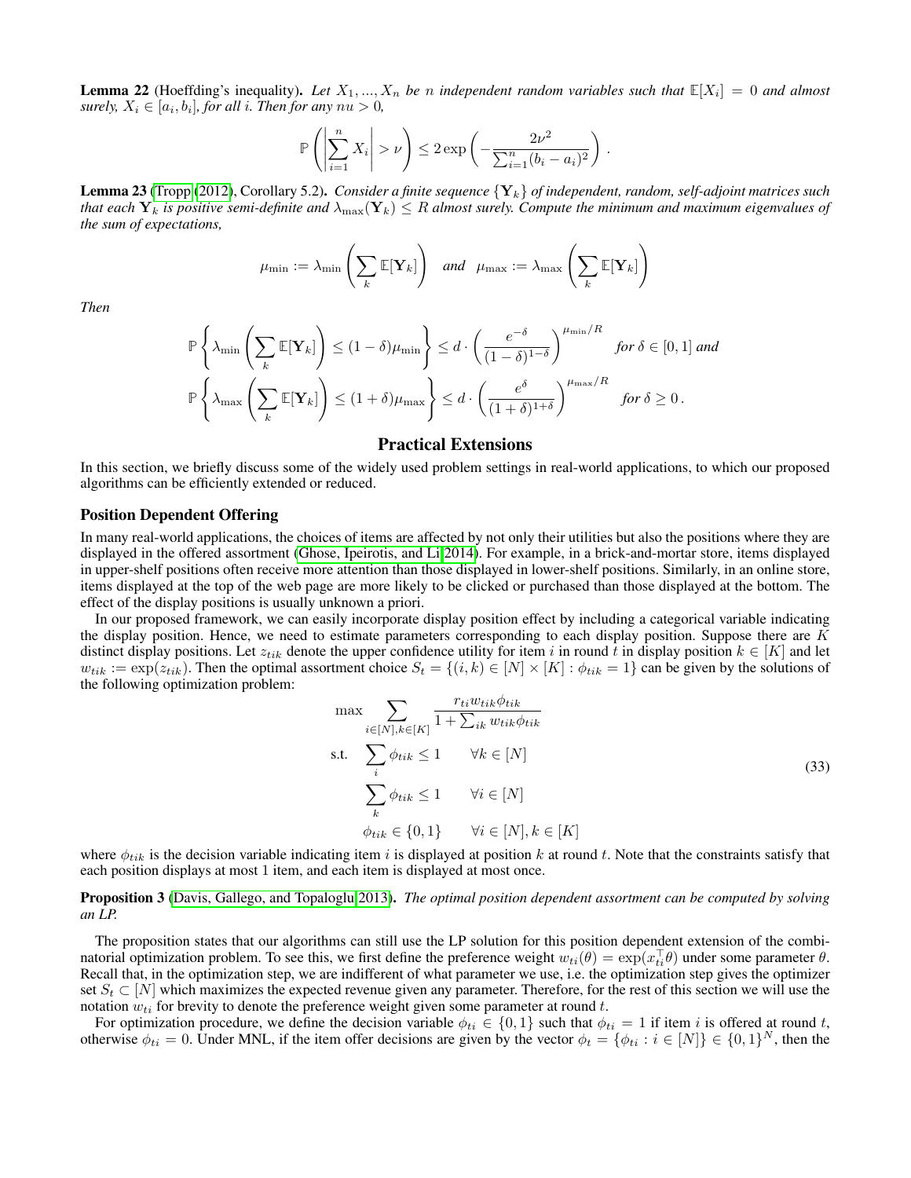**Lemma 22** (Hoeffding's inequality)**.** *Let $X_1, ..., X_n$ be $n$ independent random variables such that $\mathbb{E}[X_i] = 0$ and almost surely, $X_i \in [a_i, b_i]$, for all $i$. Then for any $nu > 0$,*

$$\mathbb{P}\left(\left|\sum_{i=1}^{n} X_i\right| > \nu\right) \leq 2\exp\left(-\frac{2\nu^2}{\sum_{i=1}^{n}(b_i - a_i)^2}\right).$$

**Lemma 23** (Tropp (2012), Corollary 5.2)**.** *Consider a finite sequence $\{\mathbf{Y}_k\}$ of independent, random, self-adjoint matrices such that each $\mathbf{Y}_k$ is positive semi-definite and $\lambda_{\max}(\mathbf{Y}_k) \leq R$ almost surely. Compute the minimum and maximum eigenvalues of the sum of expectations,*

$$\mu_{\min} := \lambda_{\min}\left(\sum_k \mathbb{E}[\mathbf{Y}_k]\right) \quad \textit{and} \quad \mu_{\max} := \lambda_{\max}\left(\sum_k \mathbb{E}[\mathbf{Y}_k]\right)$$

*Then*

$$\mathbb{P}\left\{\lambda_{\min}\left(\sum_k \mathbb{E}[\mathbf{Y}_k]\right) \leq (1-\delta)\mu_{\min}\right\} \leq d \cdot \left(\frac{e^{-\delta}}{(1-\delta)^{1-\delta}}\right)^{\mu_{\min}/R} \quad \textit{for } \delta \in [0,1] \textit{ and}$$

$$\mathbb{P}\left\{\lambda_{\max}\left(\sum_k \mathbb{E}[\mathbf{Y}_k]\right) \leq (1+\delta)\mu_{\max}\right\} \leq d \cdot \left(\frac{e^{\delta}}{(1+\delta)^{1+\delta}}\right)^{\mu_{\max}/R} \quad \textit{for } \delta \geq 0.$$

# Practical Extensions

In this section, we briefly discuss some of the widely used problem settings in real-world applications, to which our proposed algorithms can be efficiently extended or reduced.

## Position Dependent Offering

In many real-world applications, the choices of items are affected by not only their utilities but also the positions where they are displayed in the offered assortment (Ghose, Ipeirotis, and Li 2014). For example, in a brick-and-mortar store, items displayed in upper-shelf positions often receive more attention than those displayed in lower-shelf positions. Similarly, in an online store, items displayed at the top of the web page are more likely to be clicked or purchased than those displayed at the bottom. The effect of the display positions is usually unknown a priori.

In our proposed framework, we can easily incorporate display position effect by including a categorical variable indicating the display position. Hence, we need to estimate parameters corresponding to each display position. Suppose there are $K$ distinct display positions. Let $z_{tik}$ denote the upper confidence utility for item $i$ in round $t$ in display position $k \in [K]$ and let $w_{tik} := \exp(z_{tik})$. Then the optimal assortment choice $S_t = \{(i,k) \in [N] \times [K] : \phi_{tik} = 1\}$ can be given by the solutions of the following optimization problem:

$$\begin{aligned}
\max \quad & \sum_{i \in [N], k \in [K]} \frac{r_{ti} w_{tik} \phi_{tik}}{1 + \sum_{ik} w_{tik} \phi_{tik}} \\
\text{s.t.} \quad & \sum_i \phi_{tik} \leq 1 \qquad \forall k \in [N] \\
& \sum_k \phi_{tik} \leq 1 \qquad \forall i \in [N] \\
& \phi_{tik} \in \{0,1\} \qquad \forall i \in [N], k \in [K]
\end{aligned} \tag{33}$$

where $\phi_{tik}$ is the decision variable indicating item $i$ is displayed at position $k$ at round $t$. Note that the constraints satisfy that each position displays at most 1 item, and each item is displayed at most once.

**Proposition 3** (Davis, Gallego, and Topaloglu 2013)**.** *The optimal position dependent assortment can be computed by solving an LP.*

The proposition states that our algorithms can still use the LP solution for this position dependent extension of the combinatorial optimization problem. To see this, we first define the preference weight $w_{ti}(\theta) = \exp(x_{ti}^\top \theta)$ under some parameter $\theta$. Recall that, in the optimization step, we are indifferent of what parameter we use, i.e. the optimization step gives the optimizer set $S_t \subset [N]$ which maximizes the expected revenue given any parameter. Therefore, for the rest of this section we will use the notation $w_{ti}$ for brevity to denote the preference weight given some parameter at round $t$.

For optimization procedure, we define the decision variable $\phi_{ti} \in \{0,1\}$ such that $\phi_{ti} = 1$ if item $i$ is offered at round $t$, otherwise $\phi_{ti} = 0$. Under MNL, if the item offer decisions are given by the vector $\phi_t = \{\phi_{ti} : i \in [N]\} \in \{0,1\}^N$, then the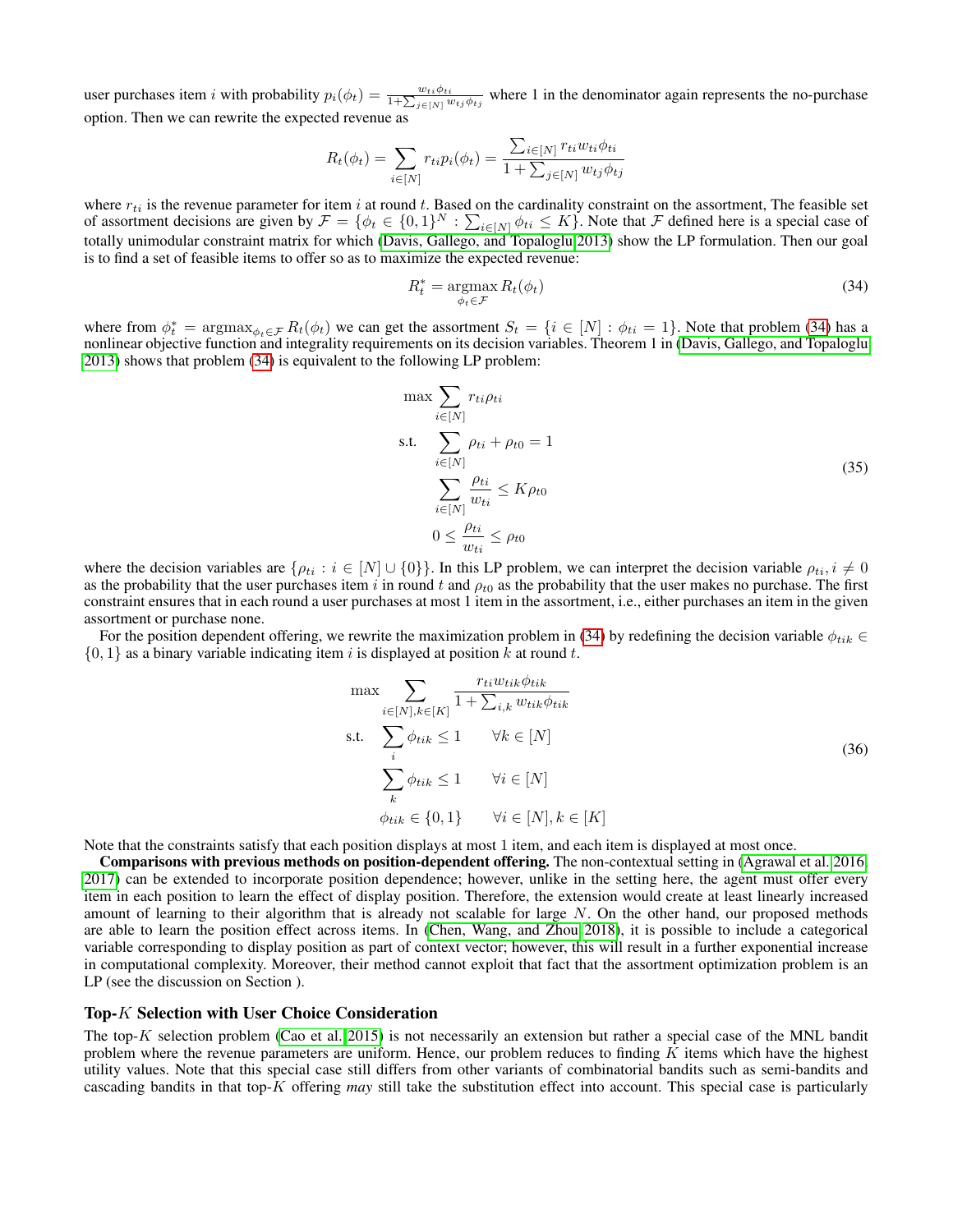user purchases item $i$ with probability $p_i(\phi_t) = \frac{w_{ti}\phi_{ti}}{1+\sum_{j\in[N]} w_{tj}\phi_{tj}}$ where 1 in the denominator again represents the no-purchase option. Then we can rewrite the expected revenue as

$$R_t(\phi_t) = \sum_{i\in[N]} r_{ti} p_i(\phi_t) = \frac{\sum_{i\in[N]} r_{ti} w_{ti} \phi_{ti}}{1+\sum_{j\in[N]} w_{tj}\phi_{tj}}$$

where $r_{ti}$ is the revenue parameter for item $i$ at round $t$. Based on the cardinality constraint on the assortment, The feasible set of assortment decisions are given by $\mathcal{F} = \{\phi_t \in \{0,1\}^N : \sum_{i\in[N]} \phi_{ti} \leq K\}$. Note that $\mathcal{F}$ defined here is a special case of totally unimodular constraint matrix for which (Davis, Gallego, and Topaloglu 2013) show the LP formulation. Then our goal is to find a set of feasible items to offer so as to maximize the expected revenue:

$$R_t^* = \operatorname*{argmax}_{\phi_t \in \mathcal{F}} R_t(\phi_t) \tag{34}$$

where from $\phi_t^* = \operatorname{argmax}_{\phi_t\in\mathcal{F}} R_t(\phi_t)$ we can get the assortment $S_t = \{i \in [N] : \phi_{ti} = 1\}$. Note that problem (34) has a nonlinear objective function and integrality requirements on its decision variables. Theorem 1 in (Davis, Gallego, and Topaloglu 2013) shows that problem (34) is equivalent to the following LP problem:

$$\begin{aligned} \max \quad & \sum_{i\in[N]} r_{ti}\rho_{ti} \\ \text{s.t.} \quad & \sum_{i\in[N]} \rho_{ti} + \rho_{t0} = 1 \\ & \sum_{i\in[N]} \frac{\rho_{ti}}{w_{ti}} \leq K\rho_{t0} \\ & 0 \leq \frac{\rho_{ti}}{w_{ti}} \leq \rho_{t0} \end{aligned} \tag{35}$$

where the decision variables are $\{\rho_{ti} : i \in [N] \cup \{0\}\}$. In this LP problem, we can interpret the decision variable $\rho_{ti}, i \neq 0$ as the probability that the user purchases item $i$ in round $t$ and $\rho_{t0}$ as the probability that the user makes no purchase. The first constraint ensures that in each round a user purchases at most 1 item in the assortment, i.e., either purchases an item in the given assortment or purchase none.

For the position dependent offering, we rewrite the maximization problem in (34) by redefining the decision variable $\phi_{tik} \in \{0,1\}$ as a binary variable indicating item $i$ is displayed at position $k$ at round $t$.

$$\begin{aligned} \max \quad & \sum_{i\in[N],k\in[K]} \frac{r_{ti} w_{tik}\phi_{tik}}{1+\sum_{i,k} w_{tik}\phi_{tik}} \\ \text{s.t.} \quad & \sum_{i} \phi_{tik} \leq 1 \qquad \forall k \in [N] \\ & \sum_{k} \phi_{tik} \leq 1 \qquad \forall i \in [N] \\ & \phi_{tik} \in \{0,1\} \qquad \forall i \in [N], k \in [K] \end{aligned} \tag{36}$$

Note that the constraints satisfy that each position displays at most 1 item, and each item is displayed at most once.

**Comparisons with previous methods on position-dependent offering.** The non-contextual setting in (Agrawal et al. 2016, 2017) can be extended to incorporate position dependence; however, unlike in the setting here, the agent must offer every item in each position to learn the effect of display position. Therefore, the extension would create at least linearly increased amount of learning to their algorithm that is already not scalable for large $N$. On the other hand, our proposed methods are able to learn the position effect across items. In (Chen, Wang, and Zhou 2018), it is possible to include a categorical variable corresponding to display position as part of context vector; however, this will result in a further exponential increase in computational complexity. Moreover, their method cannot exploit that fact that the assortment optimization problem is an LP (see the discussion on Section ).

## Top-$K$ Selection with User Choice Consideration

The top-$K$ selection problem (Cao et al. 2015) is not necessarily an extension but rather a special case of the MNL bandit problem where the revenue parameters are uniform. Hence, our problem reduces to finding $K$ items which have the highest utility values. Note that this special case still differs from other variants of combinatorial bandits such as semi-bandits and cascading bandits in that top-$K$ offering *may* still take the substitution effect into account. This special case is particularly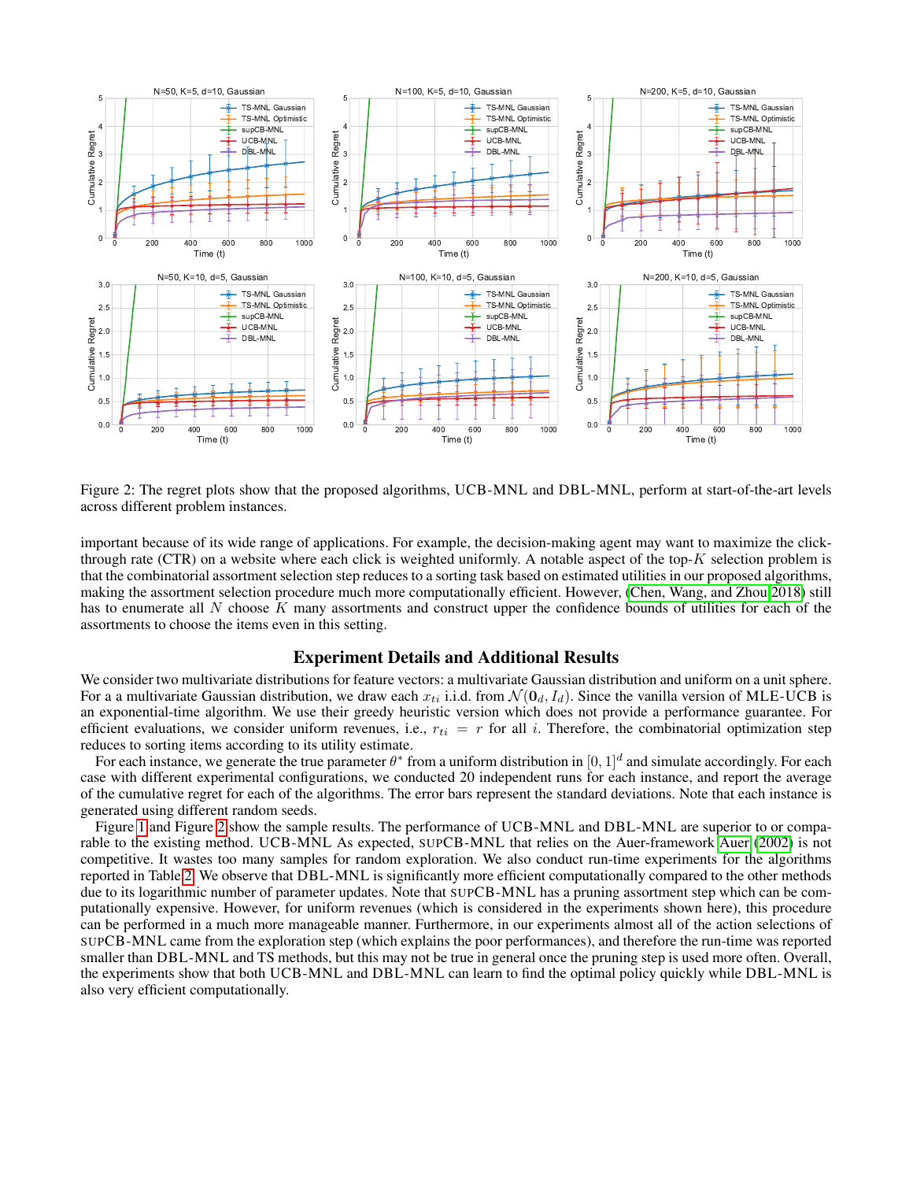N=50, K=5, d=10, Gaussian

N=100, K=5, d=10, Gaussian

N=200, K=5, d=10, Gaussian

N=50, K=10, d=5, Gaussian

N=100, K=10, d=5, Gaussian

N=200, K=10, d=5, Gaussian

Cumulative Regret

Time (t)

TS-MNL Gaussian
TS-MNL Optimistic
supCB-MNL
UCB-MNL
DBL-MNL

Figure 2: The regret plots show that the proposed algorithms, UCB-MNL and DBL-MNL, perform at start-of-the-art levels across different problem instances.

important because of its wide range of applications. For example, the decision-making agent may want to maximize the click-through rate (CTR) on a website where each click is weighted uniformly. A notable aspect of the top-$K$ selection problem is that the combinatorial assortment selection step reduces to a sorting task based on estimated utilities in our proposed algorithms, making the assortment selection procedure much more computationally efficient. However, (Chen, Wang, and Zhou 2018) still has to enumerate all $N$ choose $K$ many assortments and construct upper the confidence bounds of utilities for each of the assortments to choose the items even in this setting.

## Experiment Details and Additional Results

We consider two multivariate distributions for feature vectors: a multivariate Gaussian distribution and uniform on a unit sphere. For a a multivariate Gaussian distribution, we draw each $x_{ti}$ i.i.d. from $\mathcal{N}(\mathbf{0}_d, I_d)$. Since the vanilla version of MLE-UCB is an exponential-time algorithm. We use their greedy heuristic version which does not provide a performance guarantee. For efficient evaluations, we consider uniform revenues, i.e., $r_{ti} = r$ for all $i$. Therefore, the combinatorial optimization step reduces to sorting items according to its utility estimate.

For each instance, we generate the true parameter $\theta^*$ from a uniform distribution in $[0, 1]^d$ and simulate accordingly. For each case with different experimental configurations, we conducted 20 independent runs for each instance, and report the average of the cumulative regret for each of the algorithms. The error bars represent the standard deviations. Note that each instance is generated using different random seeds.

Figure 1 and Figure 2 show the sample results. The performance of UCB-MNL and DBL-MNL are superior to or comparable to the existing method. UCB-MNL As expected, SUPCB-MNL that relies on the Auer-framework Auer (2002) is not competitive. It wastes too many samples for random exploration. We also conduct run-time experiments for the algorithms reported in Table 2. We observe that DBL-MNL is significantly more efficient computationally compared to the other methods due to its logarithmic number of parameter updates. Note that SUPCB-MNL has a pruning assortment step which can be computationally expensive. However, for uniform revenues (which is considered in the experiments shown here), this procedure can be performed in a much more manageable manner. Furthermore, in our experiments almost all of the action selections of SUPCB-MNL came from the exploration step (which explains the poor performances), and therefore the run-time was reported smaller than DBL-MNL and TS methods, but this may not be true in general once the pruning step is used more often. Overall, the experiments show that both UCB-MNL and DBL-MNL can learn to find the optimal policy quickly while DBL-MNL is also very efficient computationally.